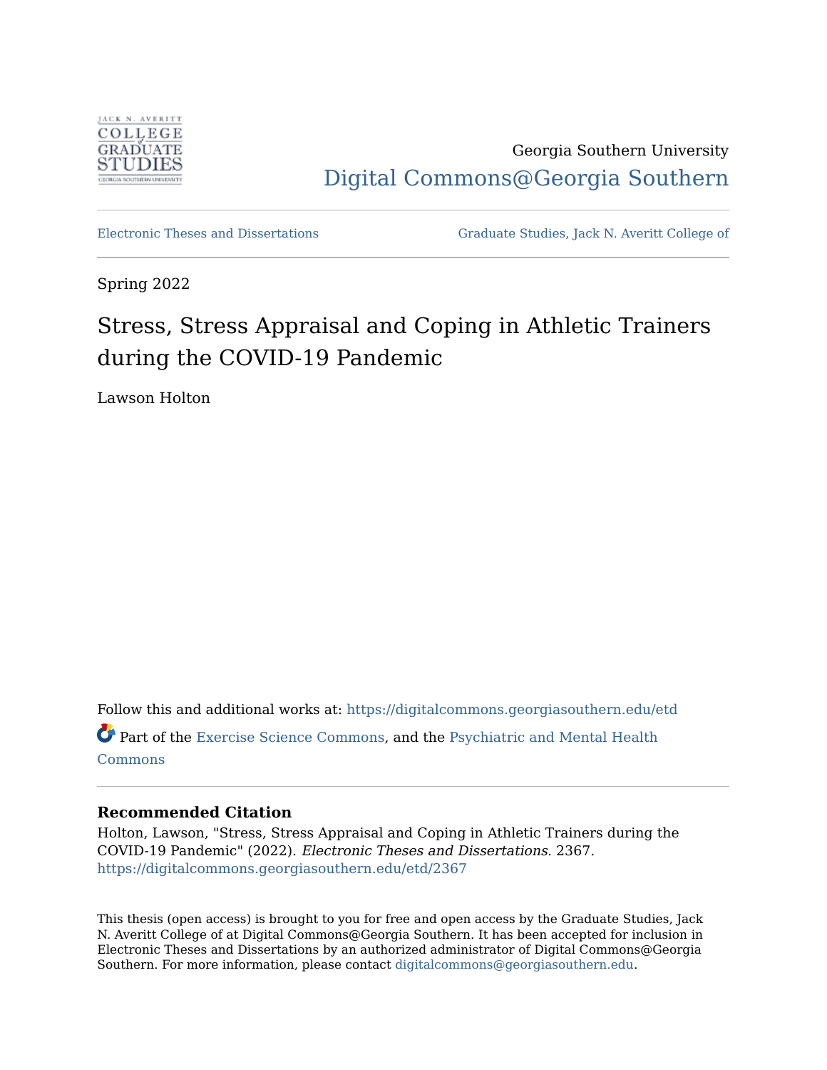Georgia Southern University

Digital Commons@Georgia Southern

Electronic Theses and Dissertations

Graduate Studies, Jack N. Averitt College of

Spring 2022

# Stress, Stress Appraisal and Coping in Athletic Trainers during the COVID-19 Pandemic

Lawson Holton

Follow this and additional works at: https://digitalcommons.georgiasouthern.edu/etd

Part of the Exercise Science Commons, and the Psychiatric and Mental Health Commons

**Recommended Citation**

Holton, Lawson, "Stress, Stress Appraisal and Coping in Athletic Trainers during the COVID-19 Pandemic" (2022). *Electronic Theses and Dissertations*. 2367.
https://digitalcommons.georgiasouthern.edu/etd/2367

This thesis (open access) is brought to you for free and open access by the Graduate Studies, Jack N. Averitt College of at Digital Commons@Georgia Southern. It has been accepted for inclusion in Electronic Theses and Dissertations by an authorized administrator of Digital Commons@Georgia Southern. For more information, please contact digitalcommons@georgiasouthern.edu.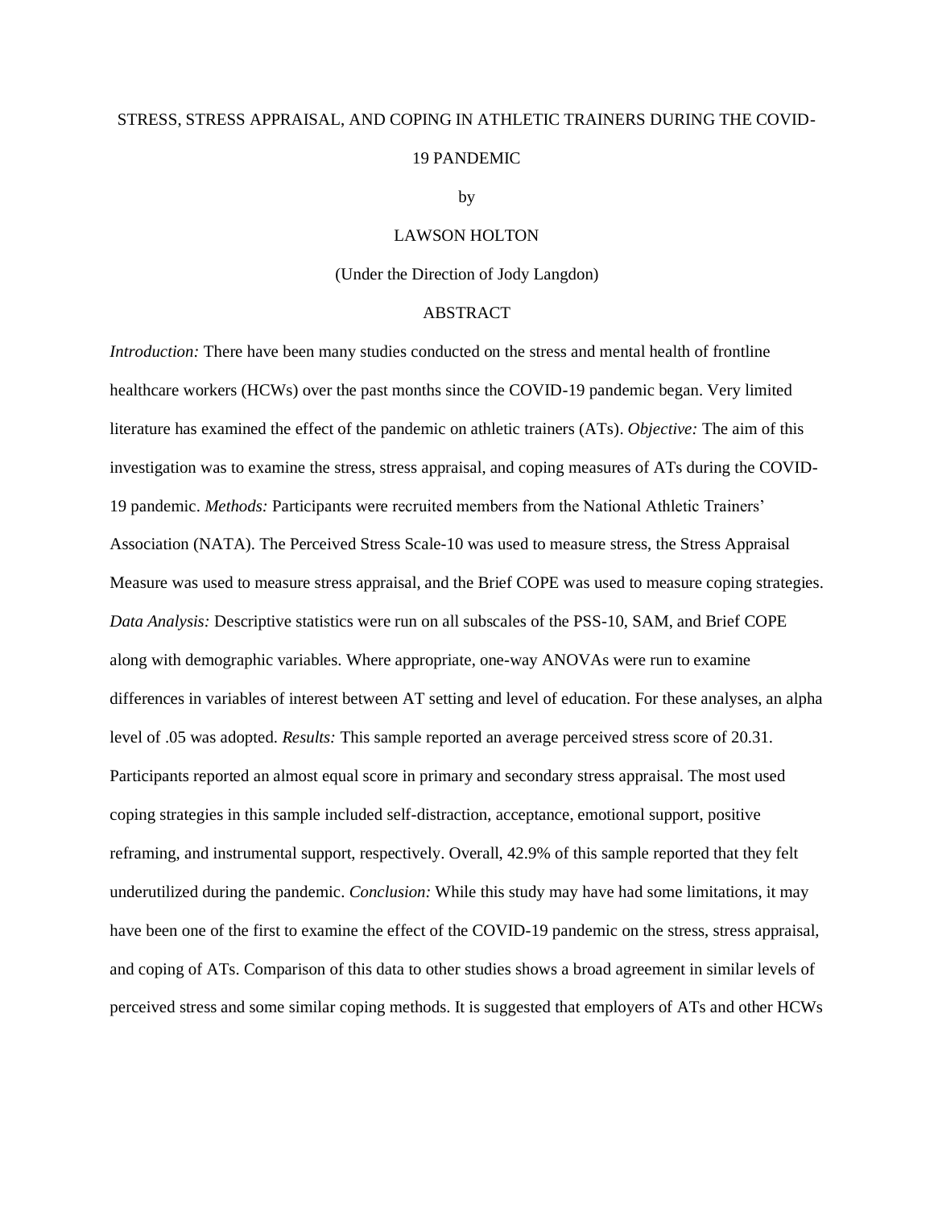STRESS, STRESS APPRAISAL, AND COPING IN ATHLETIC TRAINERS DURING THE COVID-19 PANDEMIC

by

LAWSON HOLTON

(Under the Direction of Jody Langdon)

ABSTRACT

*Introduction:* There have been many studies conducted on the stress and mental health of frontline healthcare workers (HCWs) over the past months since the COVID-19 pandemic began. Very limited literature has examined the effect of the pandemic on athletic trainers (ATs). *Objective:* The aim of this investigation was to examine the stress, stress appraisal, and coping measures of ATs during the COVID-19 pandemic. *Methods:* Participants were recruited members from the National Athletic Trainers' Association (NATA). The Perceived Stress Scale-10 was used to measure stress, the Stress Appraisal Measure was used to measure stress appraisal, and the Brief COPE was used to measure coping strategies. *Data Analysis:* Descriptive statistics were run on all subscales of the PSS-10, SAM, and Brief COPE along with demographic variables. Where appropriate, one-way ANOVAs were run to examine differences in variables of interest between AT setting and level of education. For these analyses, an alpha level of .05 was adopted. *Results:* This sample reported an average perceived stress score of 20.31. Participants reported an almost equal score in primary and secondary stress appraisal. The most used coping strategies in this sample included self-distraction, acceptance, emotional support, positive reframing, and instrumental support, respectively. Overall, 42.9% of this sample reported that they felt underutilized during the pandemic. *Conclusion:* While this study may have had some limitations, it may have been one of the first to examine the effect of the COVID-19 pandemic on the stress, stress appraisal, and coping of ATs. Comparison of this data to other studies shows a broad agreement in similar levels of perceived stress and some similar coping methods. It is suggested that employers of ATs and other HCWs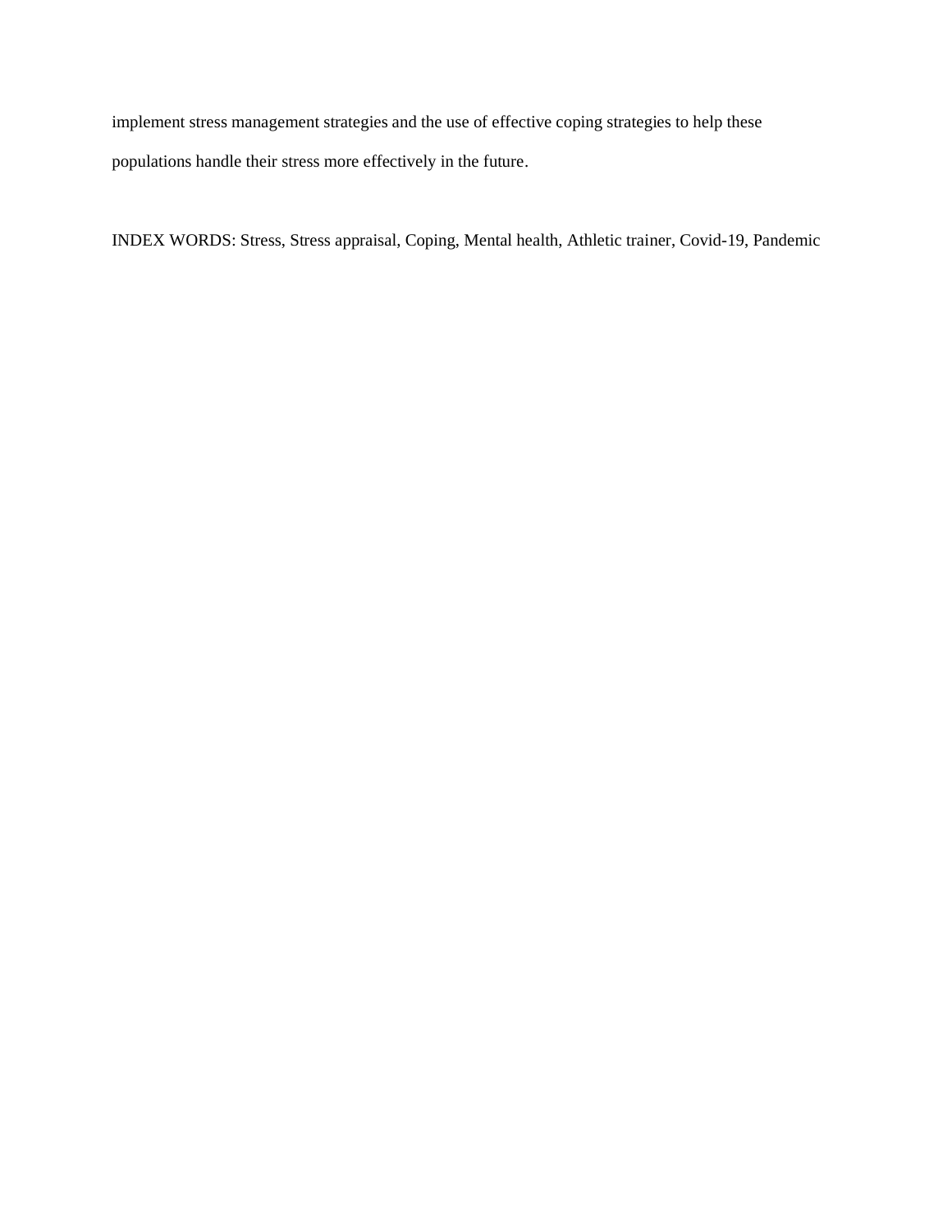implement stress management strategies and the use of effective coping strategies to help these populations handle their stress more effectively in the future.

INDEX WORDS: Stress, Stress appraisal, Coping, Mental health, Athletic trainer, Covid-19, Pandemic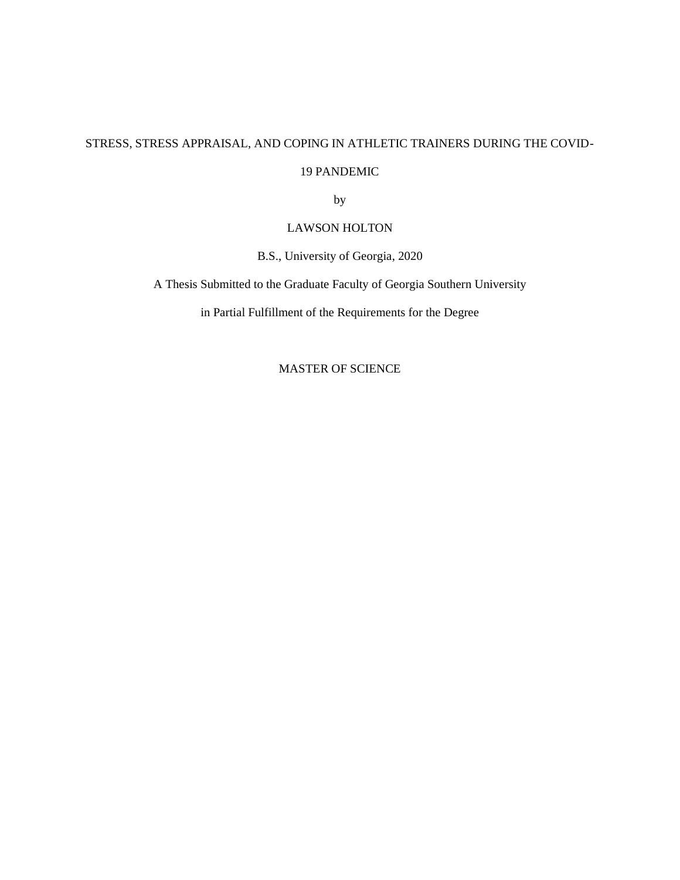STRESS, STRESS APPRAISAL, AND COPING IN ATHLETIC TRAINERS DURING THE COVID-19 PANDEMIC

by

LAWSON HOLTON

B.S., University of Georgia, 2020

A Thesis Submitted to the Graduate Faculty of Georgia Southern University

in Partial Fulfillment of the Requirements for the Degree

MASTER OF SCIENCE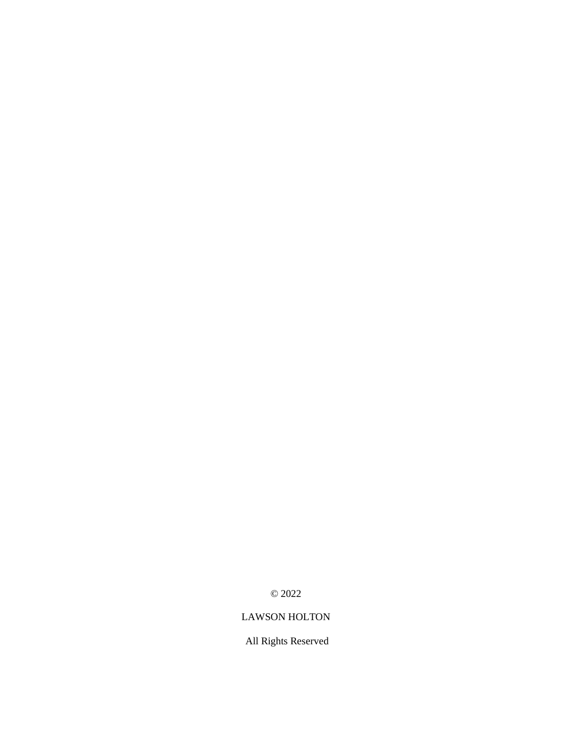© 2022

LAWSON HOLTON

All Rights Reserved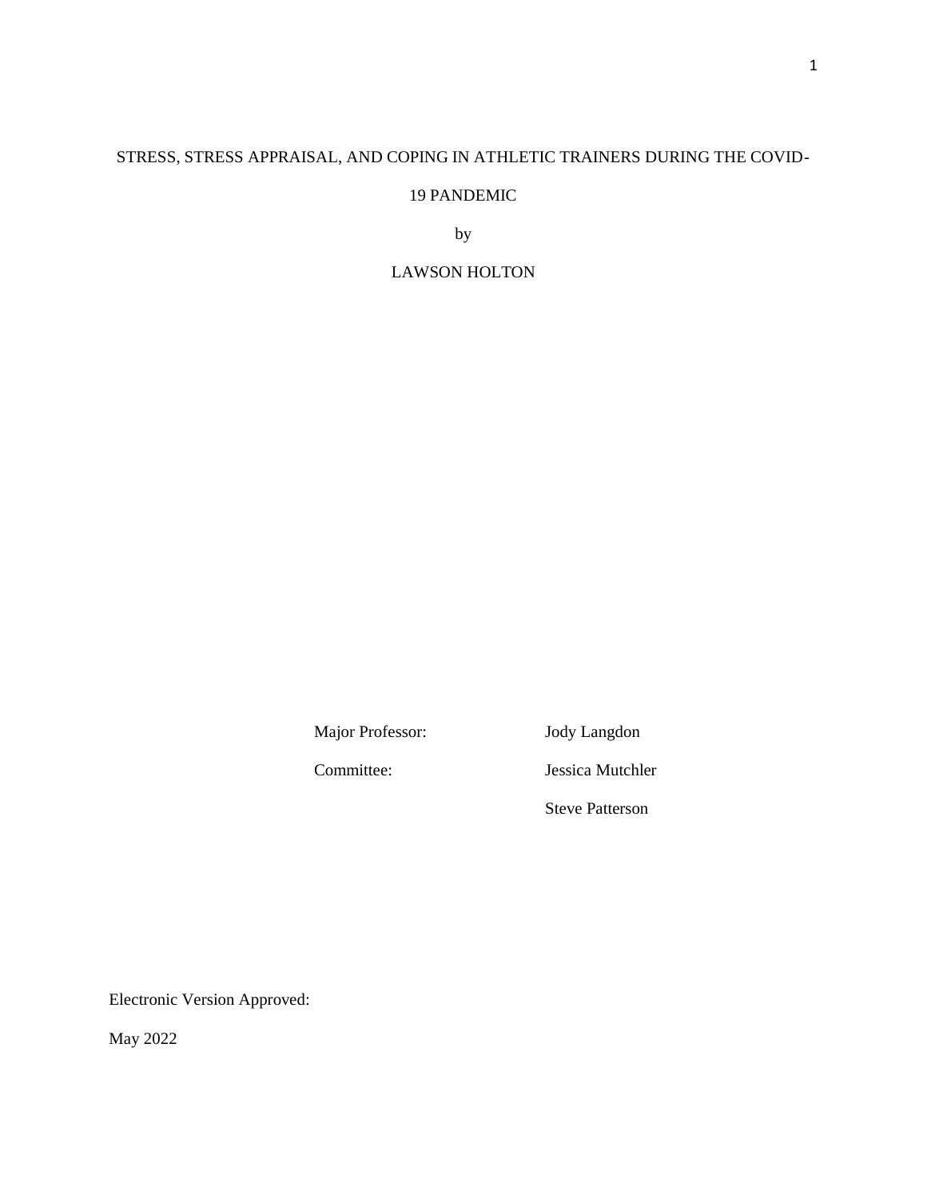STRESS, STRESS APPRAISAL, AND COPING IN ATHLETIC TRAINERS DURING THE COVID-19 PANDEMIC

by

LAWSON HOLTON

Major Professor: Jody Langdon

Committee: Jessica Mutchler

Steve Patterson

Electronic Version Approved:

May 2022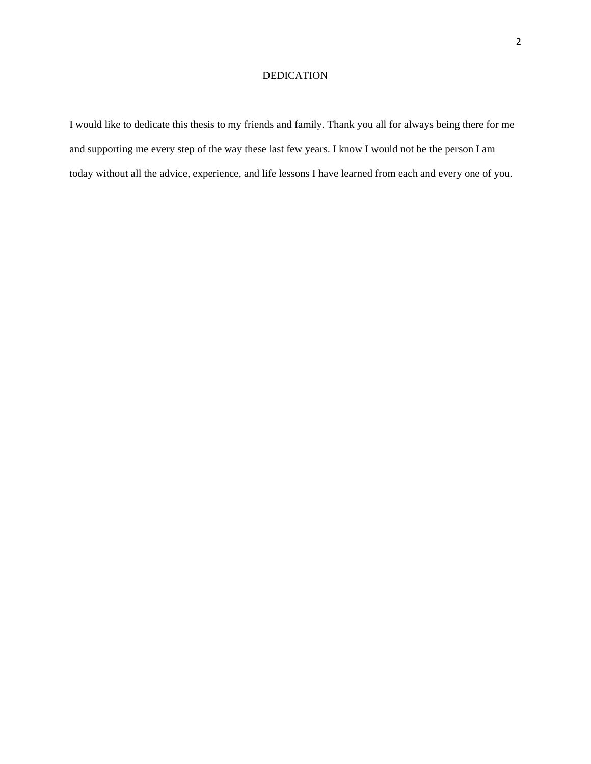# DEDICATION

I would like to dedicate this thesis to my friends and family. Thank you all for always being there for me and supporting me every step of the way these last few years. I know I would not be the person I am today without all the advice, experience, and life lessons I have learned from each and every one of you.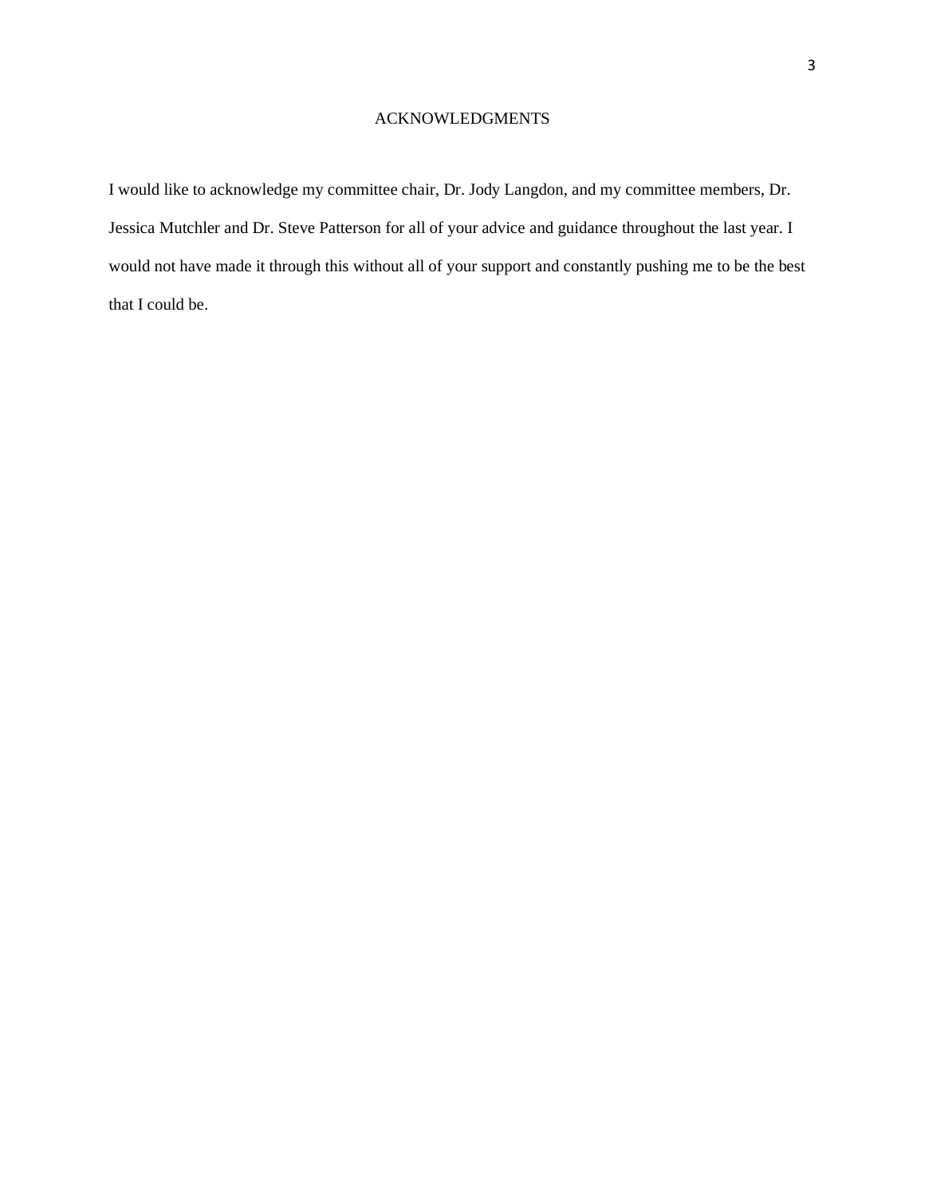# ACKNOWLEDGMENTS

I would like to acknowledge my committee chair, Dr. Jody Langdon, and my committee members, Dr. Jessica Mutchler and Dr. Steve Patterson for all of your advice and guidance throughout the last year. I would not have made it through this without all of your support and constantly pushing me to be the best that I could be.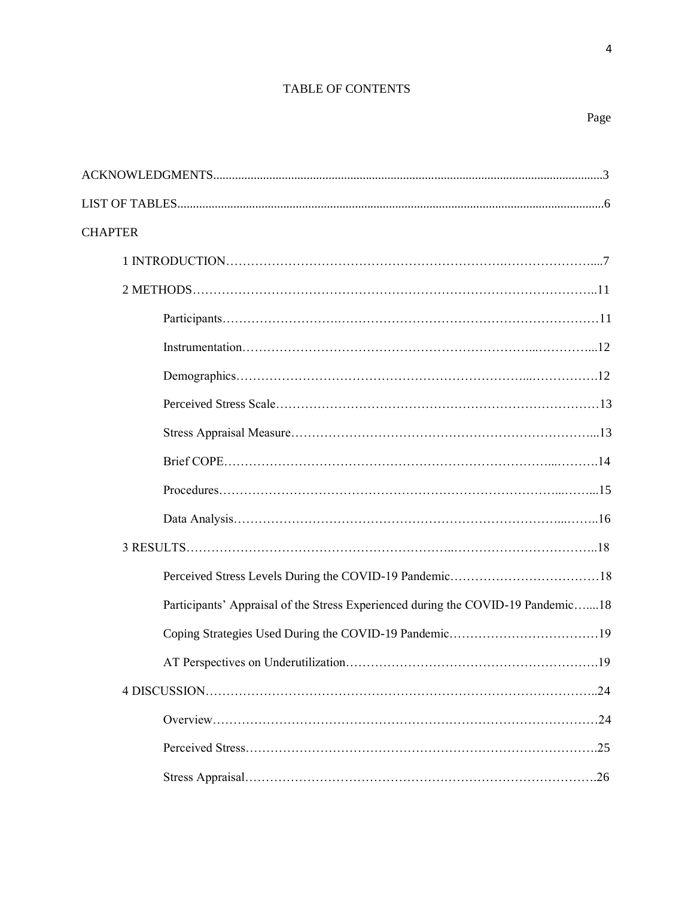# TABLE OF CONTENTS

Page

ACKNOWLEDGMENTS...........................................................................................................................3

LIST OF TABLES...................................................................................................................................6

CHAPTER

1 INTRODUCTION………………………………………………………….…………………....7

2 METHODS……………………………………………………………………………………..11

Participants……………………….……………………………………………………………11

Instrumentation………………………………………………………………..…………...12

Demographics…………………………………………………………….....……………12

Perceived Stress Scale…………………………………….…………………………………13

Stress Appraisal Measure………………………………………………………………...13

Brief COPE…………………………………………………………………...……….14

Procedures…………………………………………….…………………………....……...15

Data Analysis………………………………………………………………………...……..16

3 RESULTS……………………………………………………..…………………………….18

Perceived Stress Levels During the COVID-19 Pandemic………………………………18

Participants' Appraisal of the Stress Experienced during the COVID-19 Pandemic…....18

Coping Strategies Used During the COVID-19 Pandemic………………………………19

AT Perspectives on Underutilization…………………………………………………….19

4 DISCUSSION…………………………………………………………………………………..24

Overview…………………………………………….………………………………………24

Perceived Stress……………………………………………………………………………..25

Stress Appraisal……………………………………………………………………………..26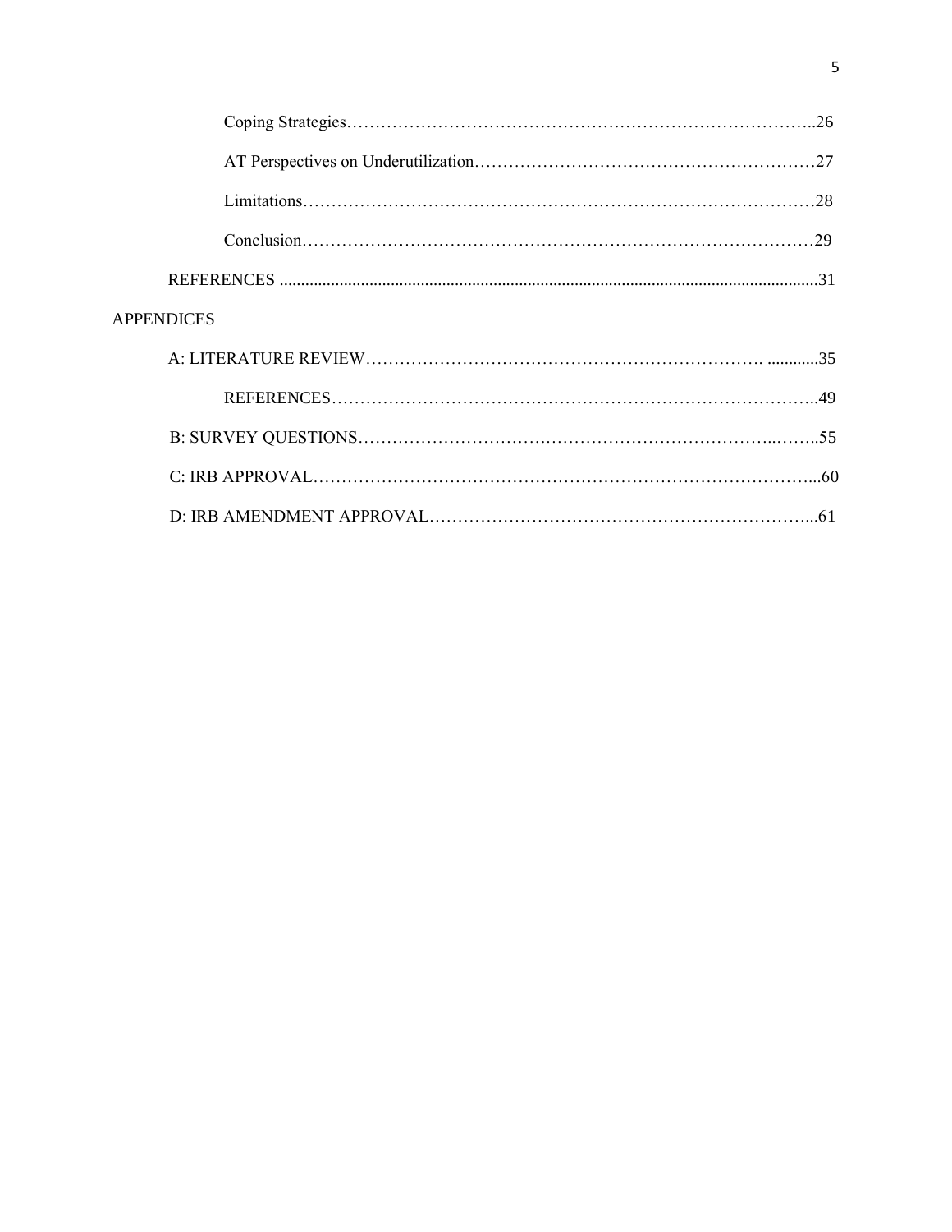Coping Strategies……………………………………………………………………..26

AT Perspectives on Underutilization…………………………………………………27

Limitations……………………………………………………………………………28

Conclusion……………………………………………………………………………29

REFERENCES ..............................................................................................................................31

APPENDICES

A: LITERATURE REVIEW……………………………………………………………. ............35

REFERENCES………………………………………………………………………..49

B: SURVEY QUESTIONS……………………………………………………………..……..55

C: IRB APPROVAL…………………………………………………………………………...60

D: IRB AMENDMENT APPROVAL………………………………………………………...61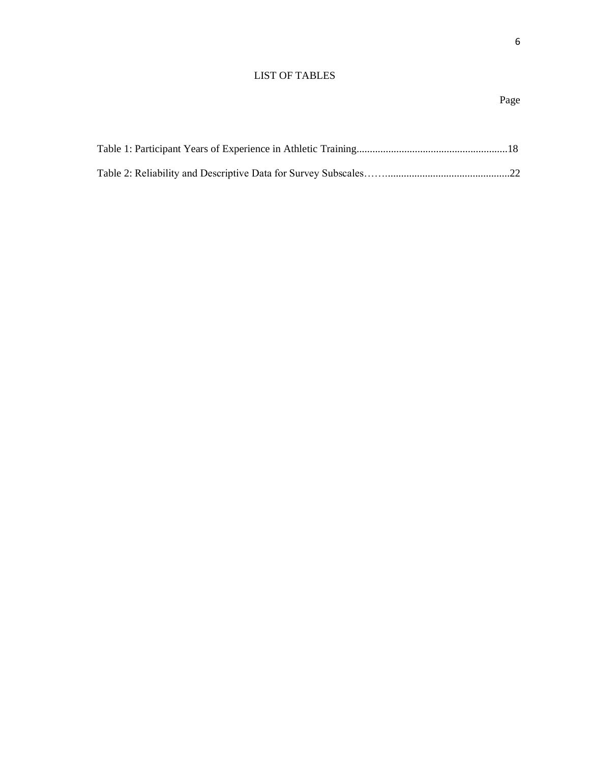# LIST OF TABLES

Page

Table 1: Participant Years of Experience in Athletic Training.........................................................18

Table 2: Reliability and Descriptive Data for Survey Subscales…….............................................22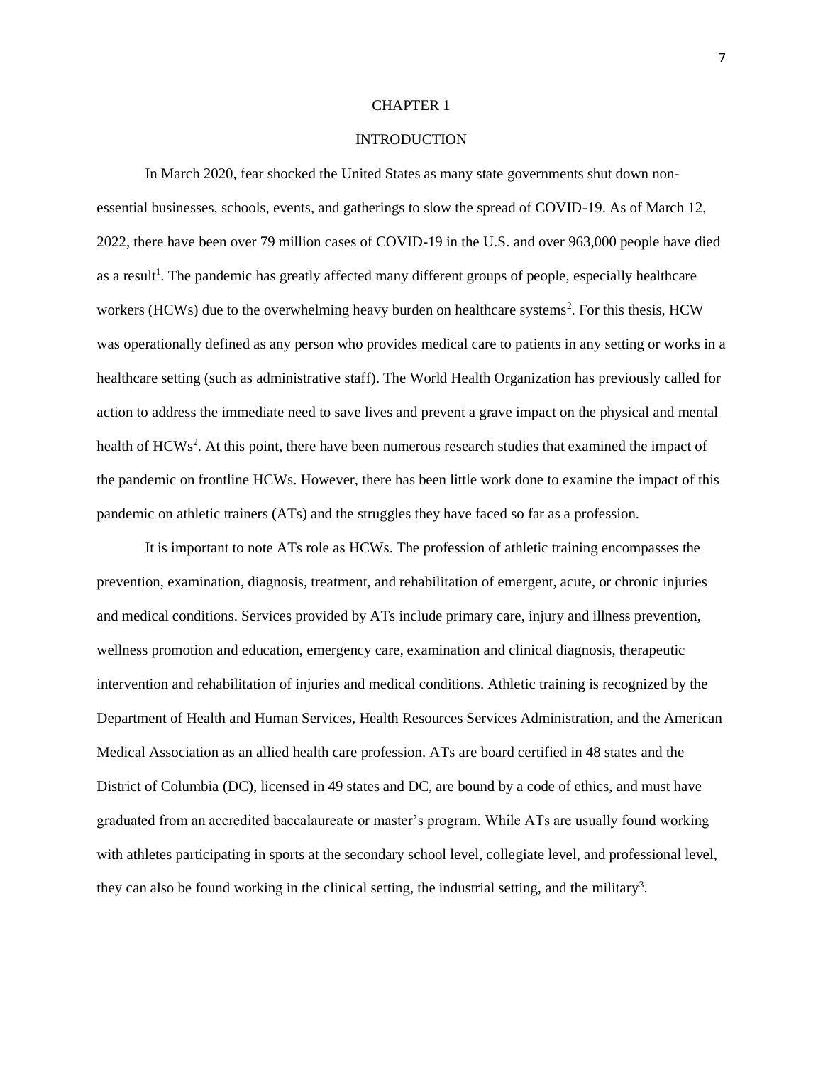# CHAPTER 1

## INTRODUCTION

In March 2020, fear shocked the United States as many state governments shut down non-essential businesses, schools, events, and gatherings to slow the spread of COVID-19. As of March 12, 2022, there have been over 79 million cases of COVID-19 in the U.S. and over 963,000 people have died as a result[1]. The pandemic has greatly affected many different groups of people, especially healthcare workers (HCWs) due to the overwhelming heavy burden on healthcare systems[2]. For this thesis, HCW was operationally defined as any person who provides medical care to patients in any setting or works in a healthcare setting (such as administrative staff). The World Health Organization has previously called for action to address the immediate need to save lives and prevent a grave impact on the physical and mental health of HCWs[2]. At this point, there have been numerous research studies that examined the impact of the pandemic on frontline HCWs. However, there has been little work done to examine the impact of this pandemic on athletic trainers (ATs) and the struggles they have faced so far as a profession.

It is important to note ATs role as HCWs. The profession of athletic training encompasses the prevention, examination, diagnosis, treatment, and rehabilitation of emergent, acute, or chronic injuries and medical conditions. Services provided by ATs include primary care, injury and illness prevention, wellness promotion and education, emergency care, examination and clinical diagnosis, therapeutic intervention and rehabilitation of injuries and medical conditions. Athletic training is recognized by the Department of Health and Human Services, Health Resources Services Administration, and the American Medical Association as an allied health care profession. ATs are board certified in 48 states and the District of Columbia (DC), licensed in 49 states and DC, are bound by a code of ethics, and must have graduated from an accredited baccalaureate or master's program. While ATs are usually found working with athletes participating in sports at the secondary school level, collegiate level, and professional level, they can also be found working in the clinical setting, the industrial setting, and the military[3].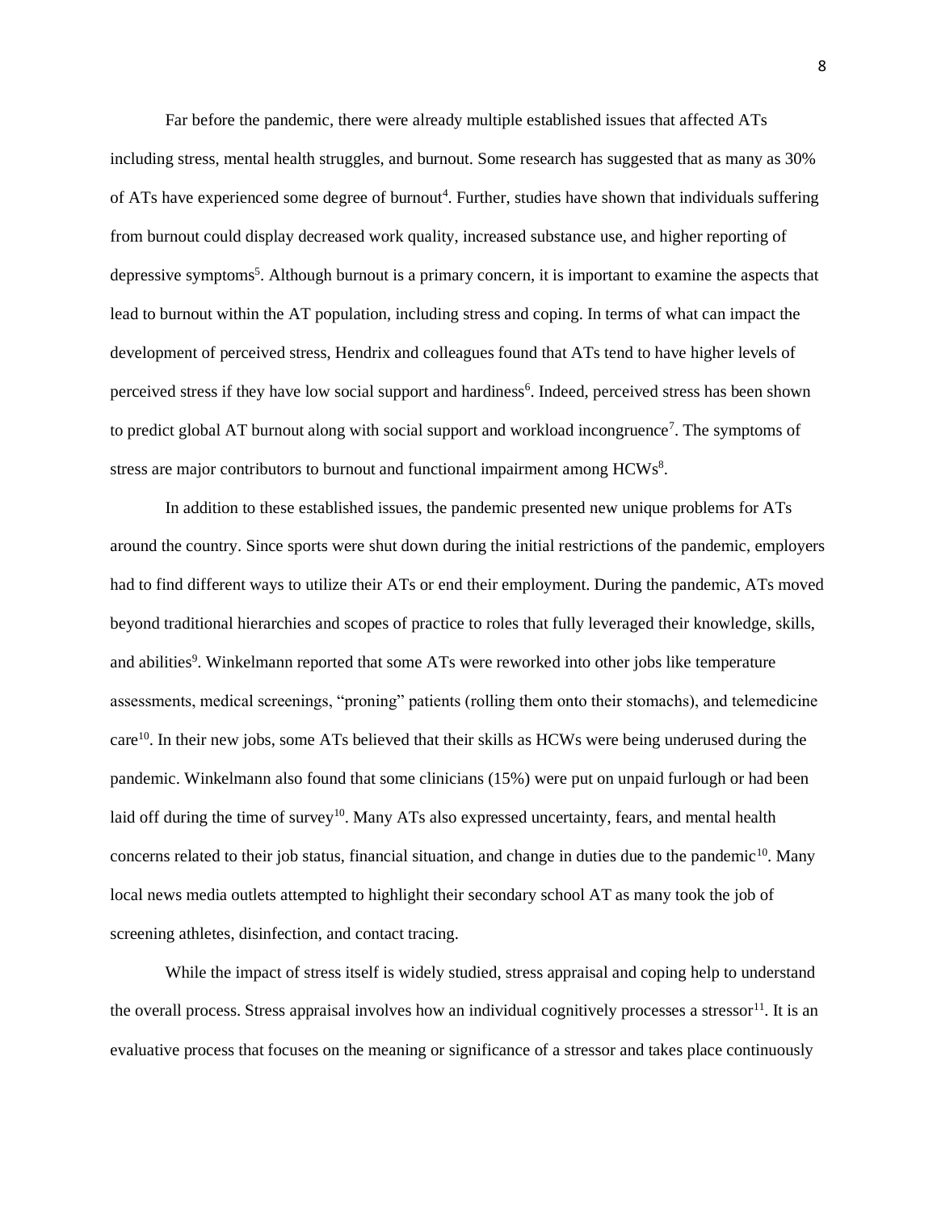Far before the pandemic, there were already multiple established issues that affected ATs including stress, mental health struggles, and burnout. Some research has suggested that as many as 30% of ATs have experienced some degree of burnout[4]. Further, studies have shown that individuals suffering from burnout could display decreased work quality, increased substance use, and higher reporting of depressive symptoms[5]. Although burnout is a primary concern, it is important to examine the aspects that lead to burnout within the AT population, including stress and coping. In terms of what can impact the development of perceived stress, Hendrix and colleagues found that ATs tend to have higher levels of perceived stress if they have low social support and hardiness[6]. Indeed, perceived stress has been shown to predict global AT burnout along with social support and workload incongruence[7]. The symptoms of stress are major contributors to burnout and functional impairment among HCWs[8].

In addition to these established issues, the pandemic presented new unique problems for ATs around the country. Since sports were shut down during the initial restrictions of the pandemic, employers had to find different ways to utilize their ATs or end their employment. During the pandemic, ATs moved beyond traditional hierarchies and scopes of practice to roles that fully leveraged their knowledge, skills, and abilities[9]. Winkelmann reported that some ATs were reworked into other jobs like temperature assessments, medical screenings, "proning" patients (rolling them onto their stomachs), and telemedicine care[10]. In their new jobs, some ATs believed that their skills as HCWs were being underused during the pandemic. Winkelmann also found that some clinicians (15%) were put on unpaid furlough or had been laid off during the time of survey[10]. Many ATs also expressed uncertainty, fears, and mental health concerns related to their job status, financial situation, and change in duties due to the pandemic[10]. Many local news media outlets attempted to highlight their secondary school AT as many took the job of screening athletes, disinfection, and contact tracing.

While the impact of stress itself is widely studied, stress appraisal and coping help to understand the overall process. Stress appraisal involves how an individual cognitively processes a stressor[11]. It is an evaluative process that focuses on the meaning or significance of a stressor and takes place continuously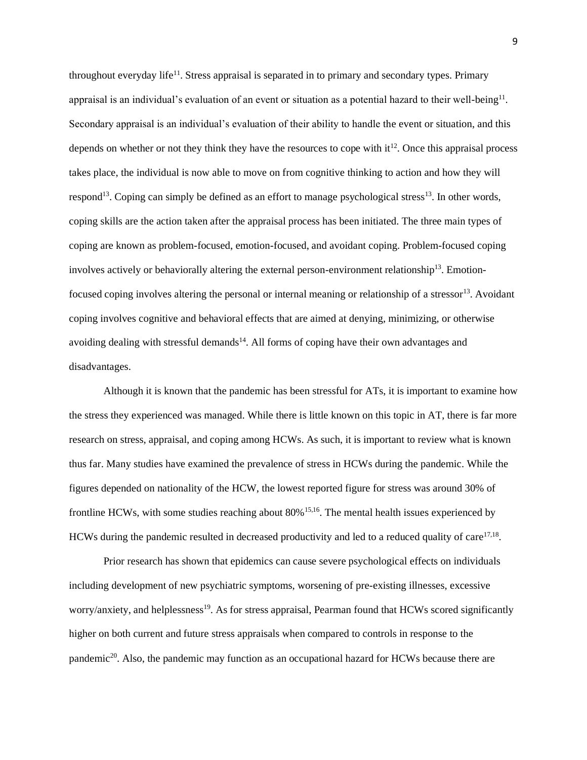throughout everyday life[11]. Stress appraisal is separated in to primary and secondary types. Primary appraisal is an individual's evaluation of an event or situation as a potential hazard to their well-being[11]. Secondary appraisal is an individual's evaluation of their ability to handle the event or situation, and this depends on whether or not they think they have the resources to cope with it[12]. Once this appraisal process takes place, the individual is now able to move on from cognitive thinking to action and how they will respond[13]. Coping can simply be defined as an effort to manage psychological stress[13]. In other words, coping skills are the action taken after the appraisal process has been initiated. The three main types of coping are known as problem-focused, emotion-focused, and avoidant coping. Problem-focused coping involves actively or behaviorally altering the external person-environment relationship[13]. Emotion-focused coping involves altering the personal or internal meaning or relationship of a stressor[13]. Avoidant coping involves cognitive and behavioral effects that are aimed at denying, minimizing, or otherwise avoiding dealing with stressful demands[14]. All forms of coping have their own advantages and disadvantages.

Although it is known that the pandemic has been stressful for ATs, it is important to examine how the stress they experienced was managed. While there is little known on this topic in AT, there is far more research on stress, appraisal, and coping among HCWs. As such, it is important to review what is known thus far. Many studies have examined the prevalence of stress in HCWs during the pandemic. While the figures depended on nationality of the HCW, the lowest reported figure for stress was around 30% of frontline HCWs, with some studies reaching about 80%[15,16]. The mental health issues experienced by HCWs during the pandemic resulted in decreased productivity and led to a reduced quality of care[17,18].

Prior research has shown that epidemics can cause severe psychological effects on individuals including development of new psychiatric symptoms, worsening of pre-existing illnesses, excessive worry/anxiety, and helplessness[19]. As for stress appraisal, Pearman found that HCWs scored significantly higher on both current and future stress appraisals when compared to controls in response to the pandemic[20]. Also, the pandemic may function as an occupational hazard for HCWs because there are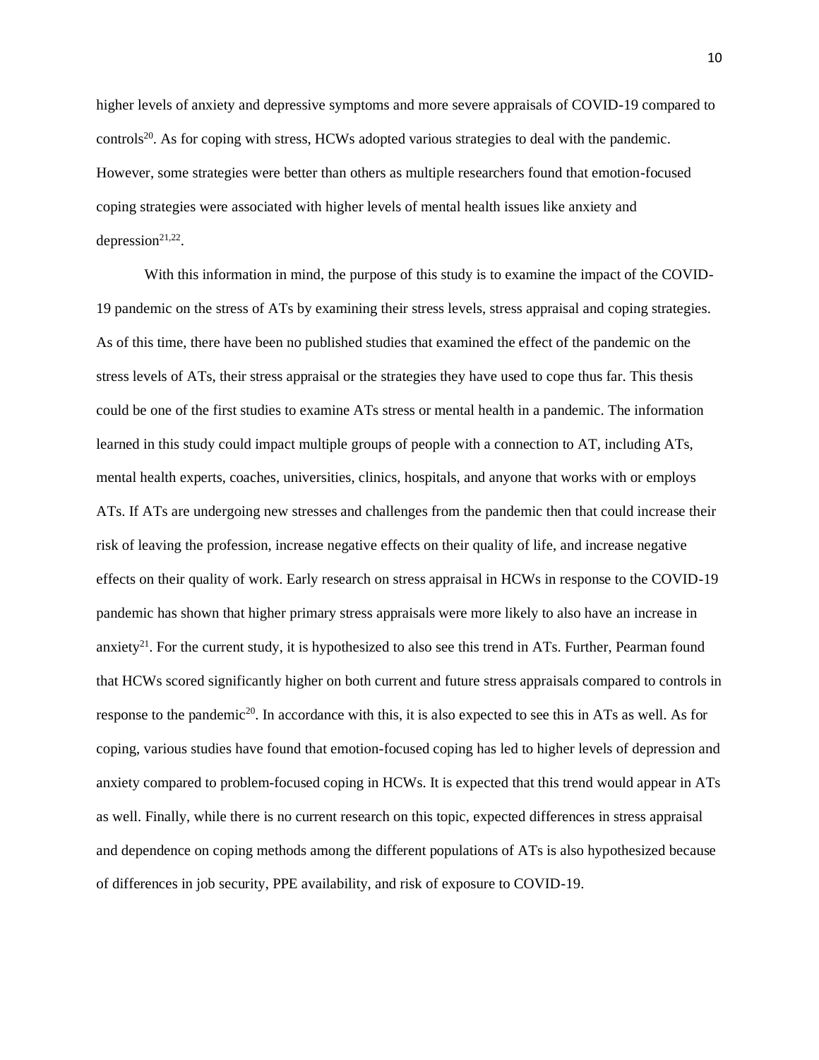higher levels of anxiety and depressive symptoms and more severe appraisals of COVID-19 compared to controls[20]. As for coping with stress, HCWs adopted various strategies to deal with the pandemic. However, some strategies were better than others as multiple researchers found that emotion-focused coping strategies were associated with higher levels of mental health issues like anxiety and depression[21,22].

With this information in mind, the purpose of this study is to examine the impact of the COVID-19 pandemic on the stress of ATs by examining their stress levels, stress appraisal and coping strategies. As of this time, there have been no published studies that examined the effect of the pandemic on the stress levels of ATs, their stress appraisal or the strategies they have used to cope thus far. This thesis could be one of the first studies to examine ATs stress or mental health in a pandemic. The information learned in this study could impact multiple groups of people with a connection to AT, including ATs, mental health experts, coaches, universities, clinics, hospitals, and anyone that works with or employs ATs. If ATs are undergoing new stresses and challenges from the pandemic then that could increase their risk of leaving the profession, increase negative effects on their quality of life, and increase negative effects on their quality of work. Early research on stress appraisal in HCWs in response to the COVID-19 pandemic has shown that higher primary stress appraisals were more likely to also have an increase in anxiety[21]. For the current study, it is hypothesized to also see this trend in ATs. Further, Pearman found that HCWs scored significantly higher on both current and future stress appraisals compared to controls in response to the pandemic[20]. In accordance with this, it is also expected to see this in ATs as well. As for coping, various studies have found that emotion-focused coping has led to higher levels of depression and anxiety compared to problem-focused coping in HCWs. It is expected that this trend would appear in ATs as well. Finally, while there is no current research on this topic, expected differences in stress appraisal and dependence on coping methods among the different populations of ATs is also hypothesized because of differences in job security, PPE availability, and risk of exposure to COVID-19.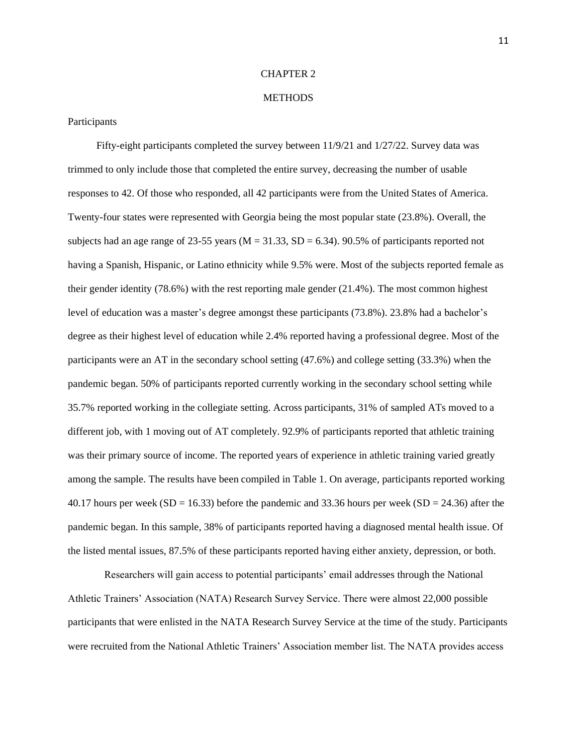# CHAPTER 2

# METHODS

## Participants

Fifty-eight participants completed the survey between 11/9/21 and 1/27/22. Survey data was trimmed to only include those that completed the entire survey, decreasing the number of usable responses to 42. Of those who responded, all 42 participants were from the United States of America. Twenty-four states were represented with Georgia being the most popular state (23.8%). Overall, the subjects had an age range of 23-55 years ($M = 31.33$, $SD = 6.34$). 90.5% of participants reported not having a Spanish, Hispanic, or Latino ethnicity while 9.5% were. Most of the subjects reported female as their gender identity (78.6%) with the rest reporting male gender (21.4%). The most common highest level of education was a master's degree amongst these participants (73.8%). 23.8% had a bachelor's degree as their highest level of education while 2.4% reported having a professional degree. Most of the participants were an AT in the secondary school setting (47.6%) and college setting (33.3%) when the pandemic began. 50% of participants reported currently working in the secondary school setting while 35.7% reported working in the collegiate setting. Across participants, 31% of sampled ATs moved to a different job, with 1 moving out of AT completely. 92.9% of participants reported that athletic training was their primary source of income. The reported years of experience in athletic training varied greatly among the sample. The results have been compiled in Table 1. On average, participants reported working 40.17 hours per week ($SD = 16.33$) before the pandemic and 33.36 hours per week ($SD = 24.36$) after the pandemic began. In this sample, 38% of participants reported having a diagnosed mental health issue. Of the listed mental issues, 87.5% of these participants reported having either anxiety, depression, or both.

Researchers will gain access to potential participants' email addresses through the National Athletic Trainers' Association (NATA) Research Survey Service. There were almost 22,000 possible participants that were enlisted in the NATA Research Survey Service at the time of the study. Participants were recruited from the National Athletic Trainers' Association member list. The NATA provides access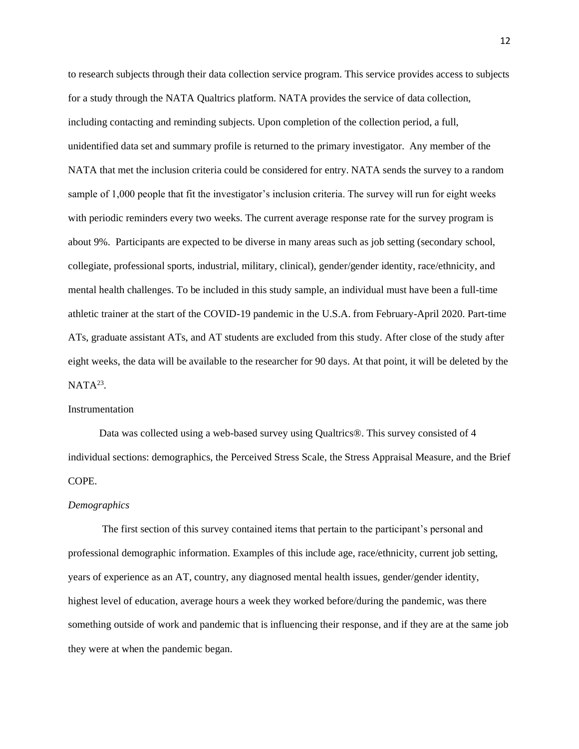to research subjects through their data collection service program. This service provides access to subjects for a study through the NATA Qualtrics platform. NATA provides the service of data collection, including contacting and reminding subjects. Upon completion of the collection period, a full, unidentified data set and summary profile is returned to the primary investigator. Any member of the NATA that met the inclusion criteria could be considered for entry. NATA sends the survey to a random sample of 1,000 people that fit the investigator's inclusion criteria. The survey will run for eight weeks with periodic reminders every two weeks. The current average response rate for the survey program is about 9%. Participants are expected to be diverse in many areas such as job setting (secondary school, collegiate, professional sports, industrial, military, clinical), gender/gender identity, race/ethnicity, and mental health challenges. To be included in this study sample, an individual must have been a full-time athletic trainer at the start of the COVID-19 pandemic in the U.S.A. from February-April 2020. Part-time ATs, graduate assistant ATs, and AT students are excluded from this study. After close of the study after eight weeks, the data will be available to the researcher for 90 days. At that point, it will be deleted by the NATA[23].

## Instrumentation

Data was collected using a web-based survey using Qualtrics®. This survey consisted of 4 individual sections: demographics, the Perceived Stress Scale, the Stress Appraisal Measure, and the Brief COPE.

### *Demographics*

The first section of this survey contained items that pertain to the participant's personal and professional demographic information. Examples of this include age, race/ethnicity, current job setting, years of experience as an AT, country, any diagnosed mental health issues, gender/gender identity, highest level of education, average hours a week they worked before/during the pandemic, was there something outside of work and pandemic that is influencing their response, and if they are at the same job they were at when the pandemic began.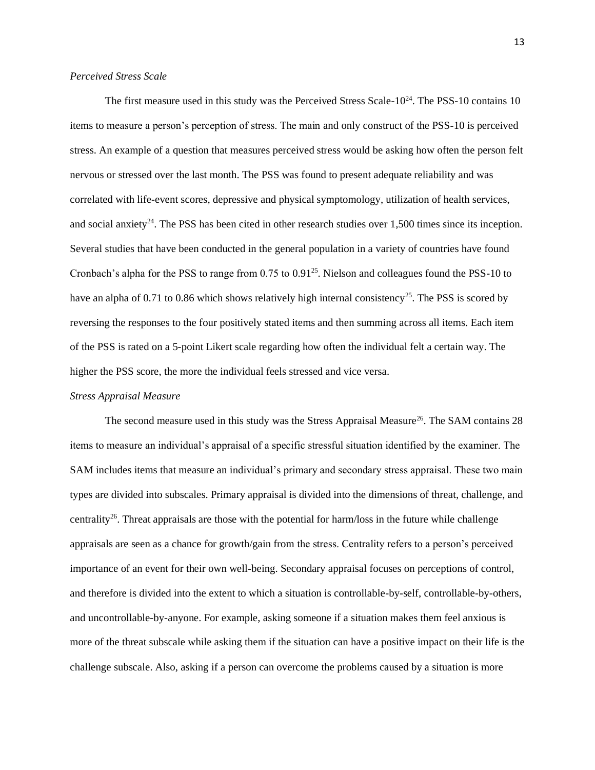*Perceived Stress Scale*

The first measure used in this study was the Perceived Stress Scale-10[24]. The PSS-10 contains 10 items to measure a person's perception of stress. The main and only construct of the PSS-10 is perceived stress. An example of a question that measures perceived stress would be asking how often the person felt nervous or stressed over the last month. The PSS was found to present adequate reliability and was correlated with life-event scores, depressive and physical symptomology, utilization of health services, and social anxiety[24]. The PSS has been cited in other research studies over 1,500 times since its inception. Several studies that have been conducted in the general population in a variety of countries have found Cronbach's alpha for the PSS to range from 0.75 to 0.91[25]. Nielson and colleagues found the PSS-10 to have an alpha of 0.71 to 0.86 which shows relatively high internal consistency[25]. The PSS is scored by reversing the responses to the four positively stated items and then summing across all items. Each item of the PSS is rated on a 5-point Likert scale regarding how often the individual felt a certain way. The higher the PSS score, the more the individual feels stressed and vice versa.

*Stress Appraisal Measure*

The second measure used in this study was the Stress Appraisal Measure[26]. The SAM contains 28 items to measure an individual's appraisal of a specific stressful situation identified by the examiner. The SAM includes items that measure an individual's primary and secondary stress appraisal. These two main types are divided into subscales. Primary appraisal is divided into the dimensions of threat, challenge, and centrality[26]. Threat appraisals are those with the potential for harm/loss in the future while challenge appraisals are seen as a chance for growth/gain from the stress. Centrality refers to a person's perceived importance of an event for their own well-being. Secondary appraisal focuses on perceptions of control, and therefore is divided into the extent to which a situation is controllable-by-self, controllable-by-others, and uncontrollable-by-anyone. For example, asking someone if a situation makes them feel anxious is more of the threat subscale while asking them if the situation can have a positive impact on their life is the challenge subscale. Also, asking if a person can overcome the problems caused by a situation is more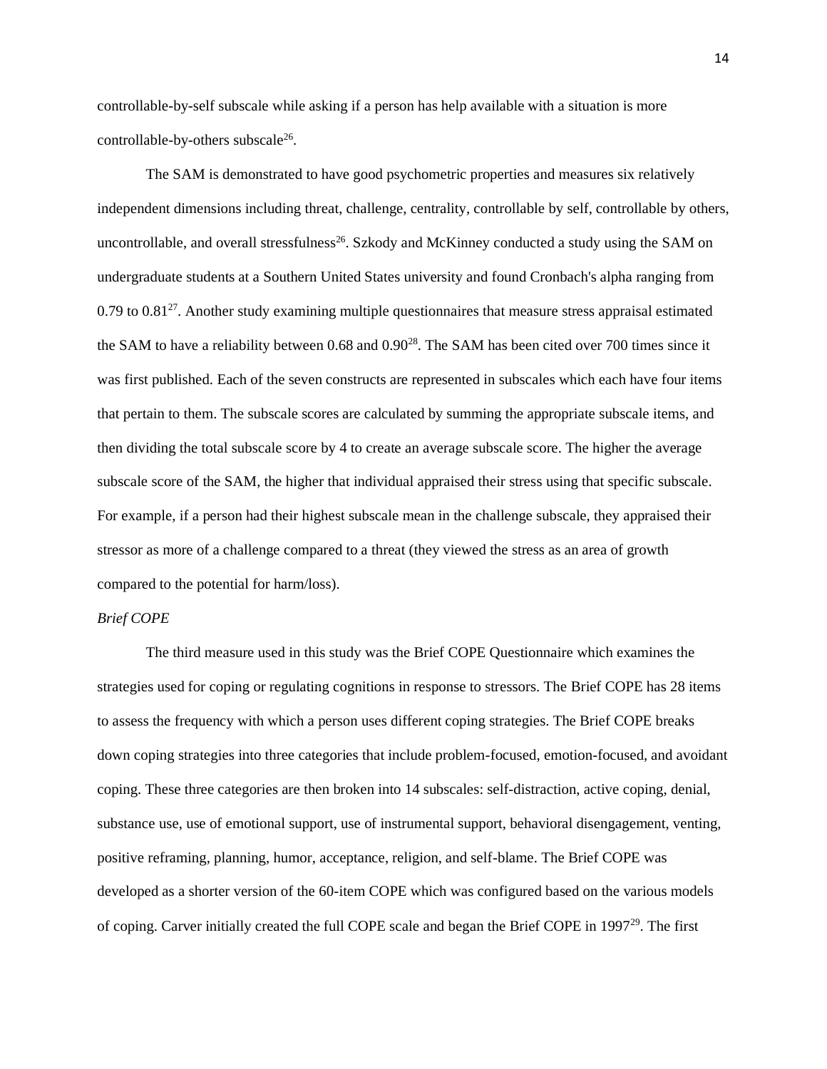controllable-by-self subscale while asking if a person has help available with a situation is more controllable-by-others subscale[26].

The SAM is demonstrated to have good psychometric properties and measures six relatively independent dimensions including threat, challenge, centrality, controllable by self, controllable by others, uncontrollable, and overall stressfulness[26]. Szkody and McKinney conducted a study using the SAM on undergraduate students at a Southern United States university and found Cronbach's alpha ranging from 0.79 to 0.81[27]. Another study examining multiple questionnaires that measure stress appraisal estimated the SAM to have a reliability between 0.68 and 0.90[28]. The SAM has been cited over 700 times since it was first published. Each of the seven constructs are represented in subscales which each have four items that pertain to them. The subscale scores are calculated by summing the appropriate subscale items, and then dividing the total subscale score by 4 to create an average subscale score. The higher the average subscale score of the SAM, the higher that individual appraised their stress using that specific subscale. For example, if a person had their highest subscale mean in the challenge subscale, they appraised their stressor as more of a challenge compared to a threat (they viewed the stress as an area of growth compared to the potential for harm/loss).

*Brief COPE*

The third measure used in this study was the Brief COPE Questionnaire which examines the strategies used for coping or regulating cognitions in response to stressors. The Brief COPE has 28 items to assess the frequency with which a person uses different coping strategies. The Brief COPE breaks down coping strategies into three categories that include problem-focused, emotion-focused, and avoidant coping. These three categories are then broken into 14 subscales: self-distraction, active coping, denial, substance use, use of emotional support, use of instrumental support, behavioral disengagement, venting, positive reframing, planning, humor, acceptance, religion, and self-blame. The Brief COPE was developed as a shorter version of the 60-item COPE which was configured based on the various models of coping. Carver initially created the full COPE scale and began the Brief COPE in 1997[29]. The first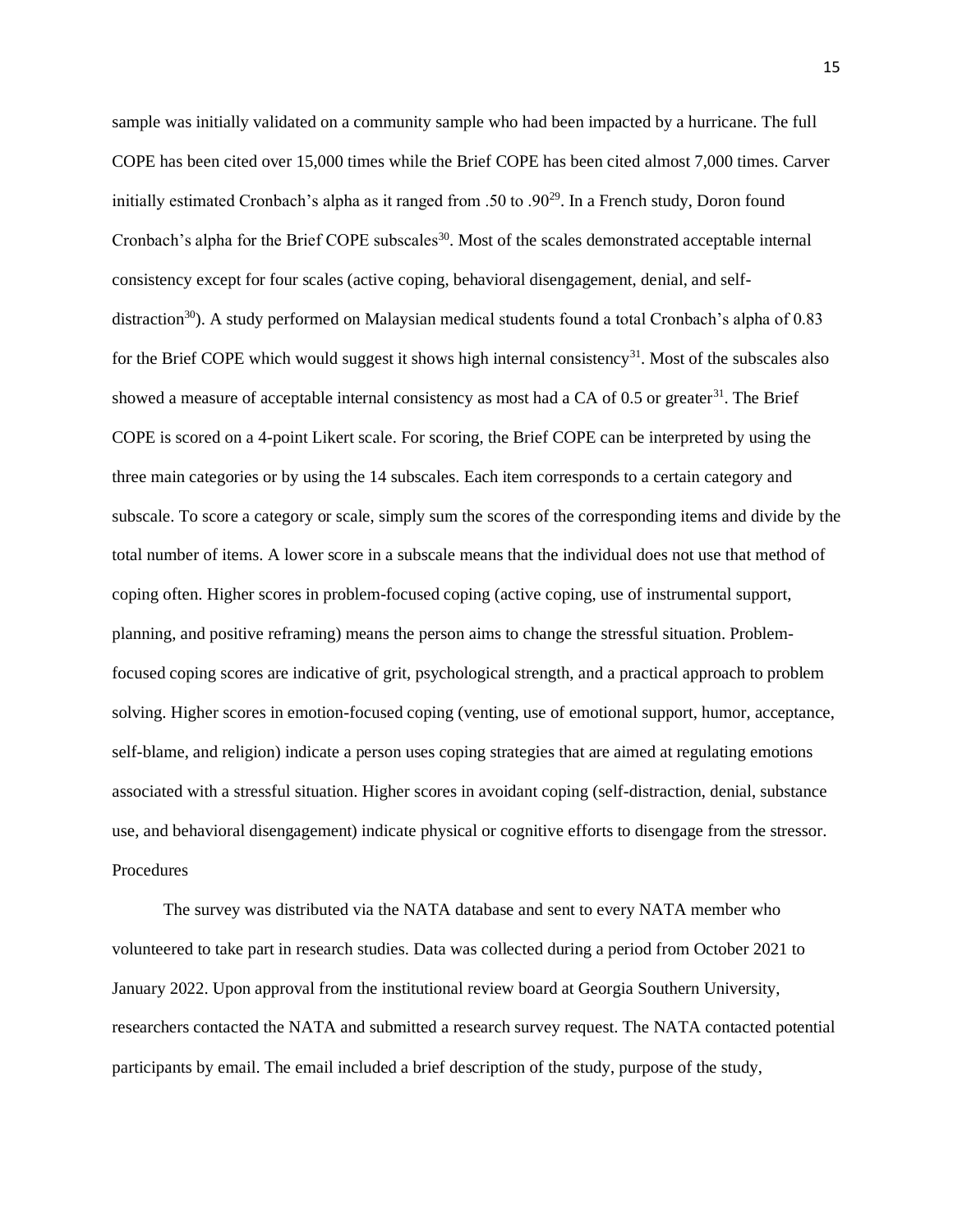sample was initially validated on a community sample who had been impacted by a hurricane. The full COPE has been cited over 15,000 times while the Brief COPE has been cited almost 7,000 times. Carver initially estimated Cronbach's alpha as it ranged from .50 to .90[29]. In a French study, Doron found Cronbach's alpha for the Brief COPE subscales[30]. Most of the scales demonstrated acceptable internal consistency except for four scales (active coping, behavioral disengagement, denial, and self-distraction[30]). A study performed on Malaysian medical students found a total Cronbach's alpha of 0.83 for the Brief COPE which would suggest it shows high internal consistency[31]. Most of the subscales also showed a measure of acceptable internal consistency as most had a CA of 0.5 or greater[31]. The Brief COPE is scored on a 4-point Likert scale. For scoring, the Brief COPE can be interpreted by using the three main categories or by using the 14 subscales. Each item corresponds to a certain category and subscale. To score a category or scale, simply sum the scores of the corresponding items and divide by the total number of items. A lower score in a subscale means that the individual does not use that method of coping often. Higher scores in problem-focused coping (active coping, use of instrumental support, planning, and positive reframing) means the person aims to change the stressful situation. Problem-focused coping scores are indicative of grit, psychological strength, and a practical approach to problem solving. Higher scores in emotion-focused coping (venting, use of emotional support, humor, acceptance, self-blame, and religion) indicate a person uses coping strategies that are aimed at regulating emotions associated with a stressful situation. Higher scores in avoidant coping (self-distraction, denial, substance use, and behavioral disengagement) indicate physical or cognitive efforts to disengage from the stressor.

## Procedures

The survey was distributed via the NATA database and sent to every NATA member who volunteered to take part in research studies. Data was collected during a period from October 2021 to January 2022. Upon approval from the institutional review board at Georgia Southern University, researchers contacted the NATA and submitted a research survey request. The NATA contacted potential participants by email. The email included a brief description of the study, purpose of the study,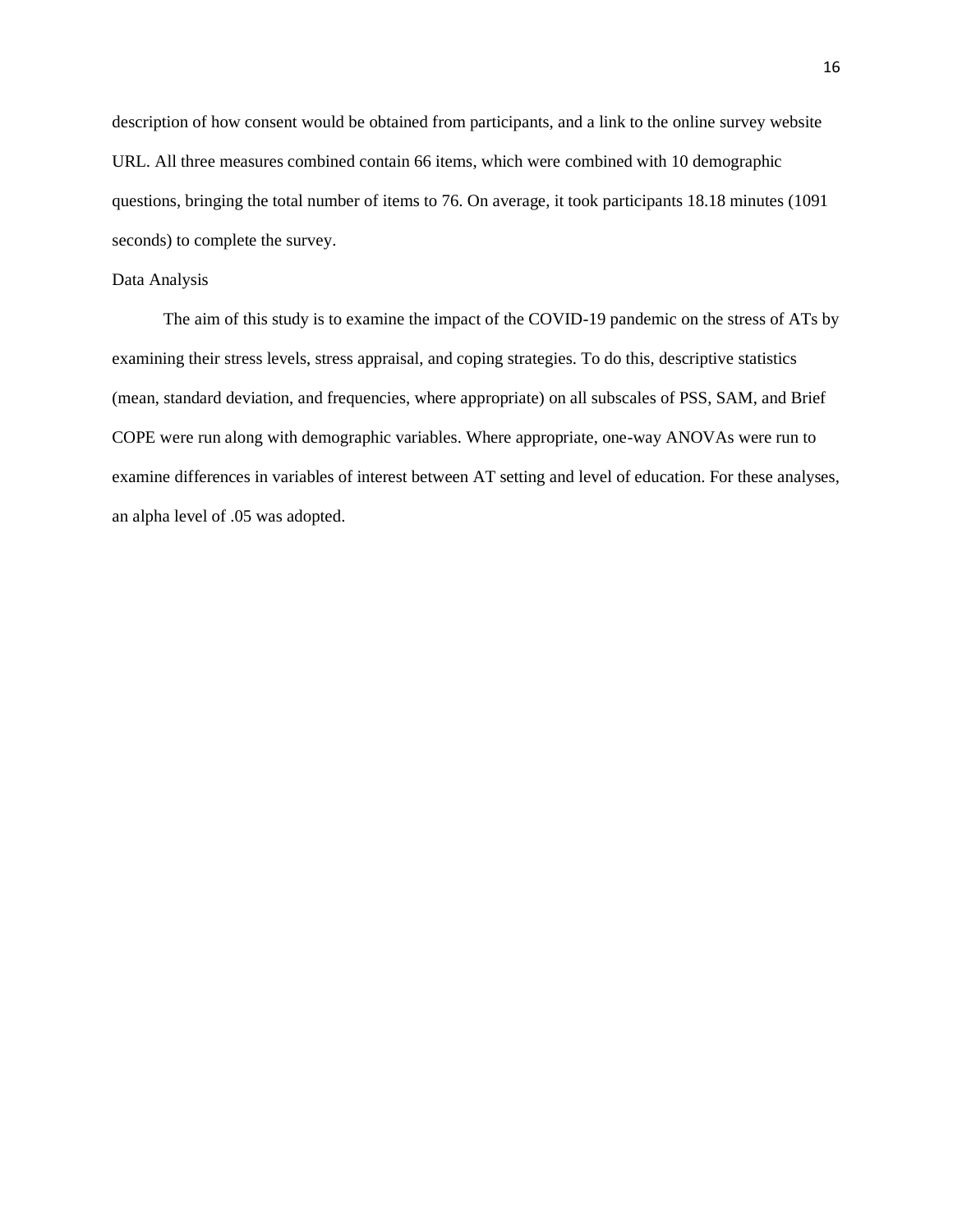description of how consent would be obtained from participants, and a link to the online survey website URL. All three measures combined contain 66 items, which were combined with 10 demographic questions, bringing the total number of items to 76. On average, it took participants 18.18 minutes (1091 seconds) to complete the survey.

## Data Analysis

The aim of this study is to examine the impact of the COVID-19 pandemic on the stress of ATs by examining their stress levels, stress appraisal, and coping strategies. To do this, descriptive statistics (mean, standard deviation, and frequencies, where appropriate) on all subscales of PSS, SAM, and Brief COPE were run along with demographic variables. Where appropriate, one-way ANOVAs were run to examine differences in variables of interest between AT setting and level of education. For these analyses, an alpha level of .05 was adopted.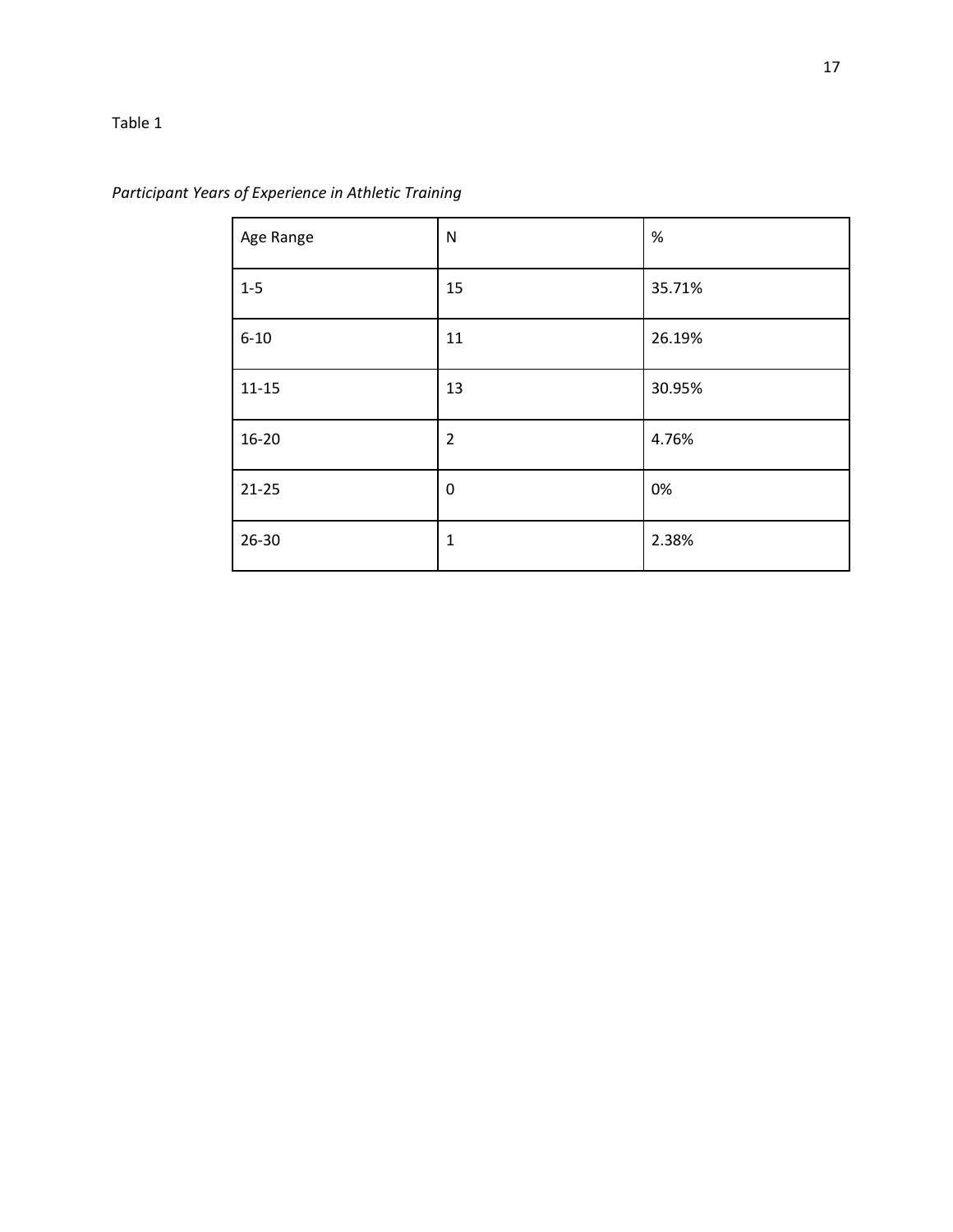Table 1

*Participant Years of Experience in Athletic Training*

| Age Range | N | % |
|---|---|---|
| 1-5 | 15 | 35.71% |
| 6-10 | 11 | 26.19% |
| 11-15 | 13 | 30.95% |
| 16-20 | 2 | 4.76% |
| 21-25 | 0 | 0% |
| 26-30 | 1 | 2.38% |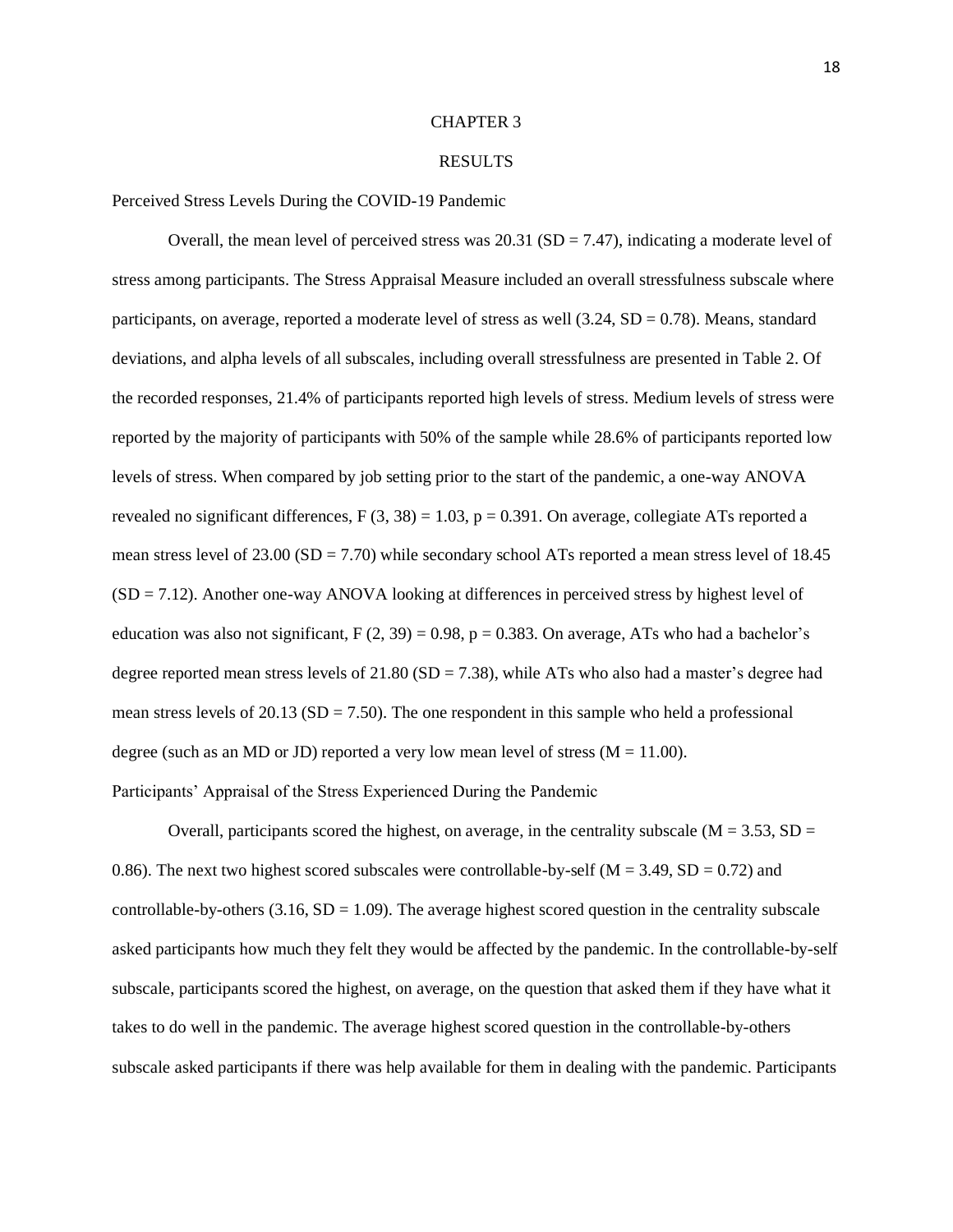# CHAPTER 3

# RESULTS

## Perceived Stress Levels During the COVID-19 Pandemic

Overall, the mean level of perceived stress was 20.31 (SD = 7.47), indicating a moderate level of stress among participants. The Stress Appraisal Measure included an overall stressfulness subscale where participants, on average, reported a moderate level of stress as well (3.24, SD = 0.78). Means, standard deviations, and alpha levels of all subscales, including overall stressfulness are presented in Table 2. Of the recorded responses, 21.4% of participants reported high levels of stress. Medium levels of stress were reported by the majority of participants with 50% of the sample while 28.6% of participants reported low levels of stress. When compared by job setting prior to the start of the pandemic, a one-way ANOVA revealed no significant differences, $F(3, 38) = 1.03$, $p = 0.391$. On average, collegiate ATs reported a mean stress level of 23.00 (SD = 7.70) while secondary school ATs reported a mean stress level of 18.45 (SD = 7.12). Another one-way ANOVA looking at differences in perceived stress by highest level of education was also not significant, $F(2, 39) = 0.98$, $p = 0.383$. On average, ATs who had a bachelor's degree reported mean stress levels of 21.80 (SD = 7.38), while ATs who also had a master's degree had mean stress levels of 20.13 (SD = 7.50). The one respondent in this sample who held a professional degree (such as an MD or JD) reported a very low mean level of stress (M = 11.00).

## Participants' Appraisal of the Stress Experienced During the Pandemic

Overall, participants scored the highest, on average, in the centrality subscale (M = 3.53, SD = 0.86). The next two highest scored subscales were controllable-by-self (M = 3.49, SD = 0.72) and controllable-by-others (3.16, SD = 1.09). The average highest scored question in the centrality subscale asked participants how much they felt they would be affected by the pandemic. In the controllable-by-self subscale, participants scored the highest, on average, on the question that asked them if they have what it takes to do well in the pandemic. The average highest scored question in the controllable-by-others subscale asked participants if there was help available for them in dealing with the pandemic. Participants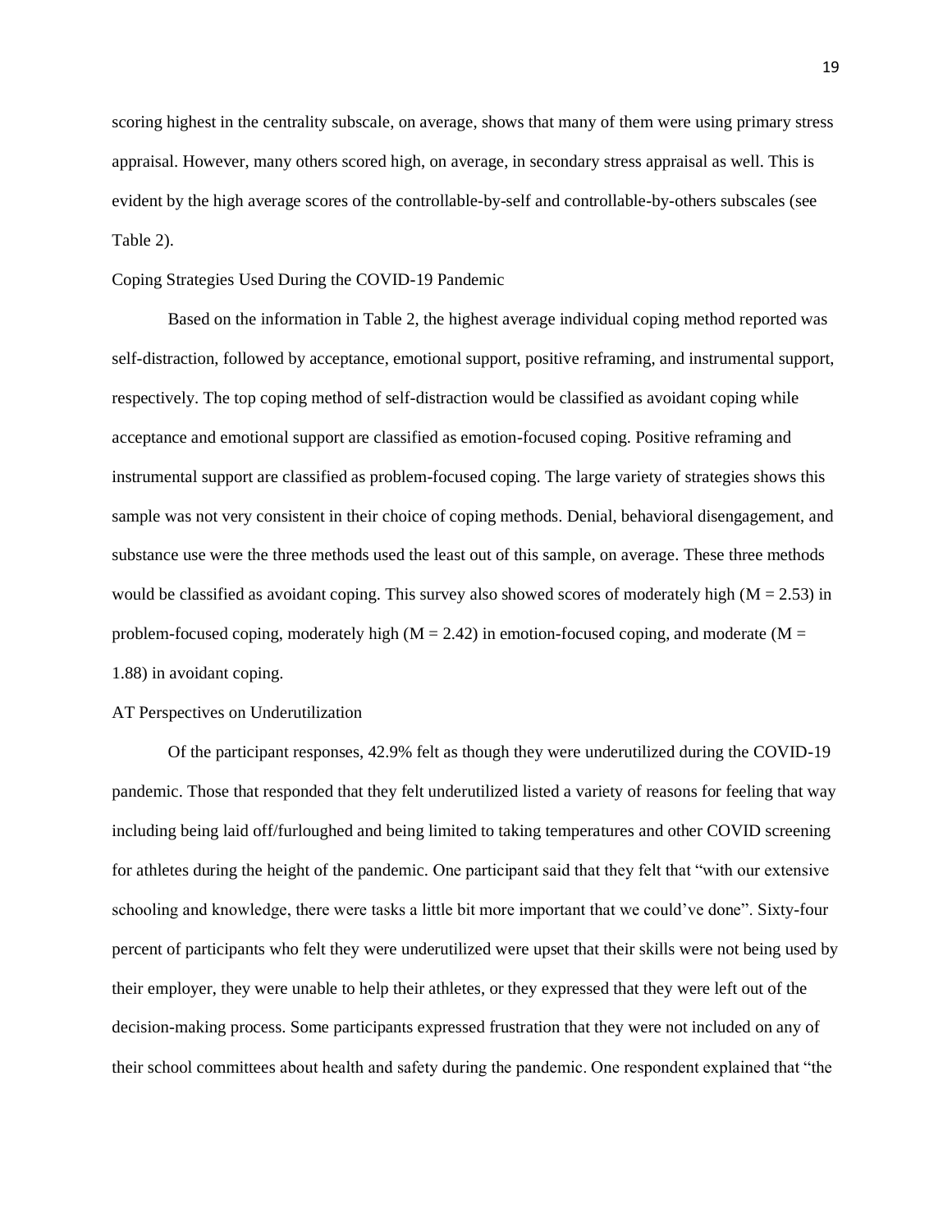scoring highest in the centrality subscale, on average, shows that many of them were using primary stress appraisal. However, many others scored high, on average, in secondary stress appraisal as well. This is evident by the high average scores of the controllable-by-self and controllable-by-others subscales (see Table 2).

## Coping Strategies Used During the COVID-19 Pandemic

Based on the information in Table 2, the highest average individual coping method reported was self-distraction, followed by acceptance, emotional support, positive reframing, and instrumental support, respectively. The top coping method of self-distraction would be classified as avoidant coping while acceptance and emotional support are classified as emotion-focused coping. Positive reframing and instrumental support are classified as problem-focused coping. The large variety of strategies shows this sample was not very consistent in their choice of coping methods. Denial, behavioral disengagement, and substance use were the three methods used the least out of this sample, on average. These three methods would be classified as avoidant coping. This survey also showed scores of moderately high ($M = 2.53$) in problem-focused coping, moderately high ($M = 2.42$) in emotion-focused coping, and moderate ($M = 1.88$) in avoidant coping.

## AT Perspectives on Underutilization

Of the participant responses, 42.9% felt as though they were underutilized during the COVID-19 pandemic. Those that responded that they felt underutilized listed a variety of reasons for feeling that way including being laid off/furloughed and being limited to taking temperatures and other COVID screening for athletes during the height of the pandemic. One participant said that they felt that "with our extensive schooling and knowledge, there were tasks a little bit more important that we could've done". Sixty-four percent of participants who felt they were underutilized were upset that their skills were not being used by their employer, they were unable to help their athletes, or they expressed that they were left out of the decision-making process. Some participants expressed frustration that they were not included on any of their school committees about health and safety during the pandemic. One respondent explained that "the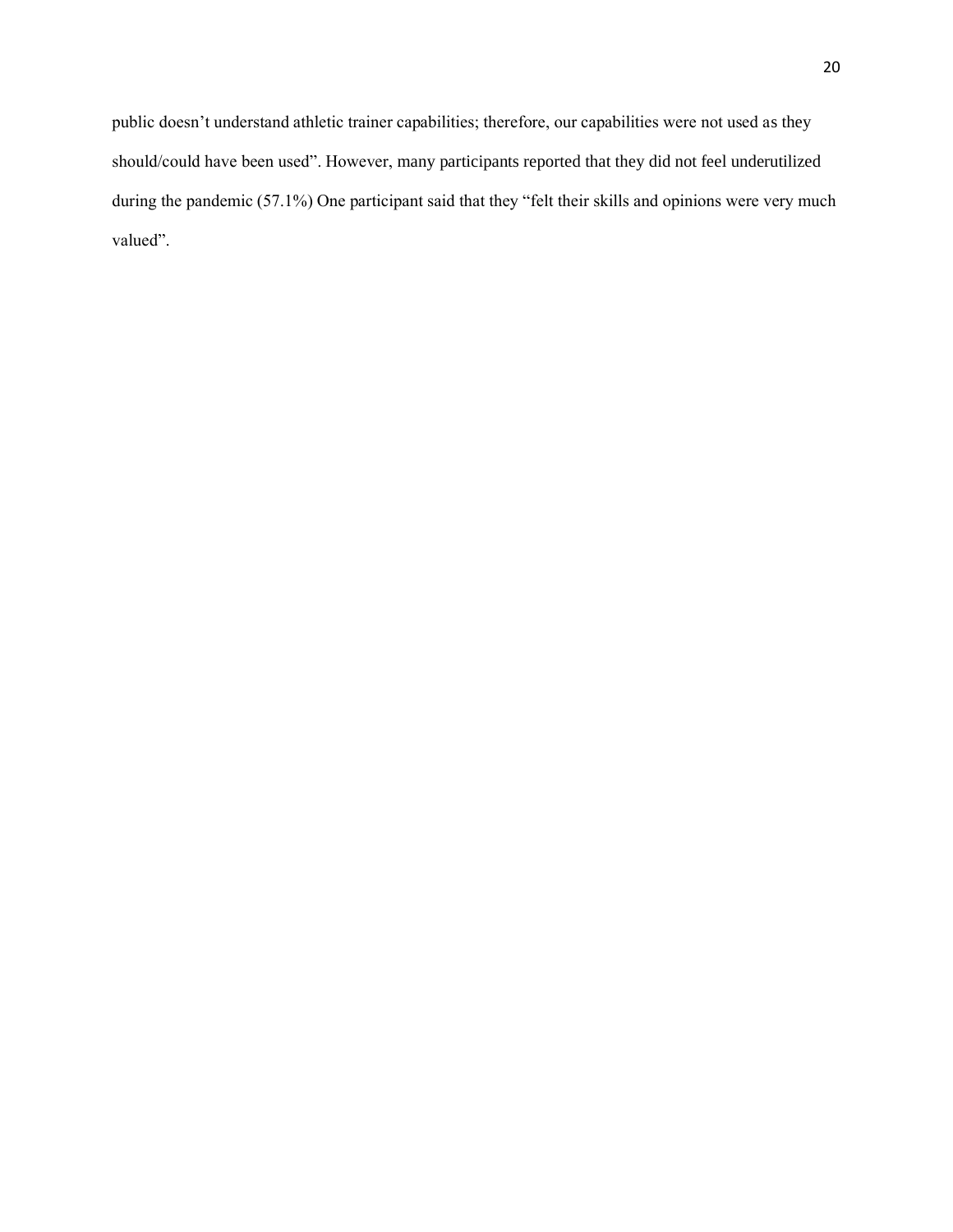public doesn't understand athletic trainer capabilities; therefore, our capabilities were not used as they should/could have been used". However, many participants reported that they did not feel underutilized during the pandemic (57.1%) One participant said that they "felt their skills and opinions were very much valued".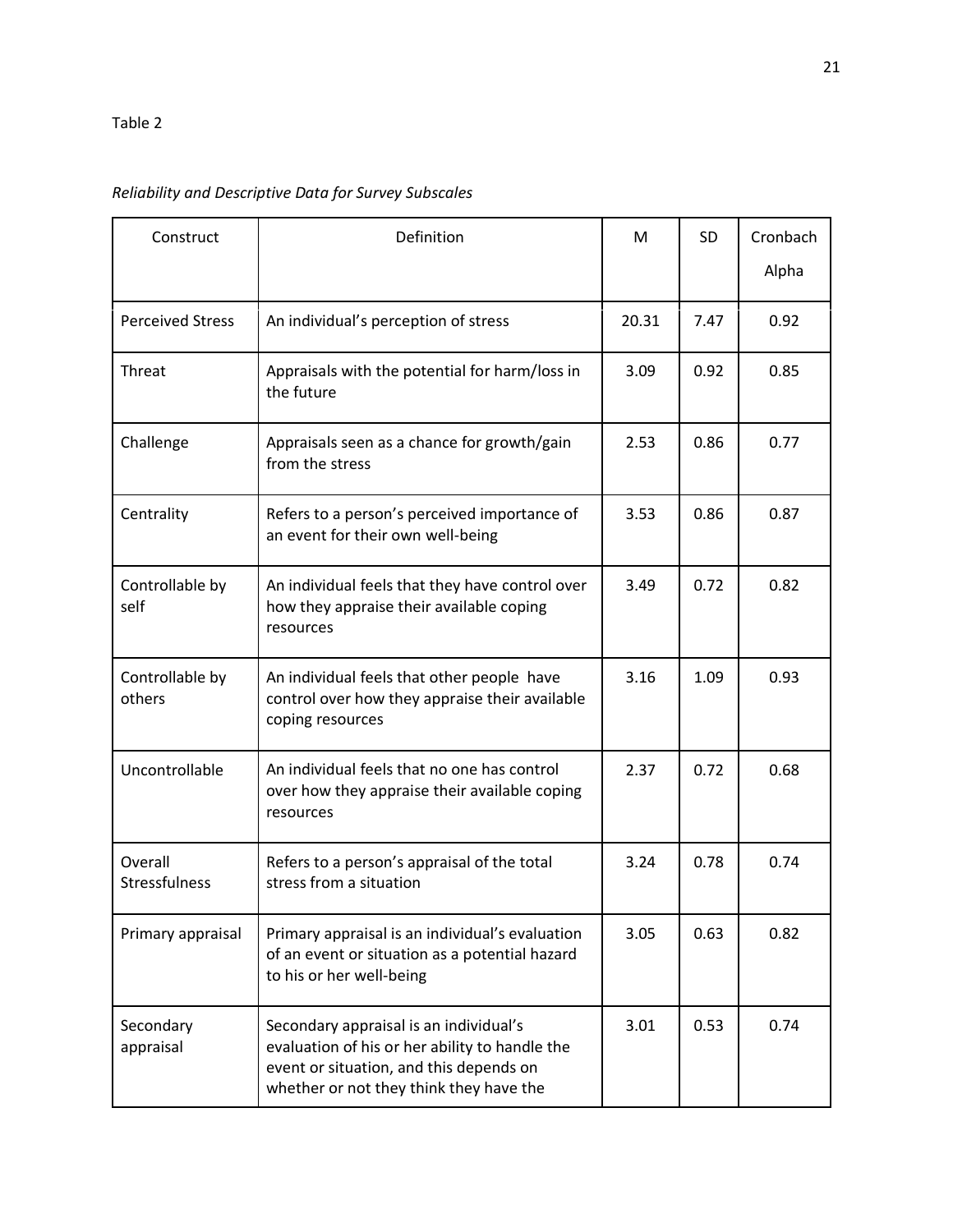Table 2

*Reliability and Descriptive Data for Survey Subscales*

| Construct | Definition | M | SD | Cronbach Alpha |
|---|---|---|---|---|
| Perceived Stress | An individual's perception of stress | 20.31 | 7.47 | 0.92 |
| Threat | Appraisals with the potential for harm/loss in the future | 3.09 | 0.92 | 0.85 |
| Challenge | Appraisals seen as a chance for growth/gain from the stress | 2.53 | 0.86 | 0.77 |
| Centrality | Refers to a person's perceived importance of an event for their own well-being | 3.53 | 0.86 | 0.87 |
| Controllable by self | An individual feels that they have control over how they appraise their available coping resources | 3.49 | 0.72 | 0.82 |
| Controllable by others | An individual feels that other people have control over how they appraise their available coping resources | 3.16 | 1.09 | 0.93 |
| Uncontrollable | An individual feels that no one has control over how they appraise their available coping resources | 2.37 | 0.72 | 0.68 |
| Overall Stressfulness | Refers to a person's appraisal of the total stress from a situation | 3.24 | 0.78 | 0.74 |
| Primary appraisal | Primary appraisal is an individual's evaluation of an event or situation as a potential hazard to his or her well-being | 3.05 | 0.63 | 0.82 |
| Secondary appraisal | Secondary appraisal is an individual's evaluation of his or her ability to handle the event or situation, and this depends on whether or not they think they have the | 3.01 | 0.53 | 0.74 |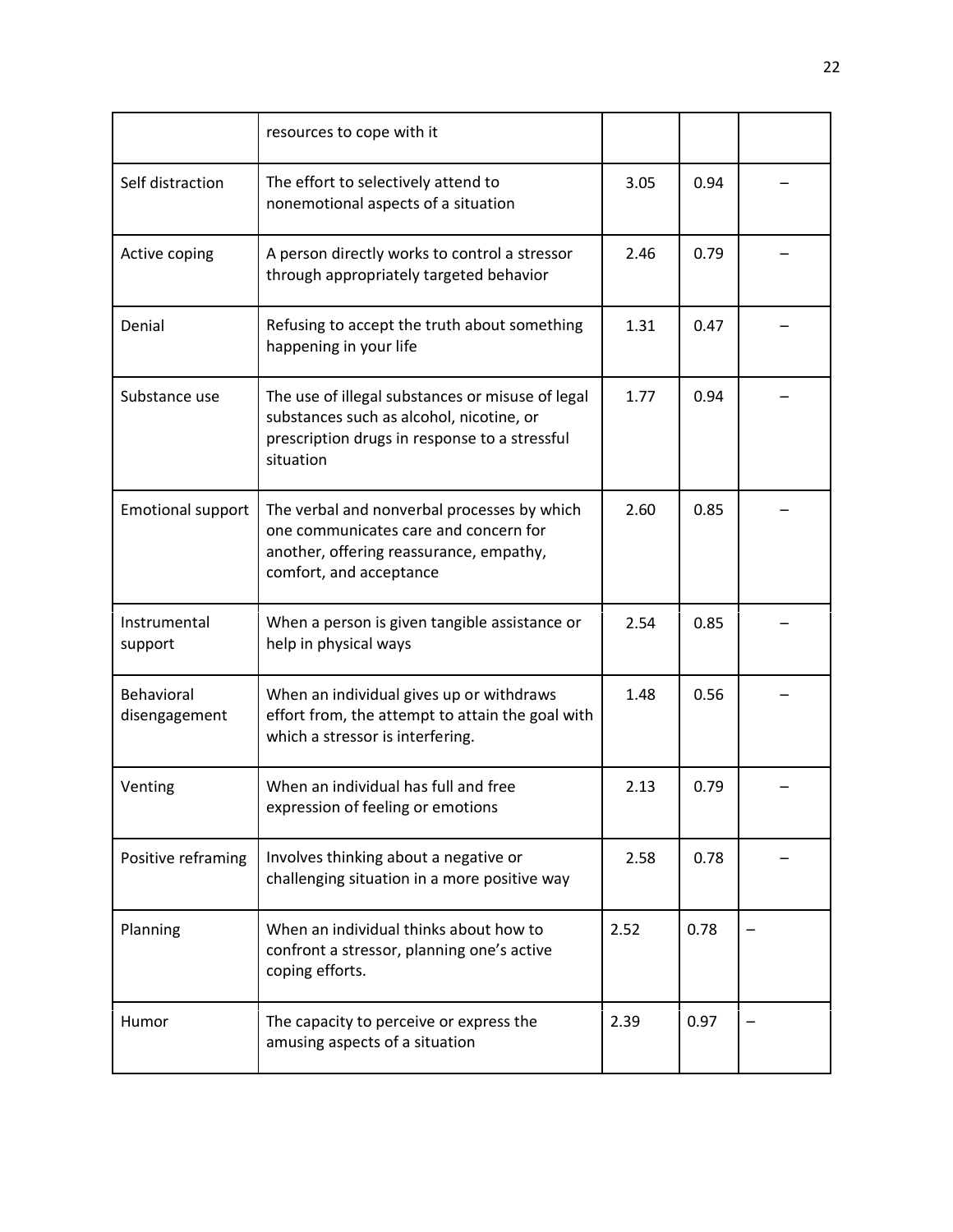| | | | | |
|---|---|---|---|---|
| | resources to cope with it | | | |
| Self distraction | The effort to selectively attend to nonemotional aspects of a situation | 3.05 | 0.94 | – |
| Active coping | A person directly works to control a stressor through appropriately targeted behavior | 2.46 | 0.79 | – |
| Denial | Refusing to accept the truth about something happening in your life | 1.31 | 0.47 | – |
| Substance use | The use of illegal substances or misuse of legal substances such as alcohol, nicotine, or prescription drugs in response to a stressful situation | 1.77 | 0.94 | – |
| Emotional support | The verbal and nonverbal processes by which one communicates care and concern for another, offering reassurance, empathy, comfort, and acceptance | 2.60 | 0.85 | – |
| Instrumental support | When a person is given tangible assistance or help in physical ways | 2.54 | 0.85 | – |
| Behavioral disengagement | When an individual gives up or withdraws effort from, the attempt to attain the goal with which a stressor is interfering. | 1.48 | 0.56 | – |
| Venting | When an individual has full and free expression of feeling or emotions | 2.13 | 0.79 | – |
| Positive reframing | Involves thinking about a negative or challenging situation in a more positive way | 2.58 | 0.78 | – |
| Planning | When an individual thinks about how to confront a stressor, planning one's active coping efforts. | 2.52 | 0.78 | – |
| Humor | The capacity to perceive or express the amusing aspects of a situation | 2.39 | 0.97 | – |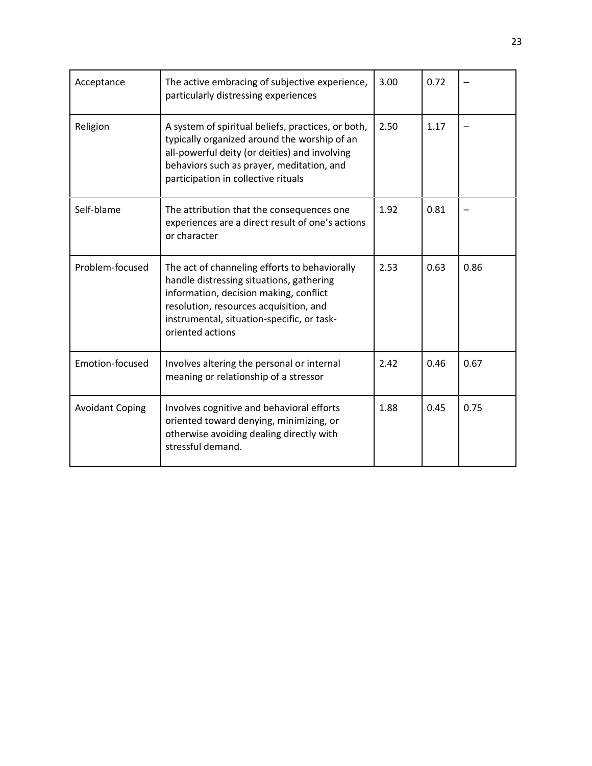| | | | | |
|---|---|---|---|---|
| Acceptance | The active embracing of subjective experience, particularly distressing experiences | 3.00 | 0.72 | – |
| Religion | A system of spiritual beliefs, practices, or both, typically organized around the worship of an all-powerful deity (or deities) and involving behaviors such as prayer, meditation, and participation in collective rituals | 2.50 | 1.17 | – |
| Self-blame | The attribution that the consequences one experiences are a direct result of one's actions or character | 1.92 | 0.81 | – |
| Problem-focused | The act of channeling efforts to behaviorally handle distressing situations, gathering information, decision making, conflict resolution, resources acquisition, and instrumental, situation-specific, or task-oriented actions | 2.53 | 0.63 | 0.86 |
| Emotion-focused | Involves altering the personal or internal meaning or relationship of a stressor | 2.42 | 0.46 | 0.67 |
| Avoidant Coping | Involves cognitive and behavioral efforts oriented toward denying, minimizing, or otherwise avoiding dealing directly with stressful demand. | 1.88 | 0.45 | 0.75 |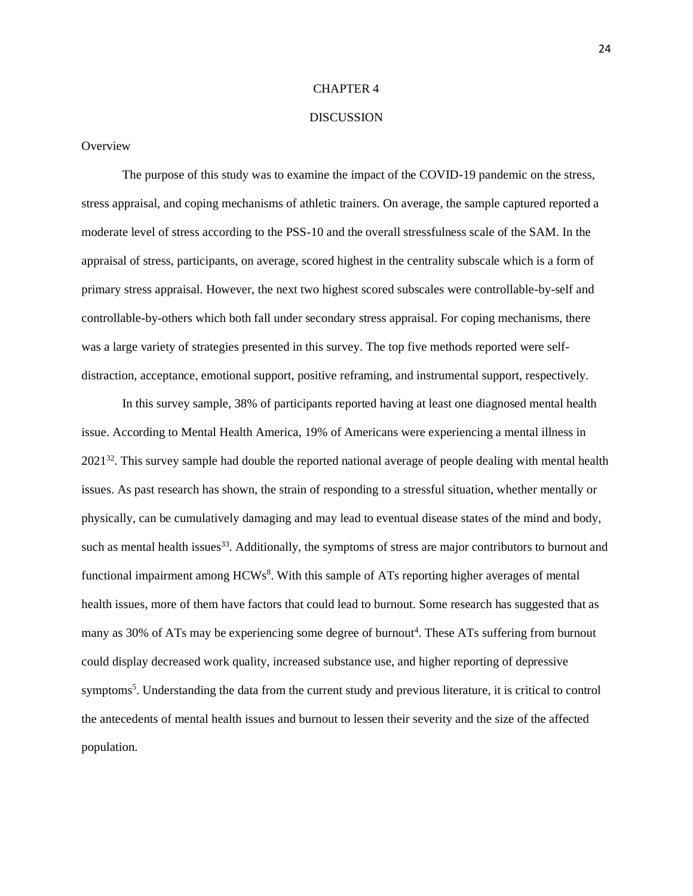# CHAPTER 4

# DISCUSSION

## Overview

The purpose of this study was to examine the impact of the COVID-19 pandemic on the stress, stress appraisal, and coping mechanisms of athletic trainers. On average, the sample captured reported a moderate level of stress according to the PSS-10 and the overall stressfulness scale of the SAM. In the appraisal of stress, participants, on average, scored highest in the centrality subscale which is a form of primary stress appraisal. However, the next two highest scored subscales were controllable-by-self and controllable-by-others which both fall under secondary stress appraisal. For coping mechanisms, there was a large variety of strategies presented in this survey. The top five methods reported were self-distraction, acceptance, emotional support, positive reframing, and instrumental support, respectively.

In this survey sample, 38% of participants reported having at least one diagnosed mental health issue. According to Mental Health America, 19% of Americans were experiencing a mental illness in 2021[32]. This survey sample had double the reported national average of people dealing with mental health issues. As past research has shown, the strain of responding to a stressful situation, whether mentally or physically, can be cumulatively damaging and may lead to eventual disease states of the mind and body, such as mental health issues[33]. Additionally, the symptoms of stress are major contributors to burnout and functional impairment among HCWs[8]. With this sample of ATs reporting higher averages of mental health issues, more of them have factors that could lead to burnout. Some research has suggested that as many as 30% of ATs may be experiencing some degree of burnout[4]. These ATs suffering from burnout could display decreased work quality, increased substance use, and higher reporting of depressive symptoms[5]. Understanding the data from the current study and previous literature, it is critical to control the antecedents of mental health issues and burnout to lessen their severity and the size of the affected population.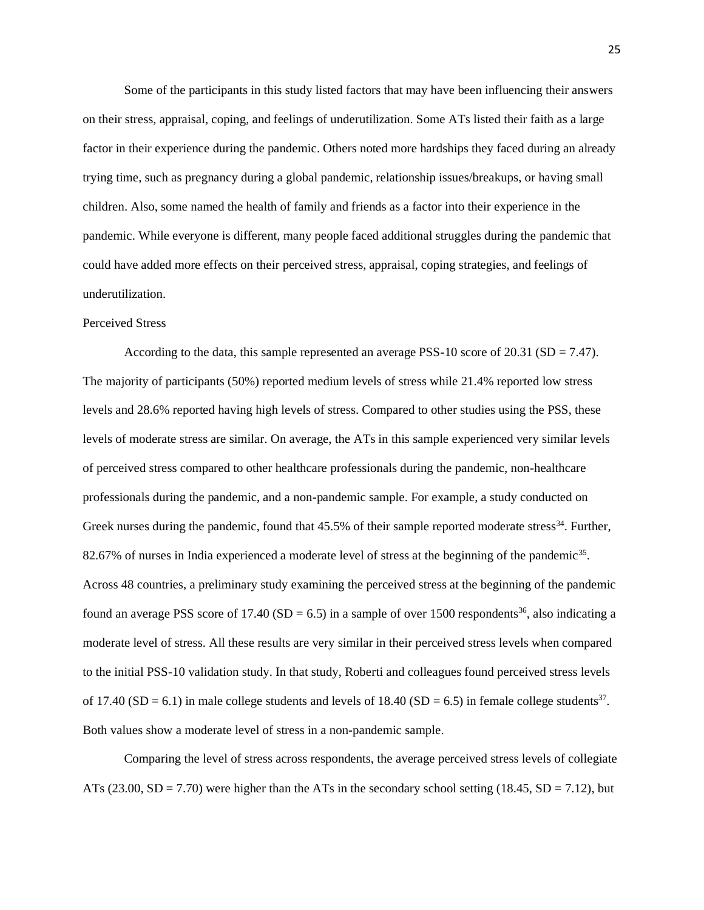Some of the participants in this study listed factors that may have been influencing their answers on their stress, appraisal, coping, and feelings of underutilization. Some ATs listed their faith as a large factor in their experience during the pandemic. Others noted more hardships they faced during an already trying time, such as pregnancy during a global pandemic, relationship issues/breakups, or having small children. Also, some named the health of family and friends as a factor into their experience in the pandemic. While everyone is different, many people faced additional struggles during the pandemic that could have added more effects on their perceived stress, appraisal, coping strategies, and feelings of underutilization.

## Perceived Stress

According to the data, this sample represented an average PSS-10 score of 20.31 (SD = 7.47). The majority of participants (50%) reported medium levels of stress while 21.4% reported low stress levels and 28.6% reported having high levels of stress. Compared to other studies using the PSS, these levels of moderate stress are similar. On average, the ATs in this sample experienced very similar levels of perceived stress compared to other healthcare professionals during the pandemic, non-healthcare professionals during the pandemic, and a non-pandemic sample. For example, a study conducted on Greek nurses during the pandemic, found that 45.5% of their sample reported moderate stress[34]. Further, 82.67% of nurses in India experienced a moderate level of stress at the beginning of the pandemic[35]. Across 48 countries, a preliminary study examining the perceived stress at the beginning of the pandemic found an average PSS score of 17.40 (SD = 6.5) in a sample of over 1500 respondents[36], also indicating a moderate level of stress. All these results are very similar in their perceived stress levels when compared to the initial PSS-10 validation study. In that study, Roberti and colleagues found perceived stress levels of 17.40 (SD = 6.1) in male college students and levels of 18.40 (SD = 6.5) in female college students[37]. Both values show a moderate level of stress in a non-pandemic sample.

Comparing the level of stress across respondents, the average perceived stress levels of collegiate ATs (23.00, SD = 7.70) were higher than the ATs in the secondary school setting (18.45, SD = 7.12), but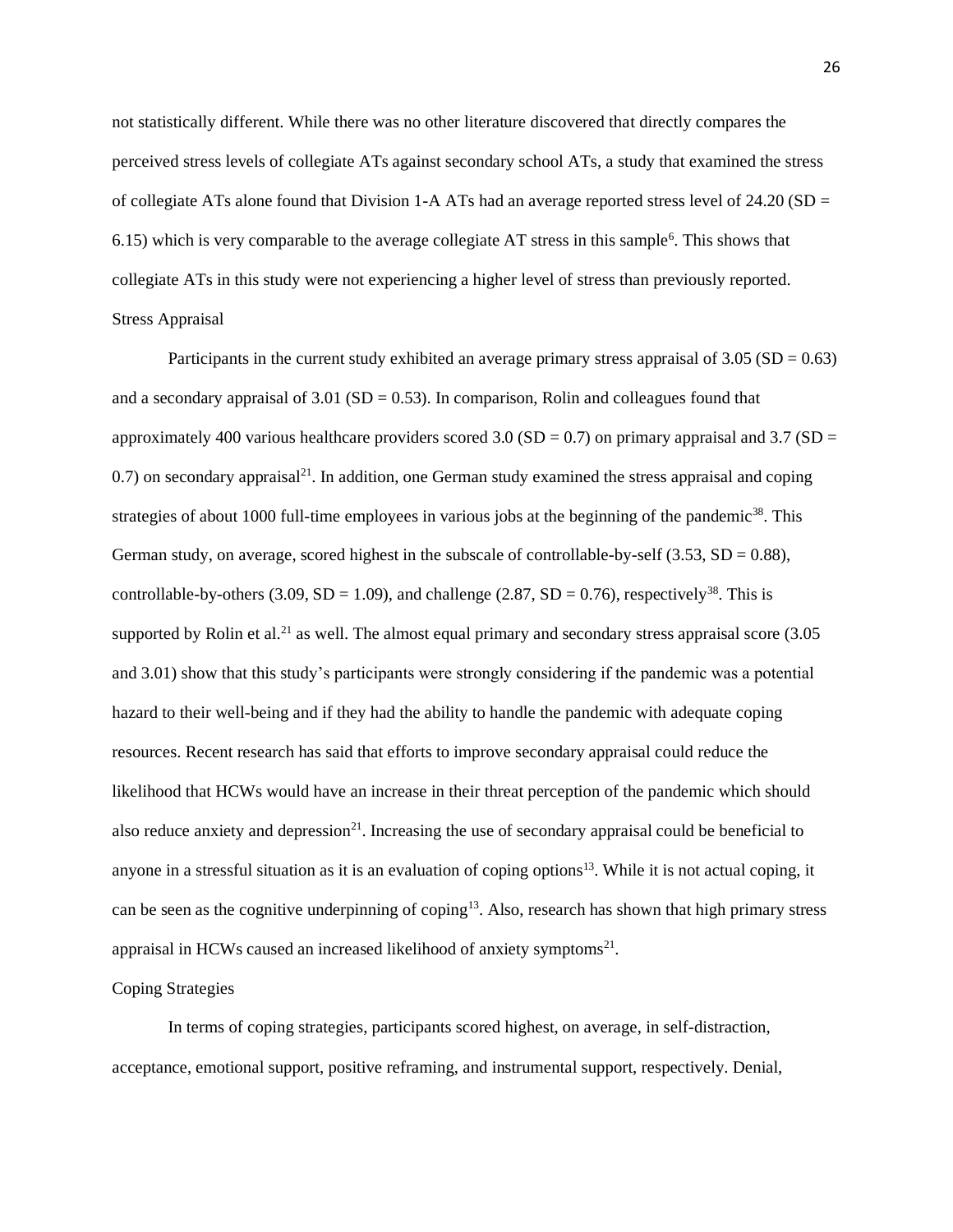not statistically different. While there was no other literature discovered that directly compares the perceived stress levels of collegiate ATs against secondary school ATs, a study that examined the stress of collegiate ATs alone found that Division 1-A ATs had an average reported stress level of 24.20 (SD = 6.15) which is very comparable to the average collegiate AT stress in this sample[6]. This shows that collegiate ATs in this study were not experiencing a higher level of stress than previously reported.

## Stress Appraisal

Participants in the current study exhibited an average primary stress appraisal of 3.05 (SD = 0.63) and a secondary appraisal of 3.01 (SD = 0.53). In comparison, Rolin and colleagues found that approximately 400 various healthcare providers scored 3.0 (SD = 0.7) on primary appraisal and 3.7 (SD = 0.7) on secondary appraisal[21]. In addition, one German study examined the stress appraisal and coping strategies of about 1000 full-time employees in various jobs at the beginning of the pandemic[38]. This German study, on average, scored highest in the subscale of controllable-by-self (3.53, SD = 0.88), controllable-by-others (3.09, SD = 1.09), and challenge (2.87, SD = 0.76), respectively[38]. This is supported by Rolin et al.[21] as well. The almost equal primary and secondary stress appraisal score (3.05 and 3.01) show that this study's participants were strongly considering if the pandemic was a potential hazard to their well-being and if they had the ability to handle the pandemic with adequate coping resources. Recent research has said that efforts to improve secondary appraisal could reduce the likelihood that HCWs would have an increase in their threat perception of the pandemic which should also reduce anxiety and depression[21]. Increasing the use of secondary appraisal could be beneficial to anyone in a stressful situation as it is an evaluation of coping options[13]. While it is not actual coping, it can be seen as the cognitive underpinning of coping[13]. Also, research has shown that high primary stress appraisal in HCWs caused an increased likelihood of anxiety symptoms[21].

## Coping Strategies

In terms of coping strategies, participants scored highest, on average, in self-distraction, acceptance, emotional support, positive reframing, and instrumental support, respectively. Denial,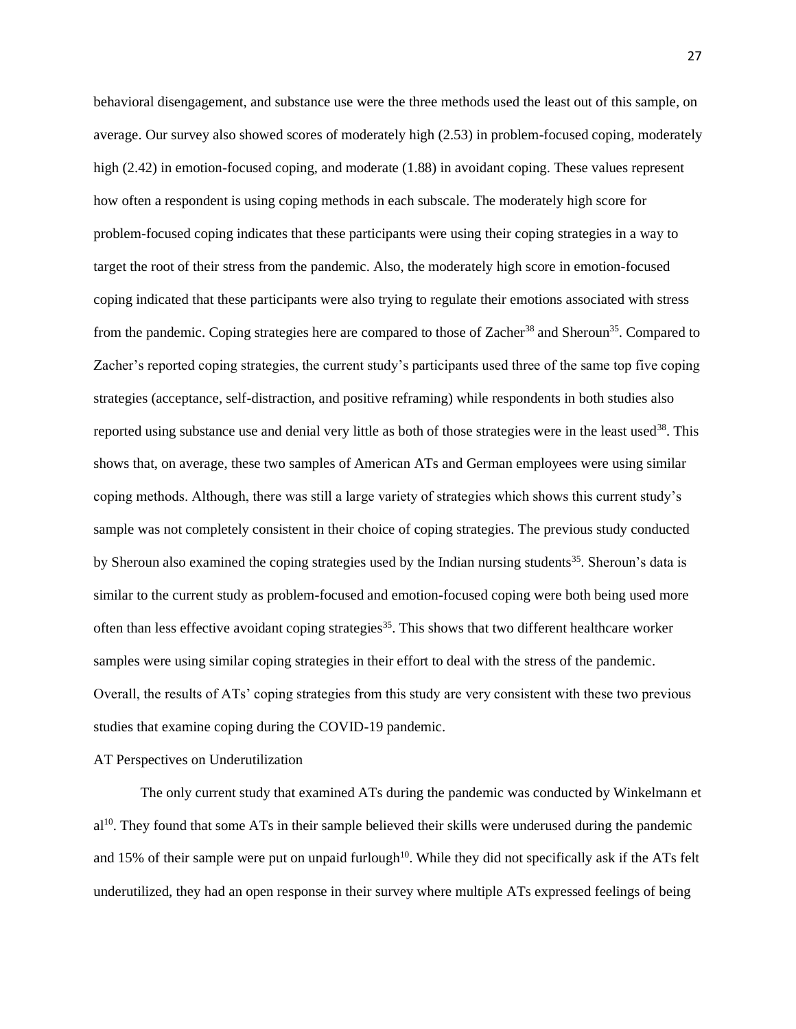behavioral disengagement, and substance use were the three methods used the least out of this sample, on average. Our survey also showed scores of moderately high (2.53) in problem-focused coping, moderately high (2.42) in emotion-focused coping, and moderate (1.88) in avoidant coping. These values represent how often a respondent is using coping methods in each subscale. The moderately high score for problem-focused coping indicates that these participants were using their coping strategies in a way to target the root of their stress from the pandemic. Also, the moderately high score in emotion-focused coping indicated that these participants were also trying to regulate their emotions associated with stress from the pandemic. Coping strategies here are compared to those of Zacher[38] and Sheroun[35]. Compared to Zacher's reported coping strategies, the current study's participants used three of the same top five coping strategies (acceptance, self-distraction, and positive reframing) while respondents in both studies also reported using substance use and denial very little as both of those strategies were in the least used[38]. This shows that, on average, these two samples of American ATs and German employees were using similar coping methods. Although, there was still a large variety of strategies which shows this current study's sample was not completely consistent in their choice of coping strategies. The previous study conducted by Sheroun also examined the coping strategies used by the Indian nursing students[35]. Sheroun's data is similar to the current study as problem-focused and emotion-focused coping were both being used more often than less effective avoidant coping strategies[35]. This shows that two different healthcare worker samples were using similar coping strategies in their effort to deal with the stress of the pandemic. Overall, the results of ATs' coping strategies from this study are very consistent with these two previous studies that examine coping during the COVID-19 pandemic.

AT Perspectives on Underutilization

The only current study that examined ATs during the pandemic was conducted by Winkelmann et al[10]. They found that some ATs in their sample believed their skills were underused during the pandemic and 15% of their sample were put on unpaid furlough[10]. While they did not specifically ask if the ATs felt underutilized, they had an open response in their survey where multiple ATs expressed feelings of being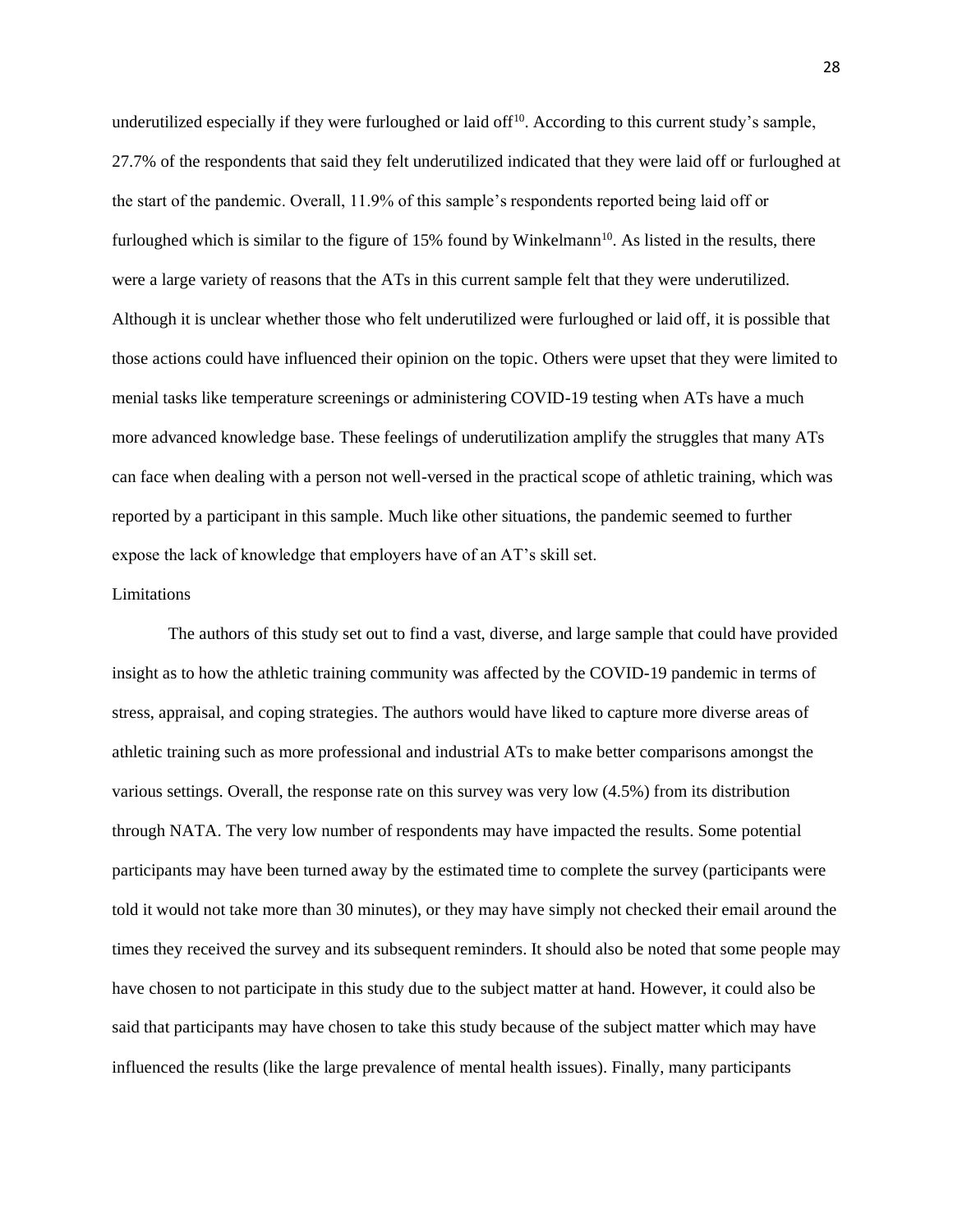underutilized especially if they were furloughed or laid off[10]. According to this current study's sample, 27.7% of the respondents that said they felt underutilized indicated that they were laid off or furloughed at the start of the pandemic. Overall, 11.9% of this sample's respondents reported being laid off or furloughed which is similar to the figure of 15% found by Winkelmann[10]. As listed in the results, there were a large variety of reasons that the ATs in this current sample felt that they were underutilized. Although it is unclear whether those who felt underutilized were furloughed or laid off, it is possible that those actions could have influenced their opinion on the topic. Others were upset that they were limited to menial tasks like temperature screenings or administering COVID-19 testing when ATs have a much more advanced knowledge base. These feelings of underutilization amplify the struggles that many ATs can face when dealing with a person not well-versed in the practical scope of athletic training, which was reported by a participant in this sample. Much like other situations, the pandemic seemed to further expose the lack of knowledge that employers have of an AT's skill set.

## Limitations

The authors of this study set out to find a vast, diverse, and large sample that could have provided insight as to how the athletic training community was affected by the COVID-19 pandemic in terms of stress, appraisal, and coping strategies. The authors would have liked to capture more diverse areas of athletic training such as more professional and industrial ATs to make better comparisons amongst the various settings. Overall, the response rate on this survey was very low (4.5%) from its distribution through NATA. The very low number of respondents may have impacted the results. Some potential participants may have been turned away by the estimated time to complete the survey (participants were told it would not take more than 30 minutes), or they may have simply not checked their email around the times they received the survey and its subsequent reminders. It should also be noted that some people may have chosen to not participate in this study due to the subject matter at hand. However, it could also be said that participants may have chosen to take this study because of the subject matter which may have influenced the results (like the large prevalence of mental health issues). Finally, many participants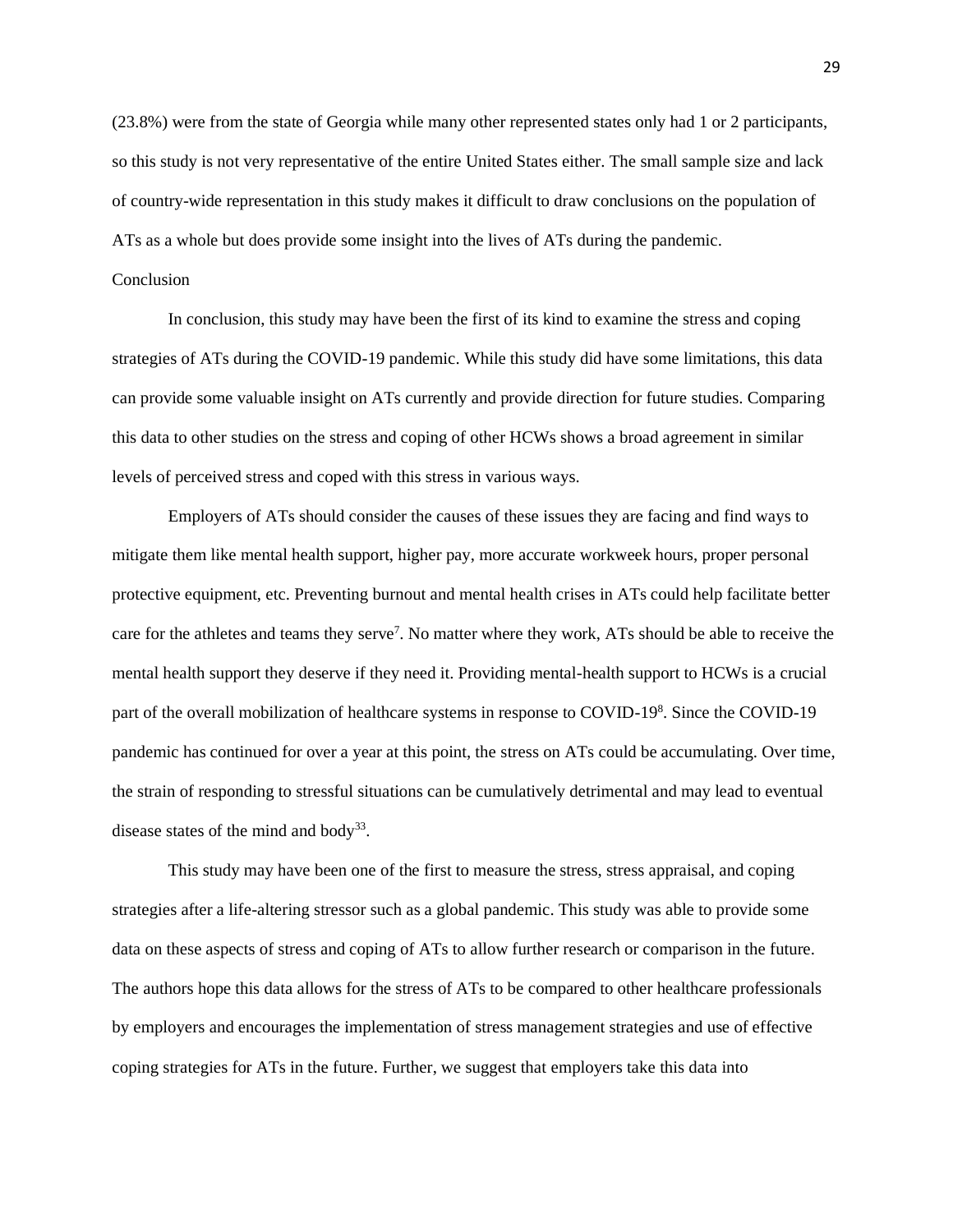(23.8%) were from the state of Georgia while many other represented states only had 1 or 2 participants, so this study is not very representative of the entire United States either. The small sample size and lack of country-wide representation in this study makes it difficult to draw conclusions on the population of ATs as a whole but does provide some insight into the lives of ATs during the pandemic.

## Conclusion

In conclusion, this study may have been the first of its kind to examine the stress and coping strategies of ATs during the COVID-19 pandemic. While this study did have some limitations, this data can provide some valuable insight on ATs currently and provide direction for future studies. Comparing this data to other studies on the stress and coping of other HCWs shows a broad agreement in similar levels of perceived stress and coped with this stress in various ways.

Employers of ATs should consider the causes of these issues they are facing and find ways to mitigate them like mental health support, higher pay, more accurate workweek hours, proper personal protective equipment, etc. Preventing burnout and mental health crises in ATs could help facilitate better care for the athletes and teams they serve[7]. No matter where they work, ATs should be able to receive the mental health support they deserve if they need it. Providing mental-health support to HCWs is a crucial part of the overall mobilization of healthcare systems in response to COVID-19[8]. Since the COVID-19 pandemic has continued for over a year at this point, the stress on ATs could be accumulating. Over time, the strain of responding to stressful situations can be cumulatively detrimental and may lead to eventual disease states of the mind and body[33].

This study may have been one of the first to measure the stress, stress appraisal, and coping strategies after a life-altering stressor such as a global pandemic. This study was able to provide some data on these aspects of stress and coping of ATs to allow further research or comparison in the future. The authors hope this data allows for the stress of ATs to be compared to other healthcare professionals by employers and encourages the implementation of stress management strategies and use of effective coping strategies for ATs in the future. Further, we suggest that employers take this data into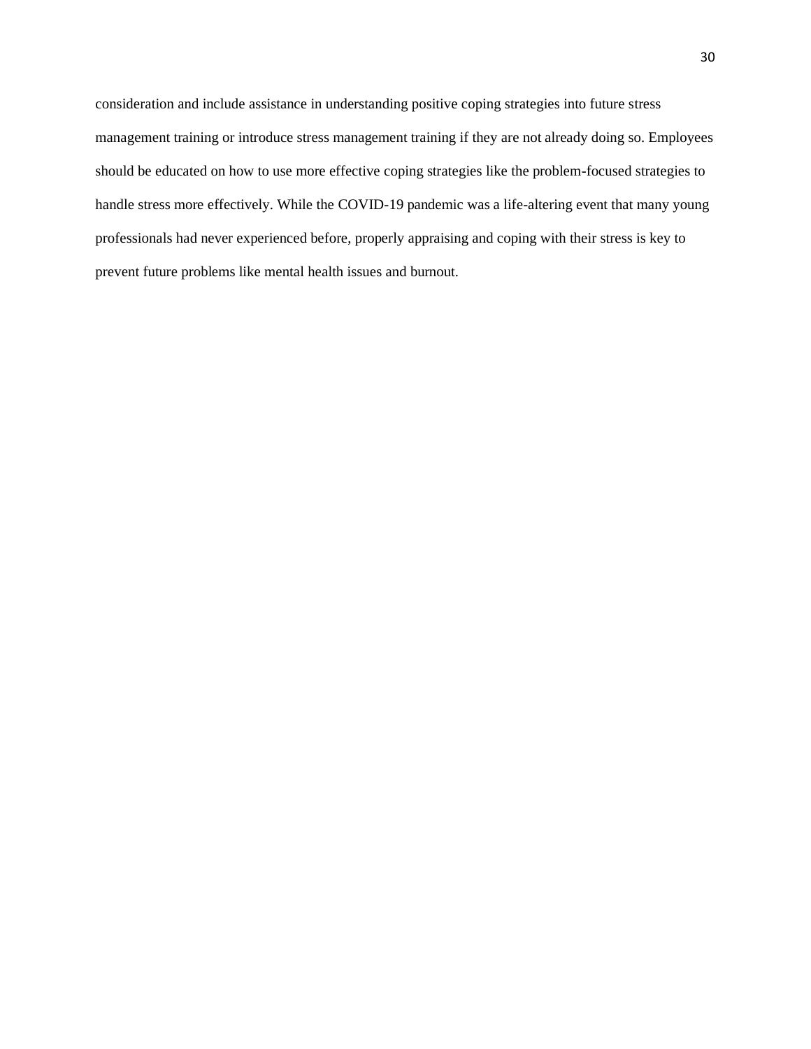consideration and include assistance in understanding positive coping strategies into future stress management training or introduce stress management training if they are not already doing so. Employees should be educated on how to use more effective coping strategies like the problem-focused strategies to handle stress more effectively. While the COVID-19 pandemic was a life-altering event that many young professionals had never experienced before, properly appraising and coping with their stress is key to prevent future problems like mental health issues and burnout.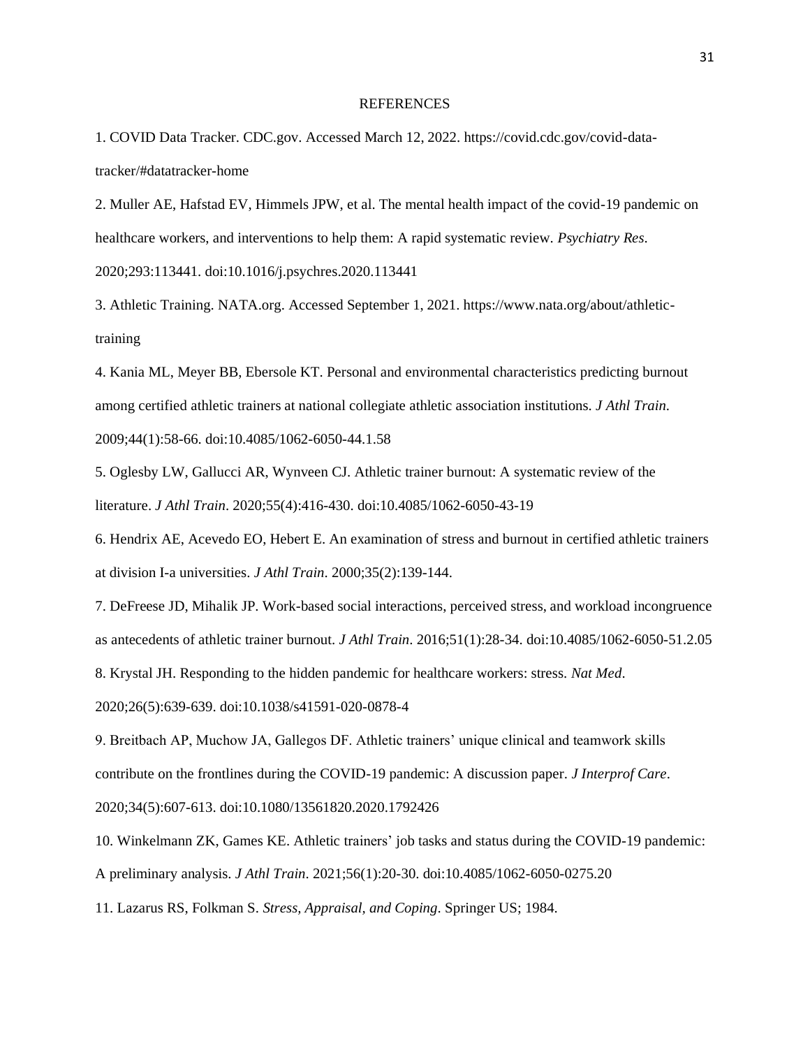# REFERENCES

1. COVID Data Tracker. CDC.gov. Accessed March 12, 2022. https://covid.cdc.gov/covid-data-tracker/#datatracker-home

2. Muller AE, Hafstad EV, Himmels JPW, et al. The mental health impact of the covid-19 pandemic on healthcare workers, and interventions to help them: A rapid systematic review. *Psychiatry Res*. 2020;293:113441. doi:10.1016/j.psychres.2020.113441

3. Athletic Training. NATA.org. Accessed September 1, 2021. https://www.nata.org/about/athletic-training

4. Kania ML, Meyer BB, Ebersole KT. Personal and environmental characteristics predicting burnout among certified athletic trainers at national collegiate athletic association institutions. *J Athl Train*. 2009;44(1):58-66. doi:10.4085/1062-6050-44.1.58

5. Oglesby LW, Gallucci AR, Wynveen CJ. Athletic trainer burnout: A systematic review of the literature. *J Athl Train*. 2020;55(4):416-430. doi:10.4085/1062-6050-43-19

6. Hendrix AE, Acevedo EO, Hebert E. An examination of stress and burnout in certified athletic trainers at division I-a universities. *J Athl Train*. 2000;35(2):139-144.

7. DeFreese JD, Mihalik JP. Work-based social interactions, perceived stress, and workload incongruence as antecedents of athletic trainer burnout. *J Athl Train*. 2016;51(1):28-34. doi:10.4085/1062-6050-51.2.05

8. Krystal JH. Responding to the hidden pandemic for healthcare workers: stress. *Nat Med*. 2020;26(5):639-639. doi:10.1038/s41591-020-0878-4

9. Breitbach AP, Muchow JA, Gallegos DF. Athletic trainers' unique clinical and teamwork skills contribute on the frontlines during the COVID-19 pandemic: A discussion paper. *J Interprof Care*. 2020;34(5):607-613. doi:10.1080/13561820.2020.1792426

10. Winkelmann ZK, Games KE. Athletic trainers' job tasks and status during the COVID-19 pandemic: A preliminary analysis. *J Athl Train*. 2021;56(1):20-30. doi:10.4085/1062-6050-0275.20

11. Lazarus RS, Folkman S. *Stress, Appraisal, and Coping*. Springer US; 1984.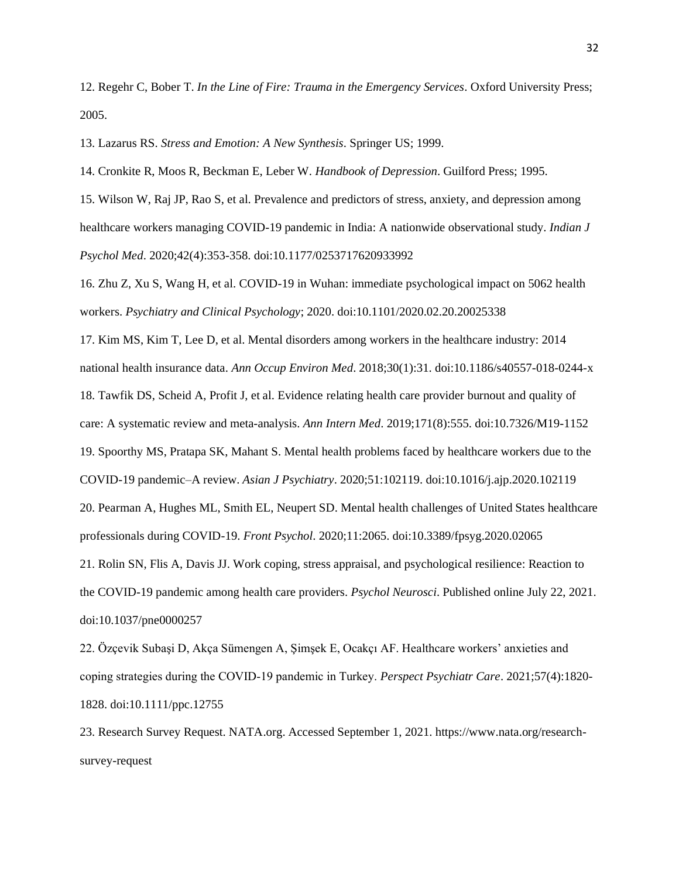12. Regehr C, Bober T. *In the Line of Fire: Trauma in the Emergency Services*. Oxford University Press; 2005.

13. Lazarus RS. *Stress and Emotion: A New Synthesis*. Springer US; 1999.

14. Cronkite R, Moos R, Beckman E, Leber W. *Handbook of Depression*. Guilford Press; 1995.

15. Wilson W, Raj JP, Rao S, et al. Prevalence and predictors of stress, anxiety, and depression among healthcare workers managing COVID-19 pandemic in India: A nationwide observational study. *Indian J Psychol Med*. 2020;42(4):353-358. doi:10.1177/0253717620933992

16. Zhu Z, Xu S, Wang H, et al. COVID-19 in Wuhan: immediate psychological impact on 5062 health workers. *Psychiatry and Clinical Psychology*; 2020. doi:10.1101/2020.02.20.20025338

17. Kim MS, Kim T, Lee D, et al. Mental disorders among workers in the healthcare industry: 2014 national health insurance data. *Ann Occup Environ Med*. 2018;30(1):31. doi:10.1186/s40557-018-0244-x

18. Tawfik DS, Scheid A, Profit J, et al. Evidence relating health care provider burnout and quality of care: A systematic review and meta-analysis. *Ann Intern Med*. 2019;171(8):555. doi:10.7326/M19-1152

19. Spoorthy MS, Pratapa SK, Mahant S. Mental health problems faced by healthcare workers due to the COVID-19 pandemic–A review. *Asian J Psychiatry*. 2020;51:102119. doi:10.1016/j.ajp.2020.102119

20. Pearman A, Hughes ML, Smith EL, Neupert SD. Mental health challenges of United States healthcare professionals during COVID-19. *Front Psychol*. 2020;11:2065. doi:10.3389/fpsyg.2020.02065

21. Rolin SN, Flis A, Davis JJ. Work coping, stress appraisal, and psychological resilience: Reaction to the COVID-19 pandemic among health care providers. *Psychol Neurosci*. Published online July 22, 2021. doi:10.1037/pne0000257

22. Özçevik Subaşi D, Akça Sümengen A, Şimşek E, Ocakçı AF. Healthcare workers' anxieties and coping strategies during the COVID-19 pandemic in Turkey. *Perspect Psychiatr Care*. 2021;57(4):1820-1828. doi:10.1111/ppc.12755

23. Research Survey Request. NATA.org. Accessed September 1, 2021. https://www.nata.org/research-survey-request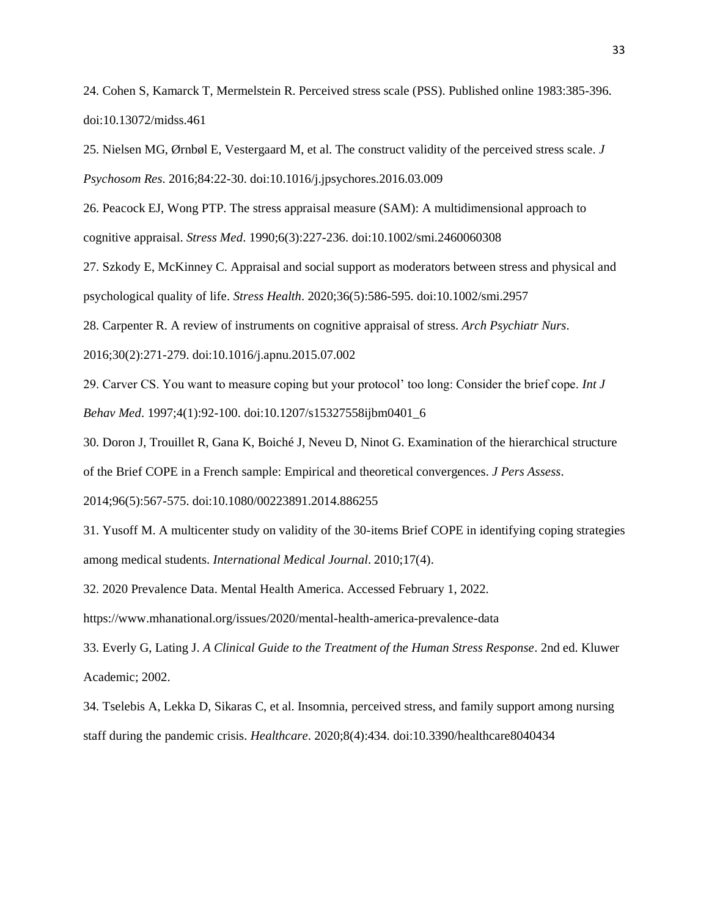24. Cohen S, Kamarck T, Mermelstein R. Perceived stress scale (PSS). Published online 1983:385-396. doi:10.13072/midss.461

25. Nielsen MG, Ørnbøl E, Vestergaard M, et al. The construct validity of the perceived stress scale. *J Psychosom Res*. 2016;84:22-30. doi:10.1016/j.jpsychores.2016.03.009

26. Peacock EJ, Wong PTP. The stress appraisal measure (SAM): A multidimensional approach to cognitive appraisal. *Stress Med*. 1990;6(3):227-236. doi:10.1002/smi.2460060308

27. Szkody E, McKinney C. Appraisal and social support as moderators between stress and physical and psychological quality of life. *Stress Health*. 2020;36(5):586-595. doi:10.1002/smi.2957

28. Carpenter R. A review of instruments on cognitive appraisal of stress. *Arch Psychiatr Nurs*. 2016;30(2):271-279. doi:10.1016/j.apnu.2015.07.002

29. Carver CS. You want to measure coping but your protocol' too long: Consider the brief cope. *Int J Behav Med*. 1997;4(1):92-100. doi:10.1207/s15327558ijbm0401_6

30. Doron J, Trouillet R, Gana K, Boiché J, Neveu D, Ninot G. Examination of the hierarchical structure of the Brief COPE in a French sample: Empirical and theoretical convergences. *J Pers Assess*. 2014;96(5):567-575. doi:10.1080/00223891.2014.886255

31. Yusoff M. A multicenter study on validity of the 30-items Brief COPE in identifying coping strategies among medical students. *International Medical Journal*. 2010;17(4).

32. 2020 Prevalence Data. Mental Health America. Accessed February 1, 2022. https://www.mhanational.org/issues/2020/mental-health-america-prevalence-data

33. Everly G, Lating J. *A Clinical Guide to the Treatment of the Human Stress Response*. 2nd ed. Kluwer Academic; 2002.

34. Tselebis A, Lekka D, Sikaras C, et al. Insomnia, perceived stress, and family support among nursing staff during the pandemic crisis. *Healthcare*. 2020;8(4):434. doi:10.3390/healthcare8040434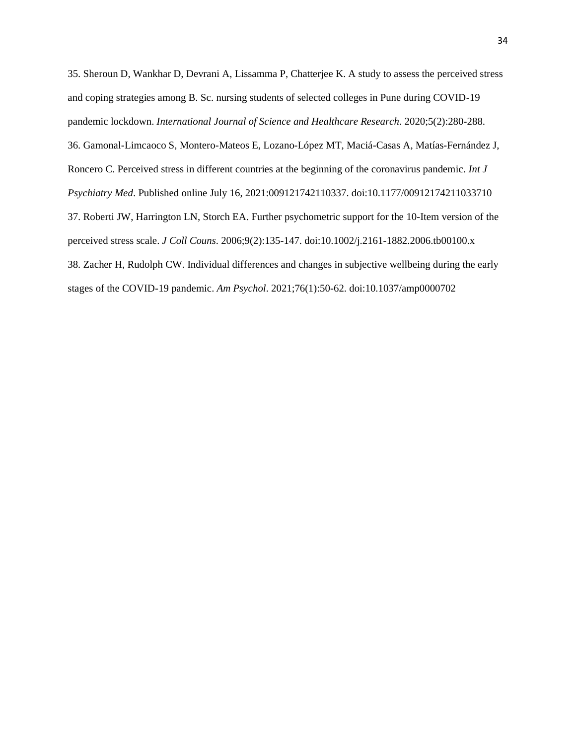35. Sheroun D, Wankhar D, Devrani A, Lissamma P, Chatterjee K. A study to assess the perceived stress and coping strategies among B. Sc. nursing students of selected colleges in Pune during COVID-19 pandemic lockdown. *International Journal of Science and Healthcare Research*. 2020;5(2):280-288.

36. Gamonal-Limcaoco S, Montero-Mateos E, Lozano-López MT, Maciá-Casas A, Matías-Fernández J, Roncero C. Perceived stress in different countries at the beginning of the coronavirus pandemic. *Int J Psychiatry Med*. Published online July 16, 2021:009121742110337. doi:10.1177/00912174211033710

37. Roberti JW, Harrington LN, Storch EA. Further psychometric support for the 10-Item version of the perceived stress scale. *J Coll Couns*. 2006;9(2):135-147. doi:10.1002/j.2161-1882.2006.tb00100.x

38. Zacher H, Rudolph CW. Individual differences and changes in subjective wellbeing during the early stages of the COVID-19 pandemic. *Am Psychol*. 2021;76(1):50-62. doi:10.1037/amp0000702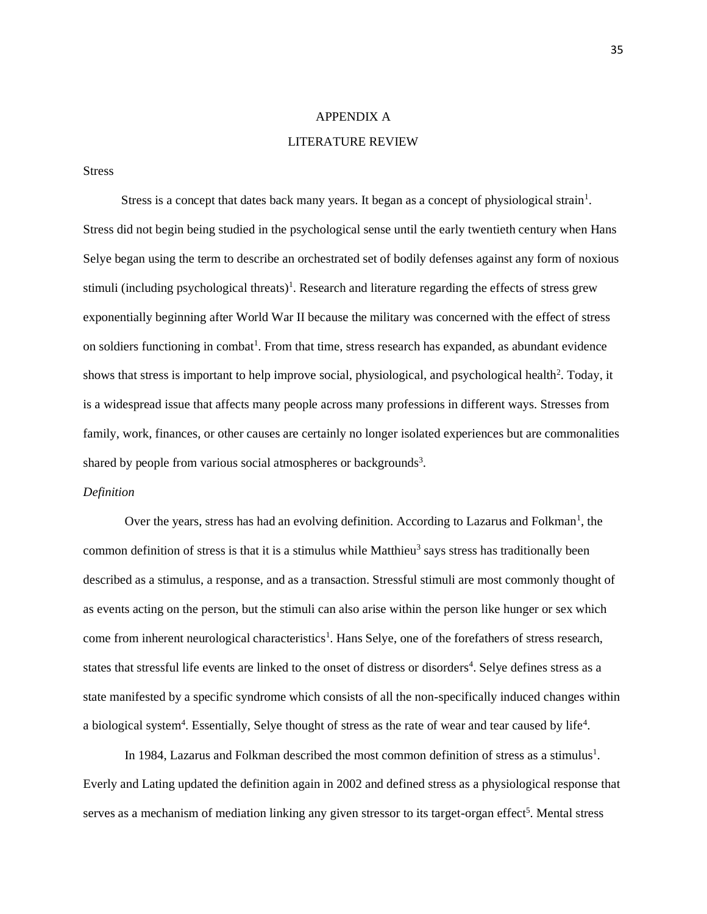# APPENDIX A

# LITERATURE REVIEW

## Stress

Stress is a concept that dates back many years. It began as a concept of physiological strain[1]. Stress did not begin being studied in the psychological sense until the early twentieth century when Hans Selye began using the term to describe an orchestrated set of bodily defenses against any form of noxious stimuli (including psychological threats)[1]. Research and literature regarding the effects of stress grew exponentially beginning after World War II because the military was concerned with the effect of stress on soldiers functioning in combat[1]. From that time, stress research has expanded, as abundant evidence shows that stress is important to help improve social, physiological, and psychological health[2]. Today, it is a widespread issue that affects many people across many professions in different ways. Stresses from family, work, finances, or other causes are certainly no longer isolated experiences but are commonalities shared by people from various social atmospheres or backgrounds[3].

### *Definition*

Over the years, stress has had an evolving definition. According to Lazarus and Folkman[1], the common definition of stress is that it is a stimulus while Matthieu[3] says stress has traditionally been described as a stimulus, a response, and as a transaction. Stressful stimuli are most commonly thought of as events acting on the person, but the stimuli can also arise within the person like hunger or sex which come from inherent neurological characteristics[1]. Hans Selye, one of the forefathers of stress research, states that stressful life events are linked to the onset of distress or disorders[4]. Selye defines stress as a state manifested by a specific syndrome which consists of all the non-specifically induced changes within a biological system[4]. Essentially, Selye thought of stress as the rate of wear and tear caused by life[4].

In 1984, Lazarus and Folkman described the most common definition of stress as a stimulus[1]. Everly and Lating updated the definition again in 2002 and defined stress as a physiological response that serves as a mechanism of mediation linking any given stressor to its target-organ effect[5]. Mental stress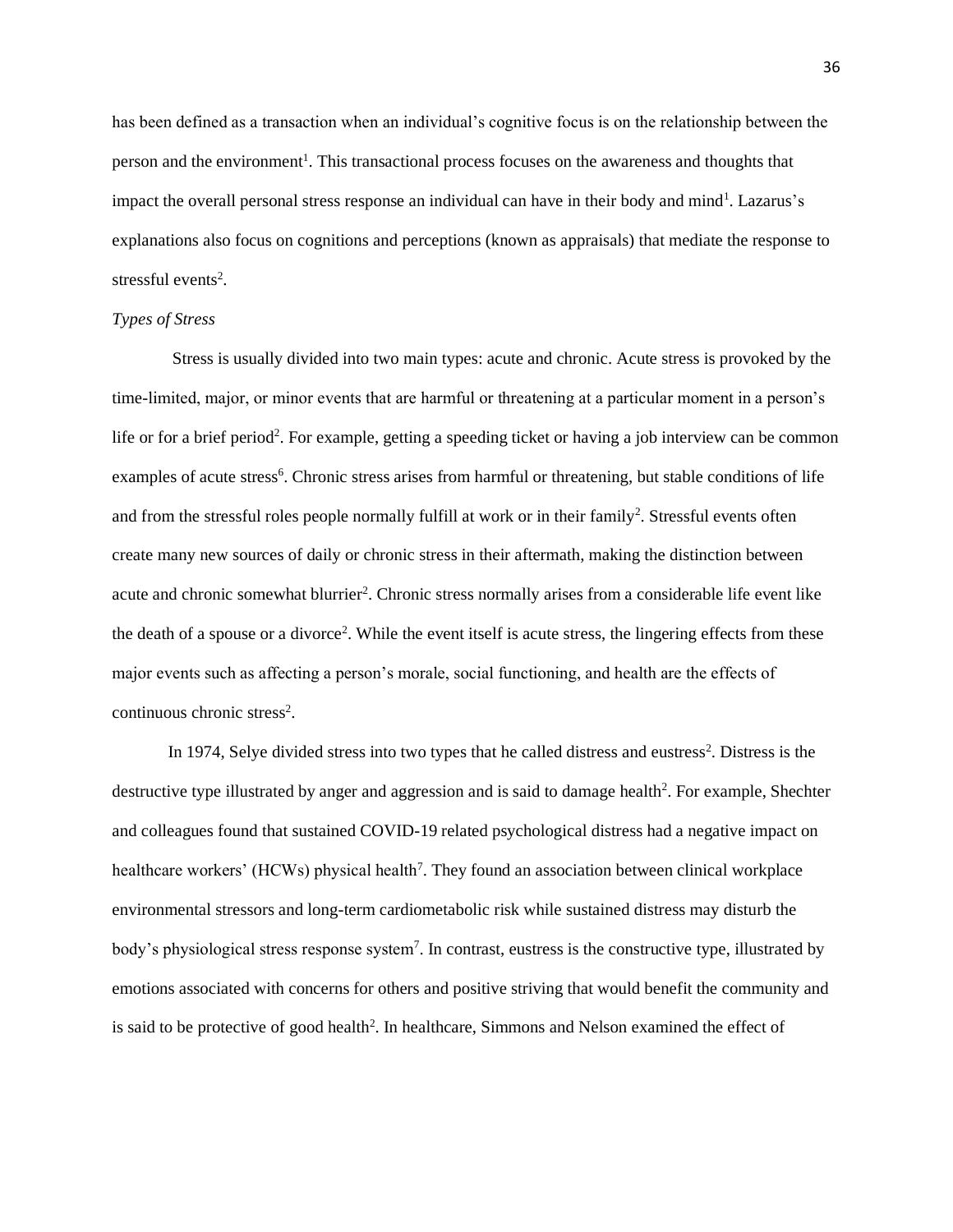has been defined as a transaction when an individual's cognitive focus is on the relationship between the person and the environment[1]. This transactional process focuses on the awareness and thoughts that impact the overall personal stress response an individual can have in their body and mind[1]. Lazarus's explanations also focus on cognitions and perceptions (known as appraisals) that mediate the response to stressful events[2].

*Types of Stress*

Stress is usually divided into two main types: acute and chronic. Acute stress is provoked by the time-limited, major, or minor events that are harmful or threatening at a particular moment in a person's life or for a brief period[2]. For example, getting a speeding ticket or having a job interview can be common examples of acute stress[6]. Chronic stress arises from harmful or threatening, but stable conditions of life and from the stressful roles people normally fulfill at work or in their family[2]. Stressful events often create many new sources of daily or chronic stress in their aftermath, making the distinction between acute and chronic somewhat blurrier[2]. Chronic stress normally arises from a considerable life event like the death of a spouse or a divorce[2]. While the event itself is acute stress, the lingering effects from these major events such as affecting a person's morale, social functioning, and health are the effects of continuous chronic stress[2].

In 1974, Selye divided stress into two types that he called distress and eustress[2]. Distress is the destructive type illustrated by anger and aggression and is said to damage health[2]. For example, Shechter and colleagues found that sustained COVID-19 related psychological distress had a negative impact on healthcare workers' (HCWs) physical health[7]. They found an association between clinical workplace environmental stressors and long-term cardiometabolic risk while sustained distress may disturb the body's physiological stress response system[7]. In contrast, eustress is the constructive type, illustrated by emotions associated with concerns for others and positive striving that would benefit the community and is said to be protective of good health[2]. In healthcare, Simmons and Nelson examined the effect of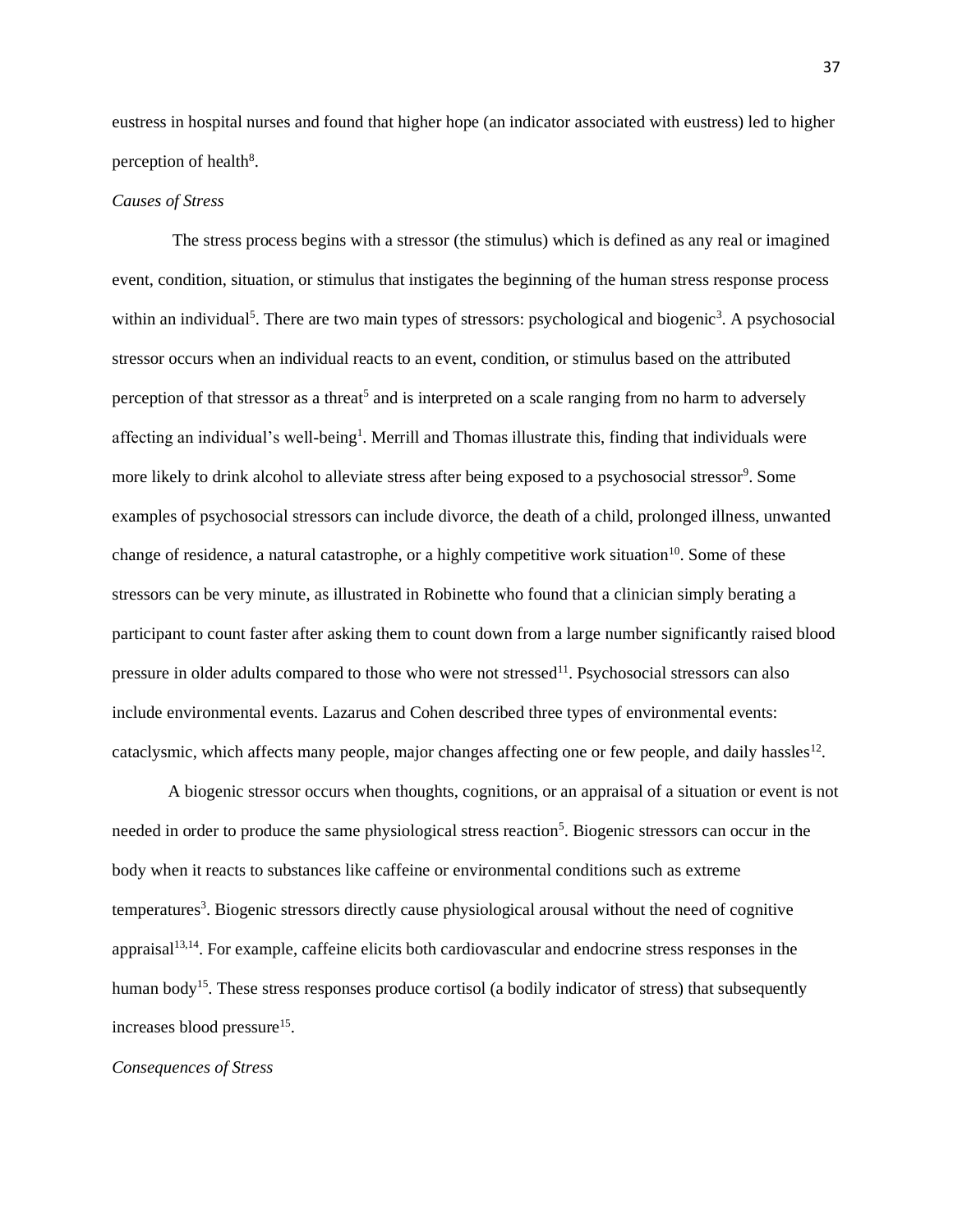eustress in hospital nurses and found that higher hope (an indicator associated with eustress) led to higher perception of health[8].

*Causes of Stress*

The stress process begins with a stressor (the stimulus) which is defined as any real or imagined event, condition, situation, or stimulus that instigates the beginning of the human stress response process within an individual[5]. There are two main types of stressors: psychological and biogenic[3]. A psychosocial stressor occurs when an individual reacts to an event, condition, or stimulus based on the attributed perception of that stressor as a threat[5] and is interpreted on a scale ranging from no harm to adversely affecting an individual's well-being[1]. Merrill and Thomas illustrate this, finding that individuals were more likely to drink alcohol to alleviate stress after being exposed to a psychosocial stressor[9]. Some examples of psychosocial stressors can include divorce, the death of a child, prolonged illness, unwanted change of residence, a natural catastrophe, or a highly competitive work situation[10]. Some of these stressors can be very minute, as illustrated in Robinette who found that a clinician simply berating a participant to count faster after asking them to count down from a large number significantly raised blood pressure in older adults compared to those who were not stressed[11]. Psychosocial stressors can also include environmental events. Lazarus and Cohen described three types of environmental events: cataclysmic, which affects many people, major changes affecting one or few people, and daily hassles[12].

A biogenic stressor occurs when thoughts, cognitions, or an appraisal of a situation or event is not needed in order to produce the same physiological stress reaction[5]. Biogenic stressors can occur in the body when it reacts to substances like caffeine or environmental conditions such as extreme temperatures[3]. Biogenic stressors directly cause physiological arousal without the need of cognitive appraisal[13,14]. For example, caffeine elicits both cardiovascular and endocrine stress responses in the human body[15]. These stress responses produce cortisol (a bodily indicator of stress) that subsequently increases blood pressure[15].

*Consequences of Stress*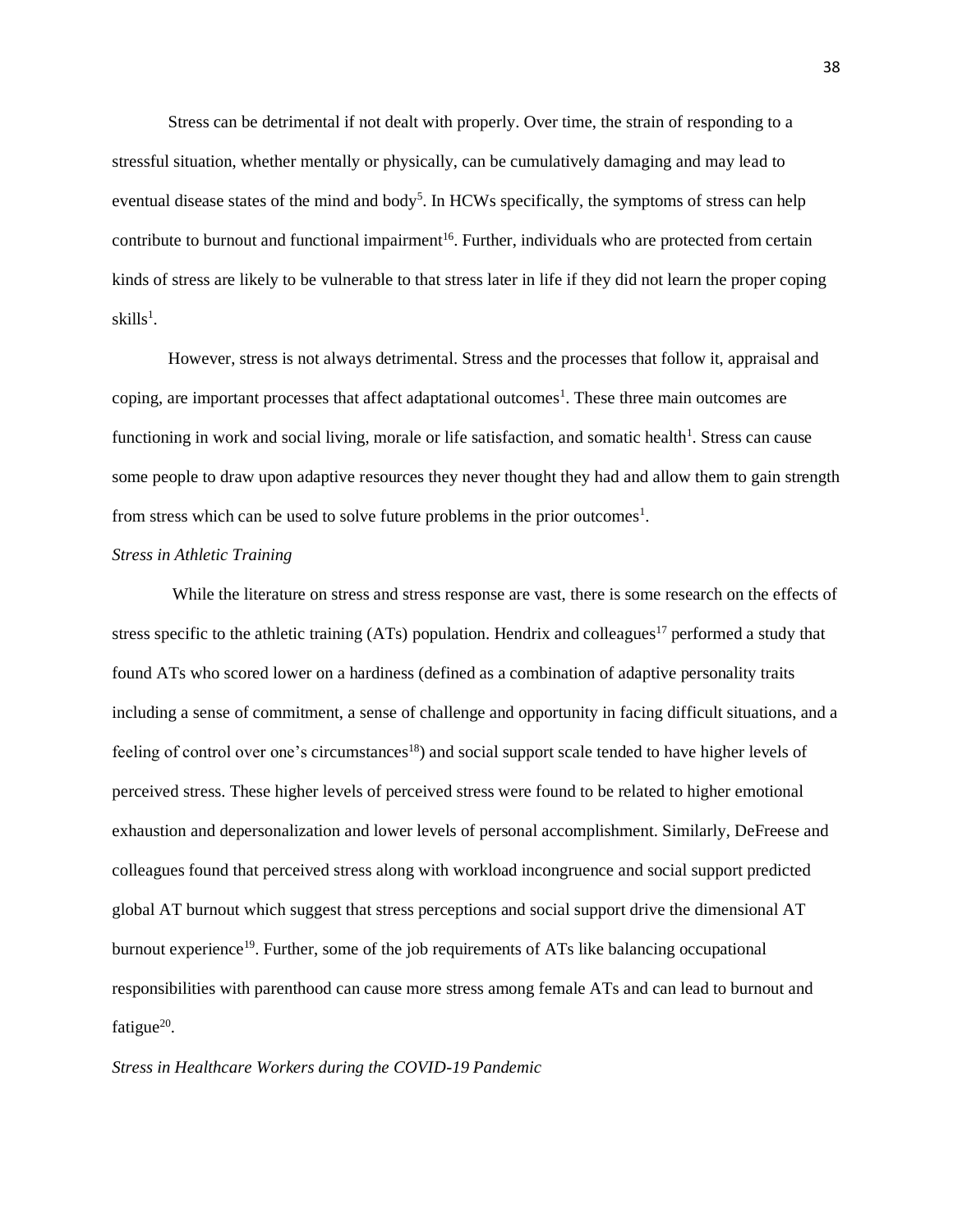Stress can be detrimental if not dealt with properly. Over time, the strain of responding to a stressful situation, whether mentally or physically, can be cumulatively damaging and may lead to eventual disease states of the mind and body[5]. In HCWs specifically, the symptoms of stress can help contribute to burnout and functional impairment[16]. Further, individuals who are protected from certain kinds of stress are likely to be vulnerable to that stress later in life if they did not learn the proper coping skills[1].

However, stress is not always detrimental. Stress and the processes that follow it, appraisal and coping, are important processes that affect adaptational outcomes[1]. These three main outcomes are functioning in work and social living, morale or life satisfaction, and somatic health[1]. Stress can cause some people to draw upon adaptive resources they never thought they had and allow them to gain strength from stress which can be used to solve future problems in the prior outcomes[1].

*Stress in Athletic Training*

While the literature on stress and stress response are vast, there is some research on the effects of stress specific to the athletic training (ATs) population. Hendrix and colleagues[17] performed a study that found ATs who scored lower on a hardiness (defined as a combination of adaptive personality traits including a sense of commitment, a sense of challenge and opportunity in facing difficult situations, and a feeling of control over one's circumstances[18]) and social support scale tended to have higher levels of perceived stress. These higher levels of perceived stress were found to be related to higher emotional exhaustion and depersonalization and lower levels of personal accomplishment. Similarly, DeFreese and colleagues found that perceived stress along with workload incongruence and social support predicted global AT burnout which suggest that stress perceptions and social support drive the dimensional AT burnout experience[19]. Further, some of the job requirements of ATs like balancing occupational responsibilities with parenthood can cause more stress among female ATs and can lead to burnout and fatigue[20].

*Stress in Healthcare Workers during the COVID-19 Pandemic*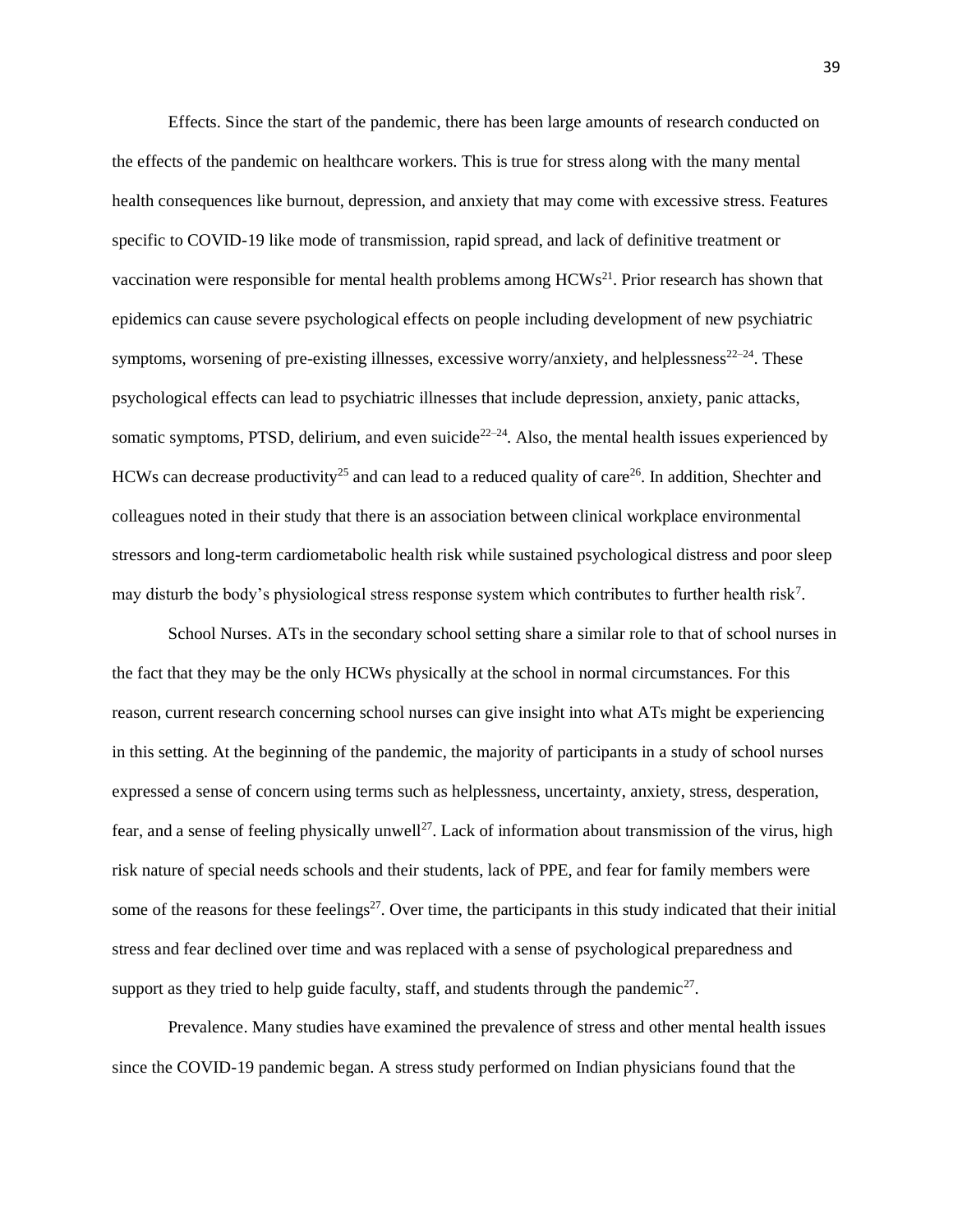Effects. Since the start of the pandemic, there has been large amounts of research conducted on the effects of the pandemic on healthcare workers. This is true for stress along with the many mental health consequences like burnout, depression, and anxiety that may come with excessive stress. Features specific to COVID-19 like mode of transmission, rapid spread, and lack of definitive treatment or vaccination were responsible for mental health problems among HCWs[21]. Prior research has shown that epidemics can cause severe psychological effects on people including development of new psychiatric symptoms, worsening of pre-existing illnesses, excessive worry/anxiety, and helplessness[22–24]. These psychological effects can lead to psychiatric illnesses that include depression, anxiety, panic attacks, somatic symptoms, PTSD, delirium, and even suicide[22–24]. Also, the mental health issues experienced by HCWs can decrease productivity[25] and can lead to a reduced quality of care[26]. In addition, Shechter and colleagues noted in their study that there is an association between clinical workplace environmental stressors and long-term cardiometabolic health risk while sustained psychological distress and poor sleep may disturb the body's physiological stress response system which contributes to further health risk[7].

School Nurses. ATs in the secondary school setting share a similar role to that of school nurses in the fact that they may be the only HCWs physically at the school in normal circumstances. For this reason, current research concerning school nurses can give insight into what ATs might be experiencing in this setting. At the beginning of the pandemic, the majority of participants in a study of school nurses expressed a sense of concern using terms such as helplessness, uncertainty, anxiety, stress, desperation, fear, and a sense of feeling physically unwell[27]. Lack of information about transmission of the virus, high risk nature of special needs schools and their students, lack of PPE, and fear for family members were some of the reasons for these feelings[27]. Over time, the participants in this study indicated that their initial stress and fear declined over time and was replaced with a sense of psychological preparedness and support as they tried to help guide faculty, staff, and students through the pandemic[27].

Prevalence. Many studies have examined the prevalence of stress and other mental health issues since the COVID-19 pandemic began. A stress study performed on Indian physicians found that the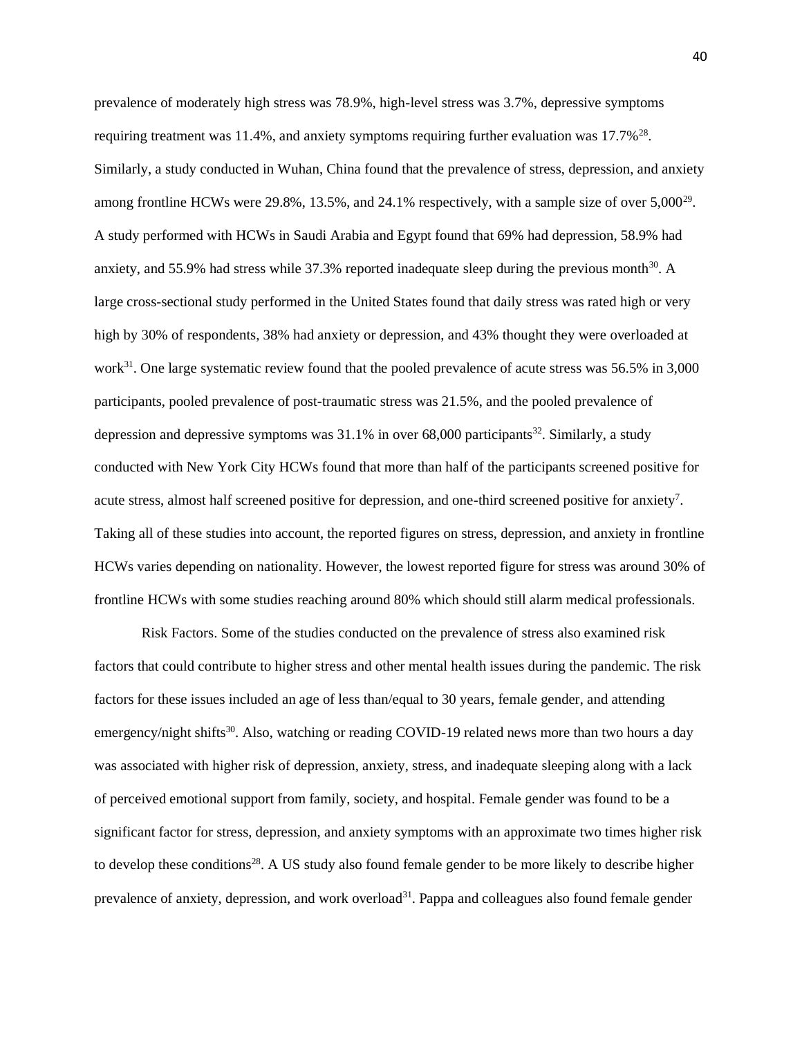prevalence of moderately high stress was 78.9%, high-level stress was 3.7%, depressive symptoms requiring treatment was 11.4%, and anxiety symptoms requiring further evaluation was 17.7%[28]. Similarly, a study conducted in Wuhan, China found that the prevalence of stress, depression, and anxiety among frontline HCWs were 29.8%, 13.5%, and 24.1% respectively, with a sample size of over 5,000[29]. A study performed with HCWs in Saudi Arabia and Egypt found that 69% had depression, 58.9% had anxiety, and 55.9% had stress while 37.3% reported inadequate sleep during the previous month[30]. A large cross-sectional study performed in the United States found that daily stress was rated high or very high by 30% of respondents, 38% had anxiety or depression, and 43% thought they were overloaded at work[31]. One large systematic review found that the pooled prevalence of acute stress was 56.5% in 3,000 participants, pooled prevalence of post-traumatic stress was 21.5%, and the pooled prevalence of depression and depressive symptoms was 31.1% in over 68,000 participants[32]. Similarly, a study conducted with New York City HCWs found that more than half of the participants screened positive for acute stress, almost half screened positive for depression, and one-third screened positive for anxiety[7]. Taking all of these studies into account, the reported figures on stress, depression, and anxiety in frontline HCWs varies depending on nationality. However, the lowest reported figure for stress was around 30% of frontline HCWs with some studies reaching around 80% which should still alarm medical professionals.

Risk Factors. Some of the studies conducted on the prevalence of stress also examined risk factors that could contribute to higher stress and other mental health issues during the pandemic. The risk factors for these issues included an age of less than/equal to 30 years, female gender, and attending emergency/night shifts[30]. Also, watching or reading COVID-19 related news more than two hours a day was associated with higher risk of depression, anxiety, stress, and inadequate sleeping along with a lack of perceived emotional support from family, society, and hospital. Female gender was found to be a significant factor for stress, depression, and anxiety symptoms with an approximate two times higher risk to develop these conditions[28]. A US study also found female gender to be more likely to describe higher prevalence of anxiety, depression, and work overload[31]. Pappa and colleagues also found female gender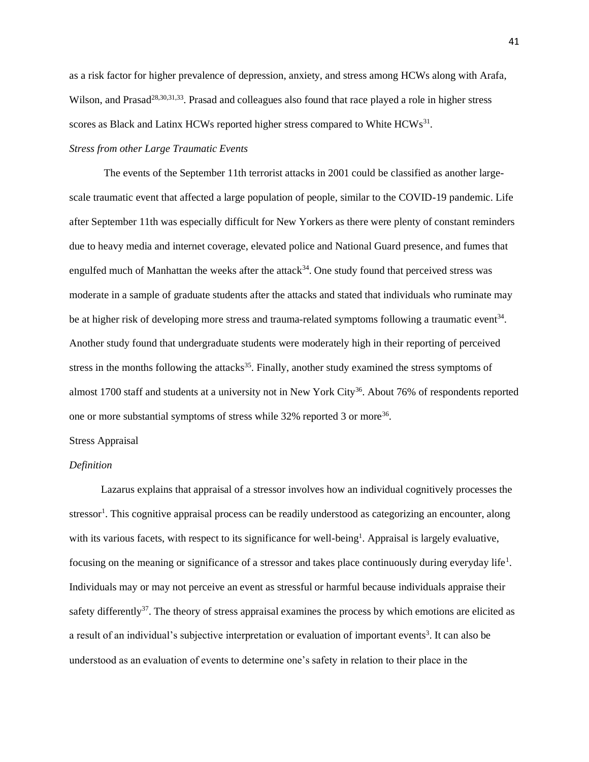as a risk factor for higher prevalence of depression, anxiety, and stress among HCWs along with Arafa, Wilson, and Prasad[28,30,31,33]. Prasad and colleagues also found that race played a role in higher stress scores as Black and Latinx HCWs reported higher stress compared to White HCWs[31].

*Stress from other Large Traumatic Events*

The events of the September 11th terrorist attacks in 2001 could be classified as another large-scale traumatic event that affected a large population of people, similar to the COVID-19 pandemic. Life after September 11th was especially difficult for New Yorkers as there were plenty of constant reminders due to heavy media and internet coverage, elevated police and National Guard presence, and fumes that engulfed much of Manhattan the weeks after the attack[34]. One study found that perceived stress was moderate in a sample of graduate students after the attacks and stated that individuals who ruminate may be at higher risk of developing more stress and trauma-related symptoms following a traumatic event[34]. Another study found that undergraduate students were moderately high in their reporting of perceived stress in the months following the attacks[35]. Finally, another study examined the stress symptoms of almost 1700 staff and students at a university not in New York City[36]. About 76% of respondents reported one or more substantial symptoms of stress while 32% reported 3 or more[36].

Stress Appraisal

*Definition*

Lazarus explains that appraisal of a stressor involves how an individual cognitively processes the stressor[1]. This cognitive appraisal process can be readily understood as categorizing an encounter, along with its various facets, with respect to its significance for well-being[1]. Appraisal is largely evaluative, focusing on the meaning or significance of a stressor and takes place continuously during everyday life[1]. Individuals may or may not perceive an event as stressful or harmful because individuals appraise their safety differently[37]. The theory of stress appraisal examines the process by which emotions are elicited as a result of an individual's subjective interpretation or evaluation of important events[3]. It can also be understood as an evaluation of events to determine one's safety in relation to their place in the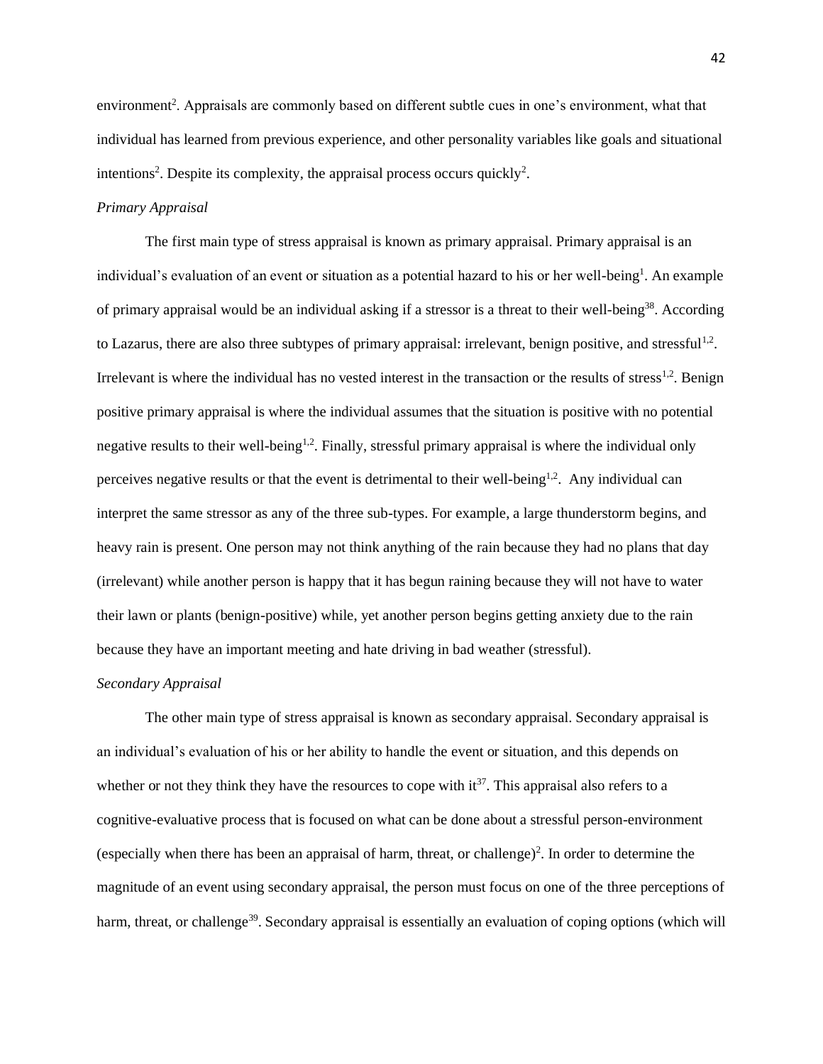environment[2]. Appraisals are commonly based on different subtle cues in one's environment, what that individual has learned from previous experience, and other personality variables like goals and situational intentions[2]. Despite its complexity, the appraisal process occurs quickly[2].

*Primary Appraisal*

The first main type of stress appraisal is known as primary appraisal. Primary appraisal is an individual's evaluation of an event or situation as a potential hazard to his or her well-being[1]. An example of primary appraisal would be an individual asking if a stressor is a threat to their well-being[38]. According to Lazarus, there are also three subtypes of primary appraisal: irrelevant, benign positive, and stressful[1,2]. Irrelevant is where the individual has no vested interest in the transaction or the results of stress[1,2]. Benign positive primary appraisal is where the individual assumes that the situation is positive with no potential negative results to their well-being[1,2]. Finally, stressful primary appraisal is where the individual only perceives negative results or that the event is detrimental to their well-being[1,2]. Any individual can interpret the same stressor as any of the three sub-types. For example, a large thunderstorm begins, and heavy rain is present. One person may not think anything of the rain because they had no plans that day (irrelevant) while another person is happy that it has begun raining because they will not have to water their lawn or plants (benign-positive) while, yet another person begins getting anxiety due to the rain because they have an important meeting and hate driving in bad weather (stressful).

*Secondary Appraisal*

The other main type of stress appraisal is known as secondary appraisal. Secondary appraisal is an individual's evaluation of his or her ability to handle the event or situation, and this depends on whether or not they think they have the resources to cope with it[37]. This appraisal also refers to a cognitive-evaluative process that is focused on what can be done about a stressful person-environment (especially when there has been an appraisal of harm, threat, or challenge)[2]. In order to determine the magnitude of an event using secondary appraisal, the person must focus on one of the three perceptions of harm, threat, or challenge[39]. Secondary appraisal is essentially an evaluation of coping options (which will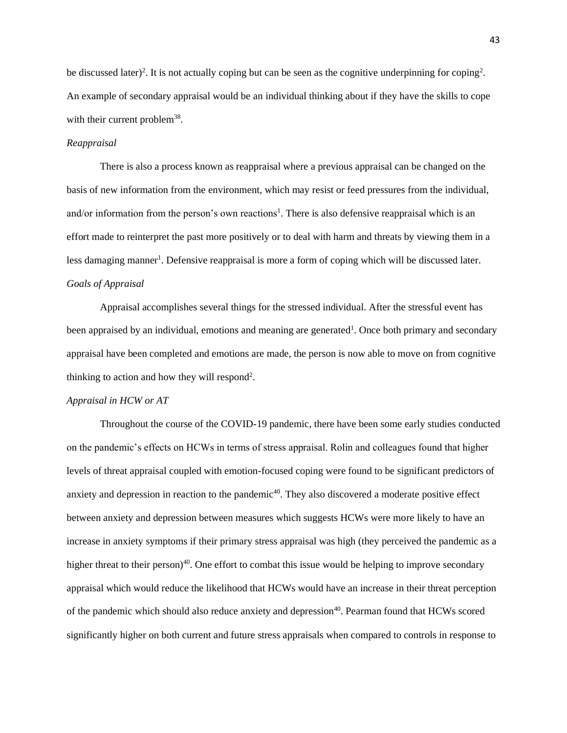be discussed later)[2]. It is not actually coping but can be seen as the cognitive underpinning for coping[2]. An example of secondary appraisal would be an individual thinking about if they have the skills to cope with their current problem[38].

*Reappraisal*

There is also a process known as reappraisal where a previous appraisal can be changed on the basis of new information from the environment, which may resist or feed pressures from the individual, and/or information from the person's own reactions[1]. There is also defensive reappraisal which is an effort made to reinterpret the past more positively or to deal with harm and threats by viewing them in a less damaging manner[1]. Defensive reappraisal is more a form of coping which will be discussed later.

*Goals of Appraisal*

Appraisal accomplishes several things for the stressed individual. After the stressful event has been appraised by an individual, emotions and meaning are generated[1]. Once both primary and secondary appraisal have been completed and emotions are made, the person is now able to move on from cognitive thinking to action and how they will respond[2].

*Appraisal in HCW or AT*

Throughout the course of the COVID-19 pandemic, there have been some early studies conducted on the pandemic's effects on HCWs in terms of stress appraisal. Rolin and colleagues found that higher levels of threat appraisal coupled with emotion-focused coping were found to be significant predictors of anxiety and depression in reaction to the pandemic[40]. They also discovered a moderate positive effect between anxiety and depression between measures which suggests HCWs were more likely to have an increase in anxiety symptoms if their primary stress appraisal was high (they perceived the pandemic as a higher threat to their person)[40]. One effort to combat this issue would be helping to improve secondary appraisal which would reduce the likelihood that HCWs would have an increase in their threat perception of the pandemic which should also reduce anxiety and depression[40]. Pearman found that HCWs scored significantly higher on both current and future stress appraisals when compared to controls in response to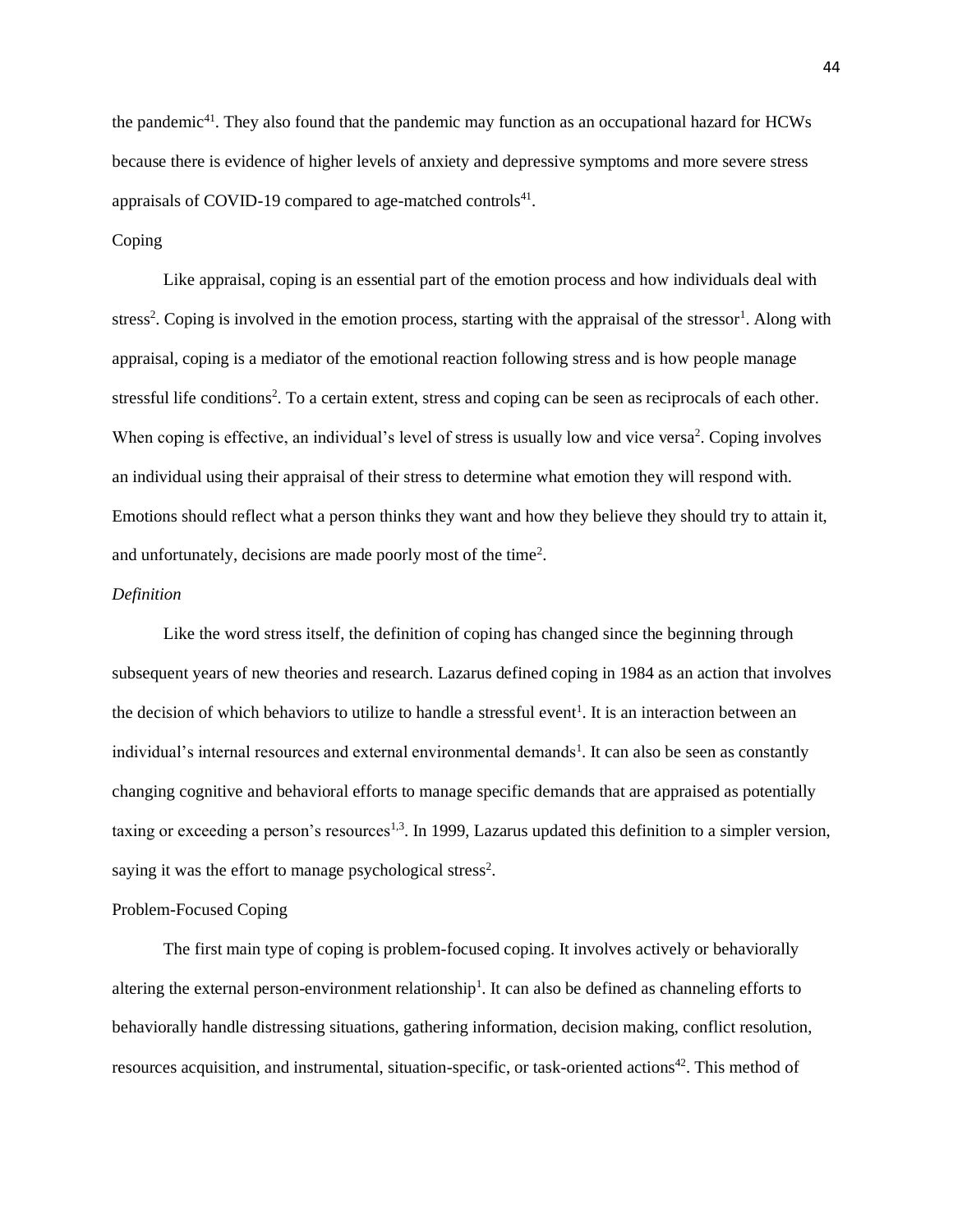the pandemic[41]. They also found that the pandemic may function as an occupational hazard for HCWs because there is evidence of higher levels of anxiety and depressive symptoms and more severe stress appraisals of COVID-19 compared to age-matched controls[41].

## Coping

Like appraisal, coping is an essential part of the emotion process and how individuals deal with stress[2]. Coping is involved in the emotion process, starting with the appraisal of the stressor[1]. Along with appraisal, coping is a mediator of the emotional reaction following stress and is how people manage stressful life conditions[2]. To a certain extent, stress and coping can be seen as reciprocals of each other. When coping is effective, an individual's level of stress is usually low and vice versa[2]. Coping involves an individual using their appraisal of their stress to determine what emotion they will respond with. Emotions should reflect what a person thinks they want and how they believe they should try to attain it, and unfortunately, decisions are made poorly most of the time[2].

### *Definition*

Like the word stress itself, the definition of coping has changed since the beginning through subsequent years of new theories and research. Lazarus defined coping in 1984 as an action that involves the decision of which behaviors to utilize to handle a stressful event[1]. It is an interaction between an individual's internal resources and external environmental demands[1]. It can also be seen as constantly changing cognitive and behavioral efforts to manage specific demands that are appraised as potentially taxing or exceeding a person's resources[1,3]. In 1999, Lazarus updated this definition to a simpler version, saying it was the effort to manage psychological stress[2].

## Problem-Focused Coping

The first main type of coping is problem-focused coping. It involves actively or behaviorally altering the external person-environment relationship[1]. It can also be defined as channeling efforts to behaviorally handle distressing situations, gathering information, decision making, conflict resolution, resources acquisition, and instrumental, situation-specific, or task-oriented actions[42]. This method of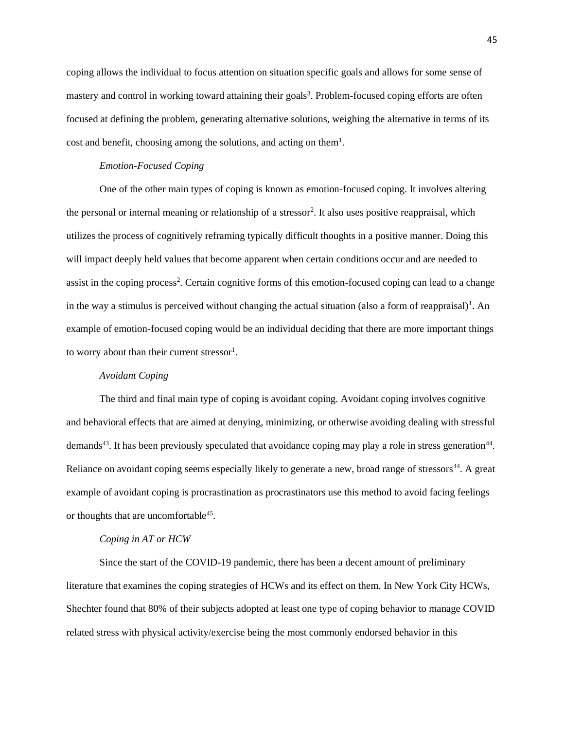coping allows the individual to focus attention on situation specific goals and allows for some sense of mastery and control in working toward attaining their goals[3]. Problem-focused coping efforts are often focused at defining the problem, generating alternative solutions, weighing the alternative in terms of its cost and benefit, choosing among the solutions, and acting on them[1].

### *Emotion-Focused Coping*

One of the other main types of coping is known as emotion-focused coping. It involves altering the personal or internal meaning or relationship of a stressor[2]. It also uses positive reappraisal, which utilizes the process of cognitively reframing typically difficult thoughts in a positive manner. Doing this will impact deeply held values that become apparent when certain conditions occur and are needed to assist in the coping process[2]. Certain cognitive forms of this emotion-focused coping can lead to a change in the way a stimulus is perceived without changing the actual situation (also a form of reappraisal)[1]. An example of emotion-focused coping would be an individual deciding that there are more important things to worry about than their current stressor[1].

### *Avoidant Coping*

The third and final main type of coping is avoidant coping. Avoidant coping involves cognitive and behavioral effects that are aimed at denying, minimizing, or otherwise avoiding dealing with stressful demands[43]. It has been previously speculated that avoidance coping may play a role in stress generation[44]. Reliance on avoidant coping seems especially likely to generate a new, broad range of stressors[44]. A great example of avoidant coping is procrastination as procrastinators use this method to avoid facing feelings or thoughts that are uncomfortable[45].

### *Coping in AT or HCW*

Since the start of the COVID-19 pandemic, there has been a decent amount of preliminary literature that examines the coping strategies of HCWs and its effect on them. In New York City HCWs, Shechter found that 80% of their subjects adopted at least one type of coping behavior to manage COVID related stress with physical activity/exercise being the most commonly endorsed behavior in this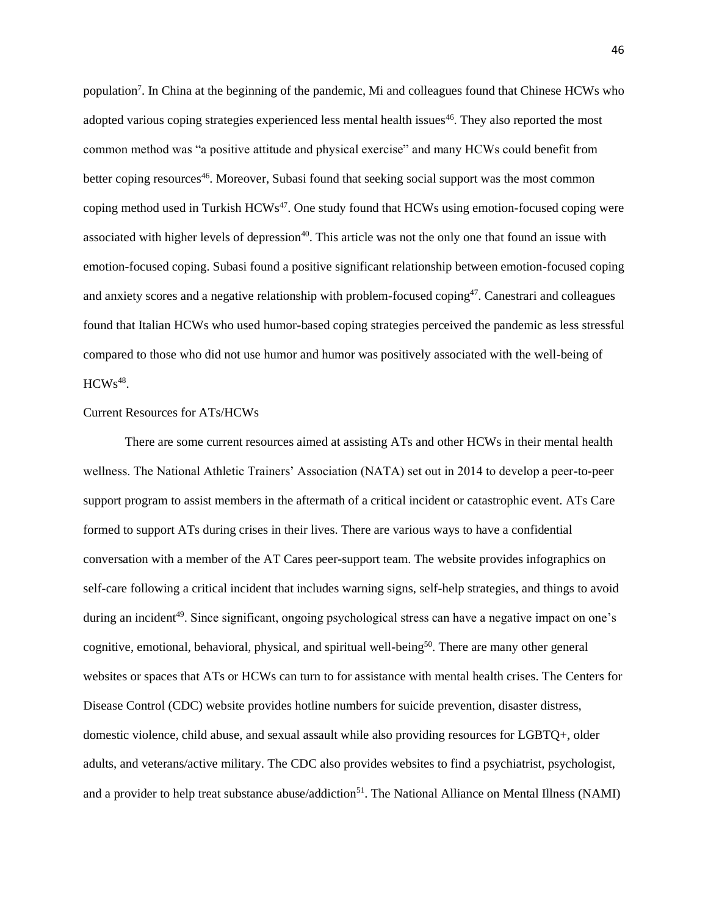population[7]. In China at the beginning of the pandemic, Mi and colleagues found that Chinese HCWs who adopted various coping strategies experienced less mental health issues[46]. They also reported the most common method was "a positive attitude and physical exercise" and many HCWs could benefit from better coping resources[46]. Moreover, Subasi found that seeking social support was the most common coping method used in Turkish HCWs[47]. One study found that HCWs using emotion-focused coping were associated with higher levels of depression[40]. This article was not the only one that found an issue with emotion-focused coping. Subasi found a positive significant relationship between emotion-focused coping and anxiety scores and a negative relationship with problem-focused coping[47]. Canestrari and colleagues found that Italian HCWs who used humor-based coping strategies perceived the pandemic as less stressful compared to those who did not use humor and humor was positively associated with the well-being of HCWs[48].

## Current Resources for ATs/HCWs

There are some current resources aimed at assisting ATs and other HCWs in their mental health wellness. The National Athletic Trainers' Association (NATA) set out in 2014 to develop a peer-to-peer support program to assist members in the aftermath of a critical incident or catastrophic event. ATs Care formed to support ATs during crises in their lives. There are various ways to have a confidential conversation with a member of the AT Cares peer-support team. The website provides infographics on self-care following a critical incident that includes warning signs, self-help strategies, and things to avoid during an incident[49]. Since significant, ongoing psychological stress can have a negative impact on one's cognitive, emotional, behavioral, physical, and spiritual well-being[50]. There are many other general websites or spaces that ATs or HCWs can turn to for assistance with mental health crises. The Centers for Disease Control (CDC) website provides hotline numbers for suicide prevention, disaster distress, domestic violence, child abuse, and sexual assault while also providing resources for LGBTQ+, older adults, and veterans/active military. The CDC also provides websites to find a psychiatrist, psychologist, and a provider to help treat substance abuse/addiction[51]. The National Alliance on Mental Illness (NAMI)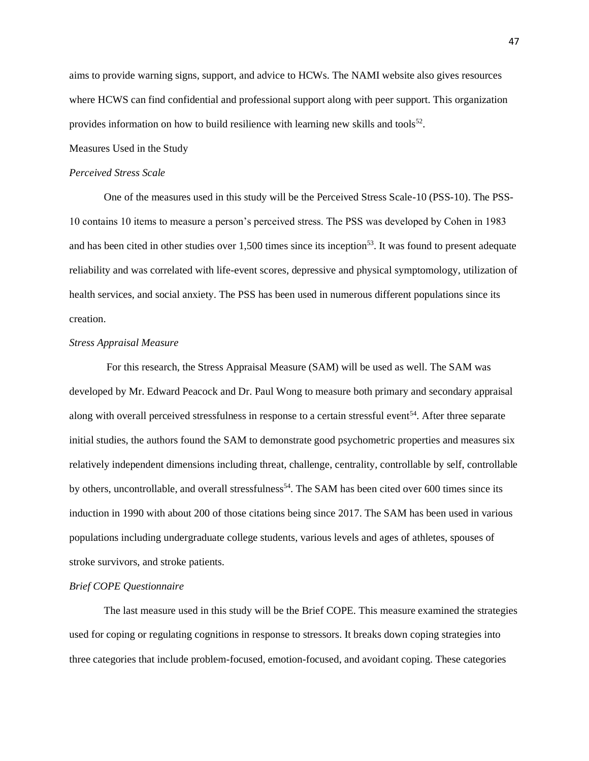aims to provide warning signs, support, and advice to HCWs. The NAMI website also gives resources where HCWS can find confidential and professional support along with peer support. This organization provides information on how to build resilience with learning new skills and tools[52].

## Measures Used in the Study

### *Perceived Stress Scale*

One of the measures used in this study will be the Perceived Stress Scale-10 (PSS-10). The PSS-10 contains 10 items to measure a person's perceived stress. The PSS was developed by Cohen in 1983 and has been cited in other studies over 1,500 times since its inception[53]. It was found to present adequate reliability and was correlated with life-event scores, depressive and physical symptomology, utilization of health services, and social anxiety. The PSS has been used in numerous different populations since its creation.

### *Stress Appraisal Measure*

For this research, the Stress Appraisal Measure (SAM) will be used as well. The SAM was developed by Mr. Edward Peacock and Dr. Paul Wong to measure both primary and secondary appraisal along with overall perceived stressfulness in response to a certain stressful event[54]. After three separate initial studies, the authors found the SAM to demonstrate good psychometric properties and measures six relatively independent dimensions including threat, challenge, centrality, controllable by self, controllable by others, uncontrollable, and overall stressfulness[54]. The SAM has been cited over 600 times since its induction in 1990 with about 200 of those citations being since 2017. The SAM has been used in various populations including undergraduate college students, various levels and ages of athletes, spouses of stroke survivors, and stroke patients.

### *Brief COPE Questionnaire*

The last measure used in this study will be the Brief COPE. This measure examined the strategies used for coping or regulating cognitions in response to stressors. It breaks down coping strategies into three categories that include problem-focused, emotion-focused, and avoidant coping. These categories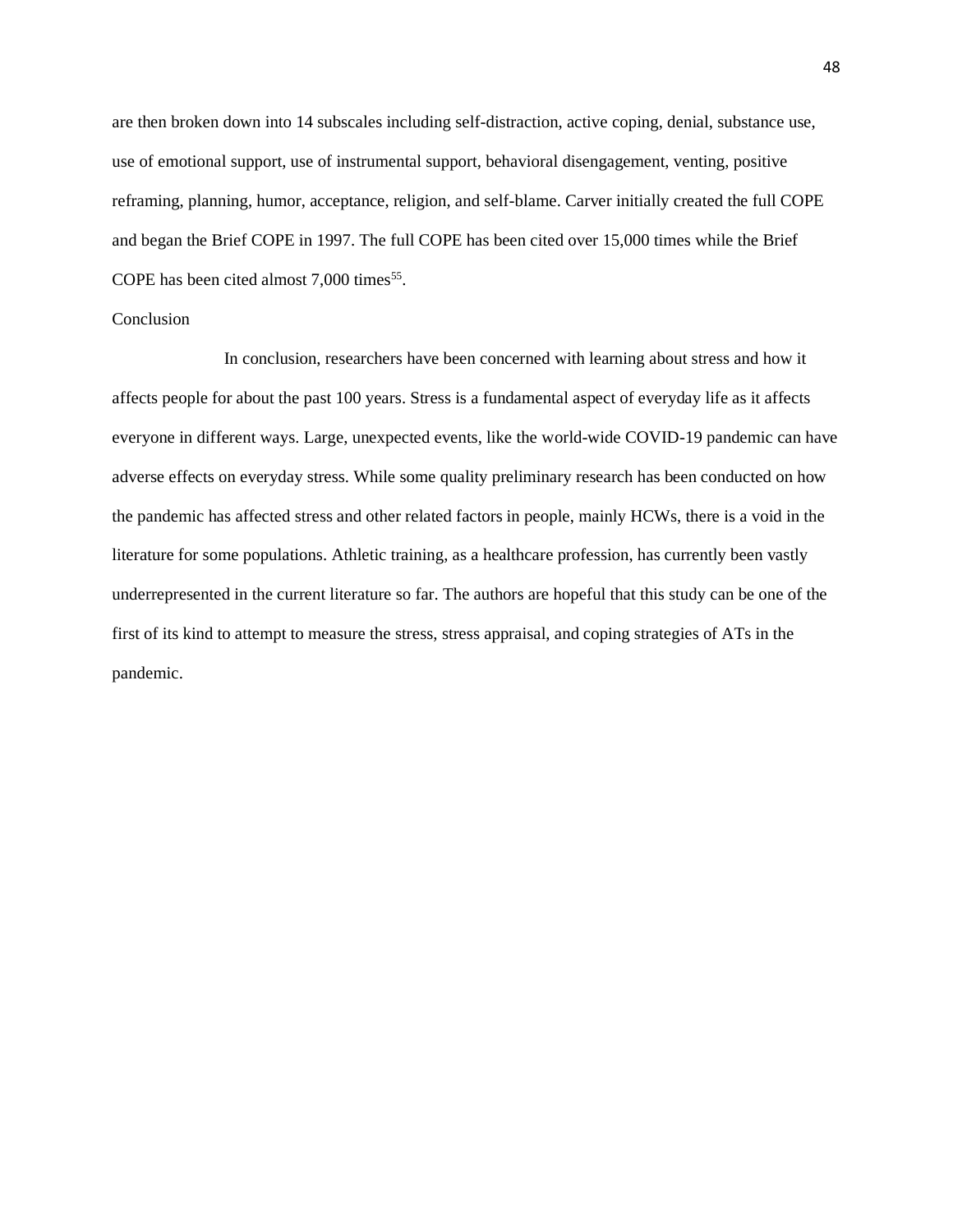are then broken down into 14 subscales including self-distraction, active coping, denial, substance use, use of emotional support, use of instrumental support, behavioral disengagement, venting, positive reframing, planning, humor, acceptance, religion, and self-blame. Carver initially created the full COPE and began the Brief COPE in 1997. The full COPE has been cited over 15,000 times while the Brief COPE has been cited almost 7,000 times[55].

## Conclusion

In conclusion, researchers have been concerned with learning about stress and how it affects people for about the past 100 years. Stress is a fundamental aspect of everyday life as it affects everyone in different ways. Large, unexpected events, like the world-wide COVID-19 pandemic can have adverse effects on everyday stress. While some quality preliminary research has been conducted on how the pandemic has affected stress and other related factors in people, mainly HCWs, there is a void in the literature for some populations. Athletic training, as a healthcare profession, has currently been vastly underrepresented in the current literature so far. The authors are hopeful that this study can be one of the first of its kind to attempt to measure the stress, stress appraisal, and coping strategies of ATs in the pandemic.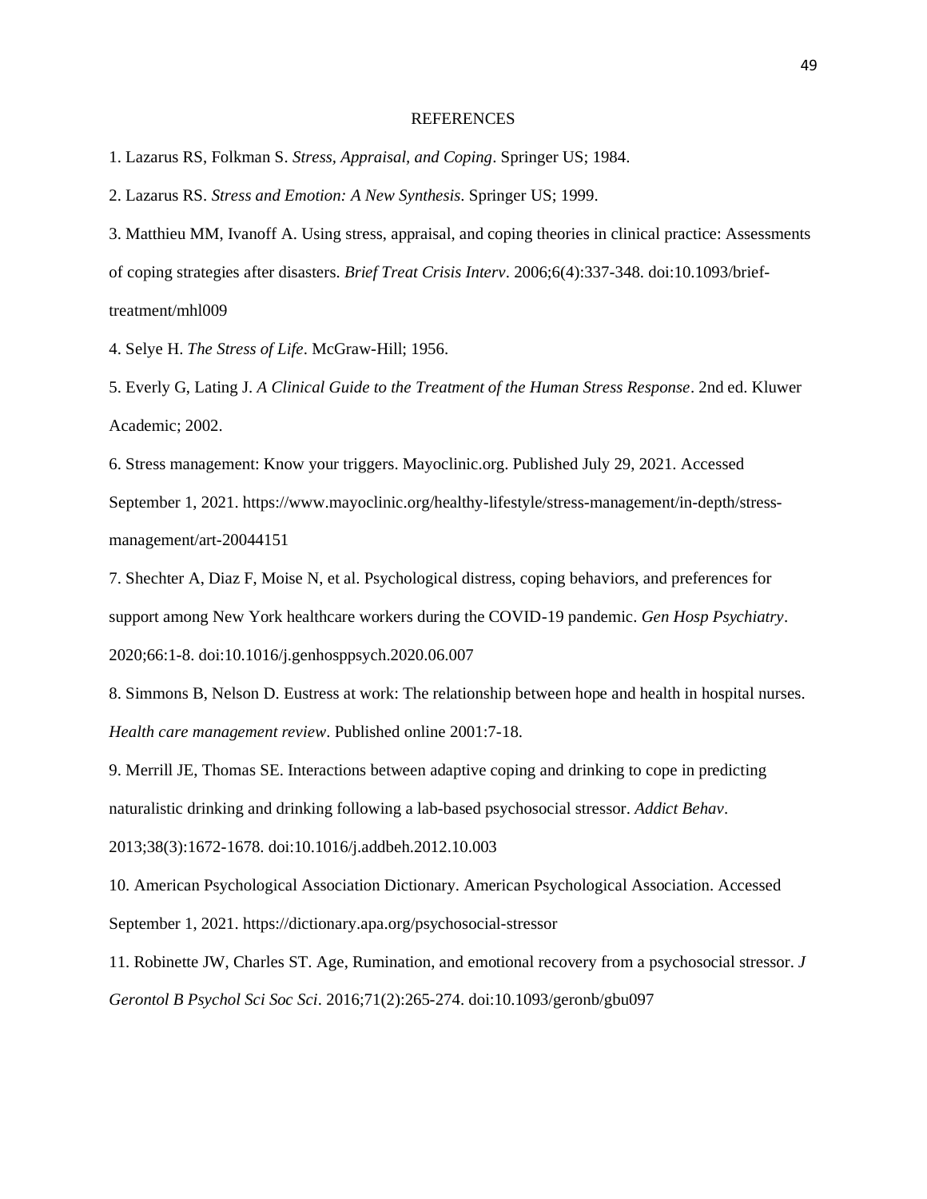# REFERENCES

1. Lazarus RS, Folkman S. *Stress, Appraisal, and Coping*. Springer US; 1984.

2. Lazarus RS. *Stress and Emotion: A New Synthesis*. Springer US; 1999.

3. Matthieu MM, Ivanoff A. Using stress, appraisal, and coping theories in clinical practice: Assessments of coping strategies after disasters. *Brief Treat Crisis Interv*. 2006;6(4):337-348. doi:10.1093/brief-treatment/mhl009

4. Selye H. *The Stress of Life*. McGraw-Hill; 1956.

5. Everly G, Lating J. *A Clinical Guide to the Treatment of the Human Stress Response*. 2nd ed. Kluwer Academic; 2002.

6. Stress management: Know your triggers. Mayoclinic.org. Published July 29, 2021. Accessed September 1, 2021. https://www.mayoclinic.org/healthy-lifestyle/stress-management/in-depth/stress-management/art-20044151

7. Shechter A, Diaz F, Moise N, et al. Psychological distress, coping behaviors, and preferences for support among New York healthcare workers during the COVID-19 pandemic. *Gen Hosp Psychiatry*. 2020;66:1-8. doi:10.1016/j.genhosppsych.2020.06.007

8. Simmons B, Nelson D. Eustress at work: The relationship between hope and health in hospital nurses. *Health care management review*. Published online 2001:7-18.

9. Merrill JE, Thomas SE. Interactions between adaptive coping and drinking to cope in predicting naturalistic drinking and drinking following a lab-based psychosocial stressor. *Addict Behav*. 2013;38(3):1672-1678. doi:10.1016/j.addbeh.2012.10.003

10. American Psychological Association Dictionary. American Psychological Association. Accessed September 1, 2021. https://dictionary.apa.org/psychosocial-stressor

11. Robinette JW, Charles ST. Age, Rumination, and emotional recovery from a psychosocial stressor. *J Gerontol B Psychol Sci Soc Sci*. 2016;71(2):265-274. doi:10.1093/geronb/gbu097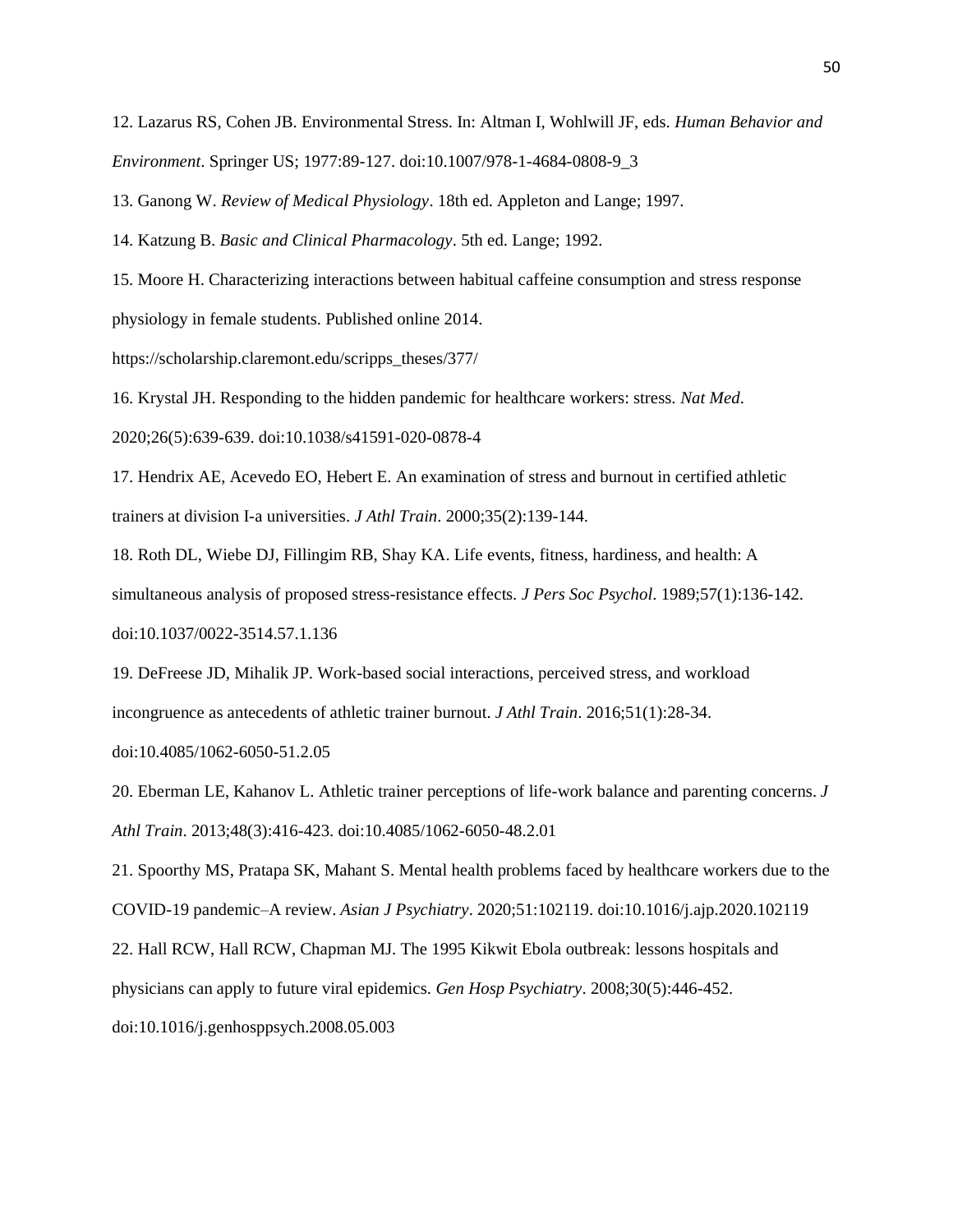12. Lazarus RS, Cohen JB. Environmental Stress. In: Altman I, Wohlwill JF, eds. *Human Behavior and Environment*. Springer US; 1977:89-127. doi:10.1007/978-1-4684-0808-9_3

13. Ganong W. *Review of Medical Physiology*. 18th ed. Appleton and Lange; 1997.

14. Katzung B. *Basic and Clinical Pharmacology*. 5th ed. Lange; 1992.

15. Moore H. Characterizing interactions between habitual caffeine consumption and stress response physiology in female students. Published online 2014. https://scholarship.claremont.edu/scripps_theses/377/

16. Krystal JH. Responding to the hidden pandemic for healthcare workers: stress. *Nat Med*. 2020;26(5):639-639. doi:10.1038/s41591-020-0878-4

17. Hendrix AE, Acevedo EO, Hebert E. An examination of stress and burnout in certified athletic trainers at division I-a universities. *J Athl Train*. 2000;35(2):139-144.

18. Roth DL, Wiebe DJ, Fillingim RB, Shay KA. Life events, fitness, hardiness, and health: A simultaneous analysis of proposed stress-resistance effects. *J Pers Soc Psychol*. 1989;57(1):136-142. doi:10.1037/0022-3514.57.1.136

19. DeFreese JD, Mihalik JP. Work-based social interactions, perceived stress, and workload incongruence as antecedents of athletic trainer burnout. *J Athl Train*. 2016;51(1):28-34. doi:10.4085/1062-6050-51.2.05

20. Eberman LE, Kahanov L. Athletic trainer perceptions of life-work balance and parenting concerns. *J Athl Train*. 2013;48(3):416-423. doi:10.4085/1062-6050-48.2.01

21. Spoorthy MS, Pratapa SK, Mahant S. Mental health problems faced by healthcare workers due to the COVID-19 pandemic–A review. *Asian J Psychiatry*. 2020;51:102119. doi:10.1016/j.ajp.2020.102119

22. Hall RCW, Hall RCW, Chapman MJ. The 1995 Kikwit Ebola outbreak: lessons hospitals and physicians can apply to future viral epidemics. *Gen Hosp Psychiatry*. 2008;30(5):446-452. doi:10.1016/j.genhosppsych.2008.05.003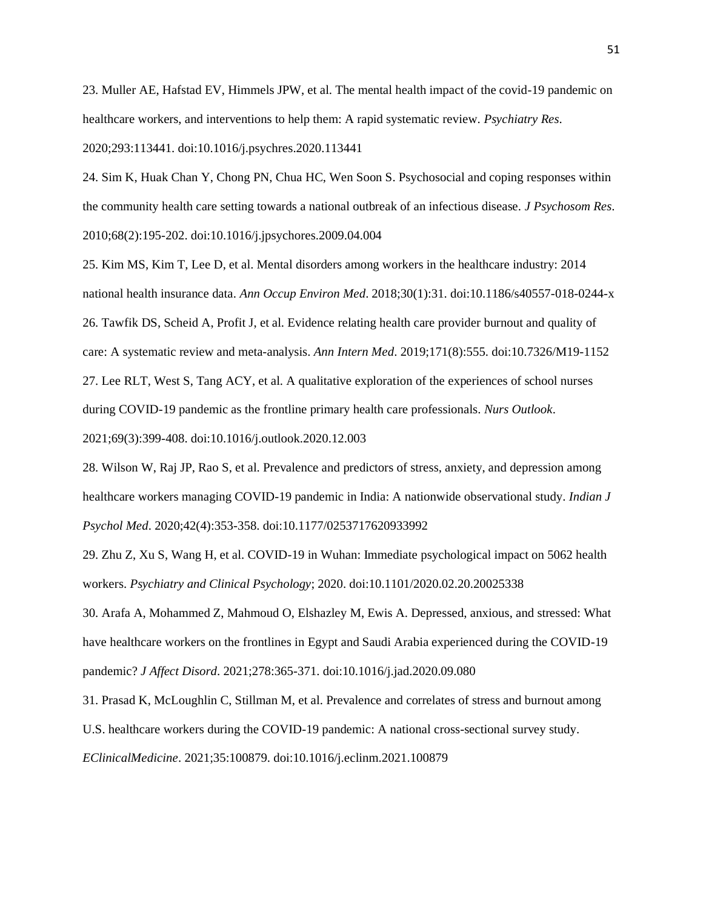23. Muller AE, Hafstad EV, Himmels JPW, et al. The mental health impact of the covid-19 pandemic on healthcare workers, and interventions to help them: A rapid systematic review. *Psychiatry Res*. 2020;293:113441. doi:10.1016/j.psychres.2020.113441

24. Sim K, Huak Chan Y, Chong PN, Chua HC, Wen Soon S. Psychosocial and coping responses within the community health care setting towards a national outbreak of an infectious disease. *J Psychosom Res*. 2010;68(2):195-202. doi:10.1016/j.jpsychores.2009.04.004

25. Kim MS, Kim T, Lee D, et al. Mental disorders among workers in the healthcare industry: 2014 national health insurance data. *Ann Occup Environ Med*. 2018;30(1):31. doi:10.1186/s40557-018-0244-x

26. Tawfik DS, Scheid A, Profit J, et al. Evidence relating health care provider burnout and quality of care: A systematic review and meta-analysis. *Ann Intern Med*. 2019;171(8):555. doi:10.7326/M19-1152

27. Lee RLT, West S, Tang ACY, et al. A qualitative exploration of the experiences of school nurses during COVID-19 pandemic as the frontline primary health care professionals. *Nurs Outlook*. 2021;69(3):399-408. doi:10.1016/j.outlook.2020.12.003

28. Wilson W, Raj JP, Rao S, et al. Prevalence and predictors of stress, anxiety, and depression among healthcare workers managing COVID-19 pandemic in India: A nationwide observational study. *Indian J Psychol Med*. 2020;42(4):353-358. doi:10.1177/0253717620933992

29. Zhu Z, Xu S, Wang H, et al. COVID-19 in Wuhan: Immediate psychological impact on 5062 health workers. *Psychiatry and Clinical Psychology*; 2020. doi:10.1101/2020.02.20.20025338

30. Arafa A, Mohammed Z, Mahmoud O, Elshazley M, Ewis A. Depressed, anxious, and stressed: What have healthcare workers on the frontlines in Egypt and Saudi Arabia experienced during the COVID-19 pandemic? *J Affect Disord*. 2021;278:365-371. doi:10.1016/j.jad.2020.09.080

31. Prasad K, McLoughlin C, Stillman M, et al. Prevalence and correlates of stress and burnout among U.S. healthcare workers during the COVID-19 pandemic: A national cross-sectional survey study. *EClinicalMedicine*. 2021;35:100879. doi:10.1016/j.eclinm.2021.100879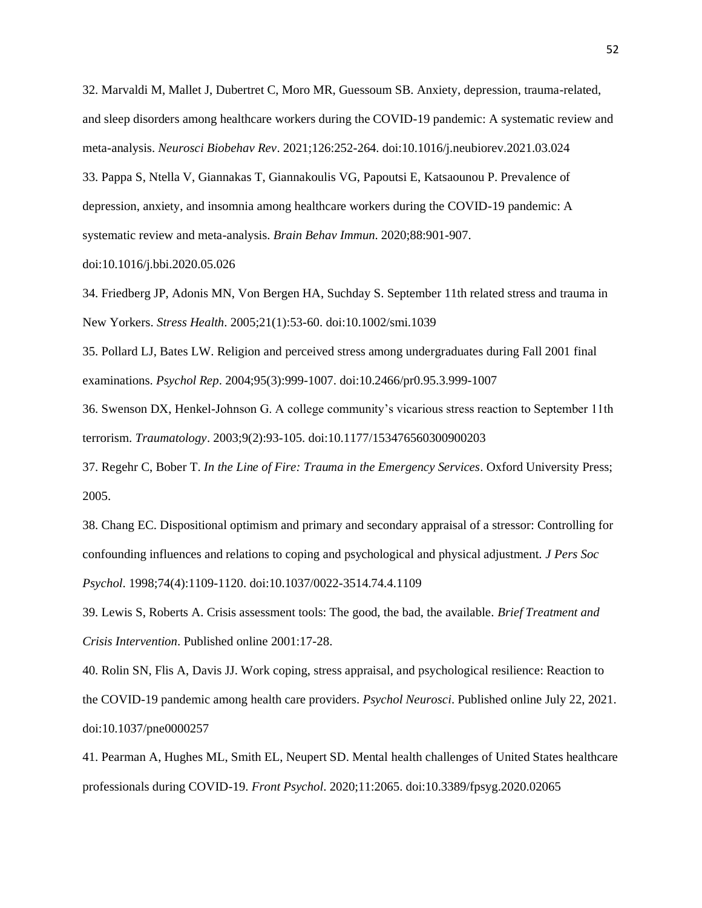32. Marvaldi M, Mallet J, Dubertret C, Moro MR, Guessoum SB. Anxiety, depression, trauma-related, and sleep disorders among healthcare workers during the COVID-19 pandemic: A systematic review and meta-analysis. *Neurosci Biobehav Rev*. 2021;126:252-264. doi:10.1016/j.neubiorev.2021.03.024

33. Pappa S, Ntella V, Giannakas T, Giannakoulis VG, Papoutsi E, Katsaounou P. Prevalence of depression, anxiety, and insomnia among healthcare workers during the COVID-19 pandemic: A systematic review and meta-analysis. *Brain Behav Immun*. 2020;88:901-907. doi:10.1016/j.bbi.2020.05.026

34. Friedberg JP, Adonis MN, Von Bergen HA, Suchday S. September 11th related stress and trauma in New Yorkers. *Stress Health*. 2005;21(1):53-60. doi:10.1002/smi.1039

35. Pollard LJ, Bates LW. Religion and perceived stress among undergraduates during Fall 2001 final examinations. *Psychol Rep*. 2004;95(3):999-1007. doi:10.2466/pr0.95.3.999-1007

36. Swenson DX, Henkel-Johnson G. A college community's vicarious stress reaction to September 11th terrorism. *Traumatology*. 2003;9(2):93-105. doi:10.1177/153476560300900203

37. Regehr C, Bober T. *In the Line of Fire: Trauma in the Emergency Services*. Oxford University Press; 2005.

38. Chang EC. Dispositional optimism and primary and secondary appraisal of a stressor: Controlling for confounding influences and relations to coping and psychological and physical adjustment. *J Pers Soc Psychol*. 1998;74(4):1109-1120. doi:10.1037/0022-3514.74.4.1109

39. Lewis S, Roberts A. Crisis assessment tools: The good, the bad, the available. *Brief Treatment and Crisis Intervention*. Published online 2001:17-28.

40. Rolin SN, Flis A, Davis JJ. Work coping, stress appraisal, and psychological resilience: Reaction to the COVID-19 pandemic among health care providers. *Psychol Neurosci*. Published online July 22, 2021. doi:10.1037/pne0000257

41. Pearman A, Hughes ML, Smith EL, Neupert SD. Mental health challenges of United States healthcare professionals during COVID-19. *Front Psychol*. 2020;11:2065. doi:10.3389/fpsyg.2020.02065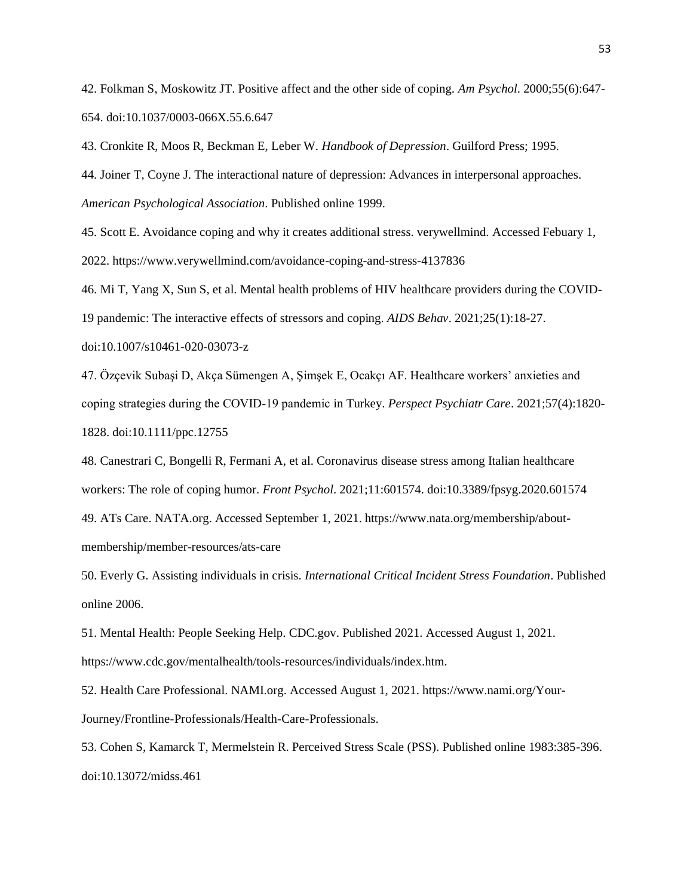42. Folkman S, Moskowitz JT. Positive affect and the other side of coping. *Am Psychol*. 2000;55(6):647-654. doi:10.1037/0003-066X.55.6.647

43. Cronkite R, Moos R, Beckman E, Leber W. *Handbook of Depression*. Guilford Press; 1995.

44. Joiner T, Coyne J. The interactional nature of depression: Advances in interpersonal approaches. *American Psychological Association*. Published online 1999.

45. Scott E. Avoidance coping and why it creates additional stress. verywellmind. Accessed Febuary 1, 2022. https://www.verywellmind.com/avoidance-coping-and-stress-4137836

46. Mi T, Yang X, Sun S, et al. Mental health problems of HIV healthcare providers during the COVID-19 pandemic: The interactive effects of stressors and coping. *AIDS Behav*. 2021;25(1):18-27. doi:10.1007/s10461-020-03073-z

47. Özçevik Subaşi D, Akça Sümengen A, Şimşek E, Ocakçı AF. Healthcare workers' anxieties and coping strategies during the COVID-19 pandemic in Turkey. *Perspect Psychiatr Care*. 2021;57(4):1820-1828. doi:10.1111/ppc.12755

48. Canestrari C, Bongelli R, Fermani A, et al. Coronavirus disease stress among Italian healthcare workers: The role of coping humor. *Front Psychol*. 2021;11:601574. doi:10.3389/fpsyg.2020.601574

49. ATs Care. NATA.org. Accessed September 1, 2021. https://www.nata.org/membership/about-membership/member-resources/ats-care

50. Everly G. Assisting individuals in crisis. *International Critical Incident Stress Foundation*. Published online 2006.

51. Mental Health: People Seeking Help. CDC.gov. Published 2021. Accessed August 1, 2021. https://www.cdc.gov/mentalhealth/tools-resources/individuals/index.htm.

52. Health Care Professional. NAMI.org. Accessed August 1, 2021. https://www.nami.org/Your-Journey/Frontline-Professionals/Health-Care-Professionals.

53. Cohen S, Kamarck T, Mermelstein R. Perceived Stress Scale (PSS). Published online 1983:385-396. doi:10.13072/midss.461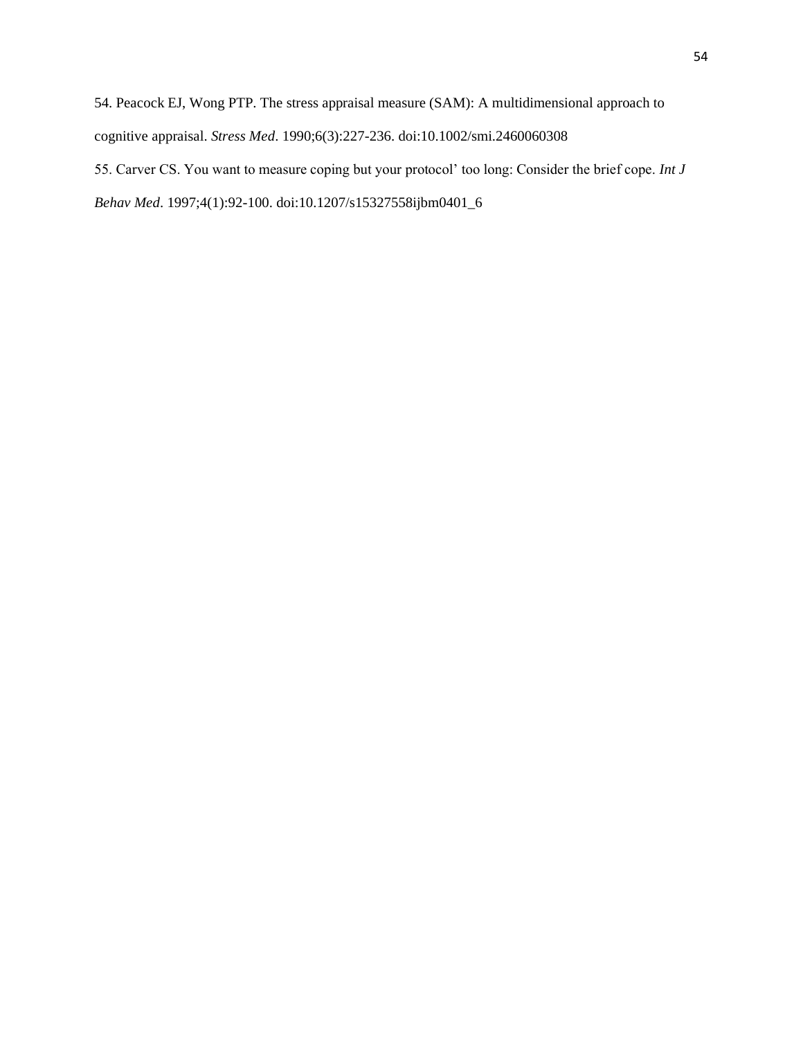54. Peacock EJ, Wong PTP. The stress appraisal measure (SAM): A multidimensional approach to cognitive appraisal. *Stress Med*. 1990;6(3):227-236. doi:10.1002/smi.2460060308

55. Carver CS. You want to measure coping but your protocol' too long: Consider the brief cope. *Int J Behav Med*. 1997;4(1):92-100. doi:10.1207/s15327558ijbm0401_6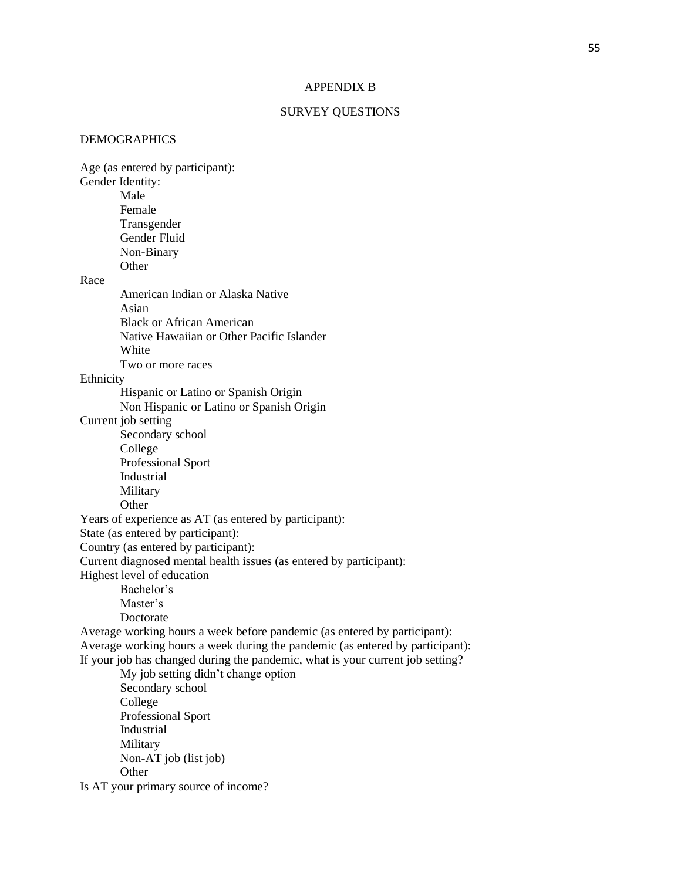# APPENDIX B

## SURVEY QUESTIONS

### DEMOGRAPHICS

Age (as entered by participant):

Gender Identity:

- Male
- Female
- Transgender
- Gender Fluid
- Non-Binary
- Other

Race

- American Indian or Alaska Native
- Asian
- Black or African American
- Native Hawaiian or Other Pacific Islander
- White
- Two or more races

Ethnicity

- Hispanic or Latino or Spanish Origin
- Non Hispanic or Latino or Spanish Origin

Current job setting

- Secondary school
- College
- Professional Sport
- Industrial
- Military
- Other

Years of experience as AT (as entered by participant):

State (as entered by participant):

Country (as entered by participant):

Current diagnosed mental health issues (as entered by participant):

Highest level of education

- Bachelor's
- Master's
- Doctorate

Average working hours a week before pandemic (as entered by participant):

Average working hours a week during the pandemic (as entered by participant):

If your job has changed during the pandemic, what is your current job setting?

- My job setting didn't change option
- Secondary school
- College
- Professional Sport
- Industrial
- Military
- Non-AT job (list job)
- Other

Is AT your primary source of income?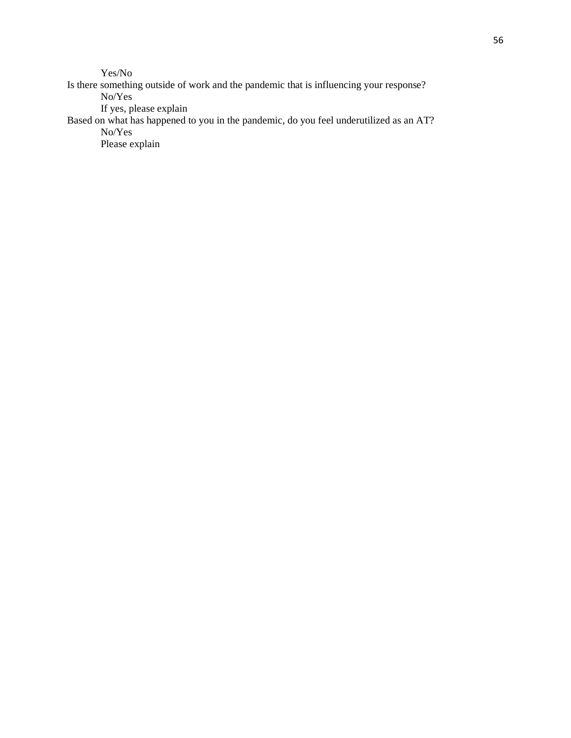Yes/No

Is there something outside of work and the pandemic that is influencing your response?

No/Yes

If yes, please explain

Based on what has happened to you in the pandemic, do you feel underutilized as an AT?

No/Yes

Please explain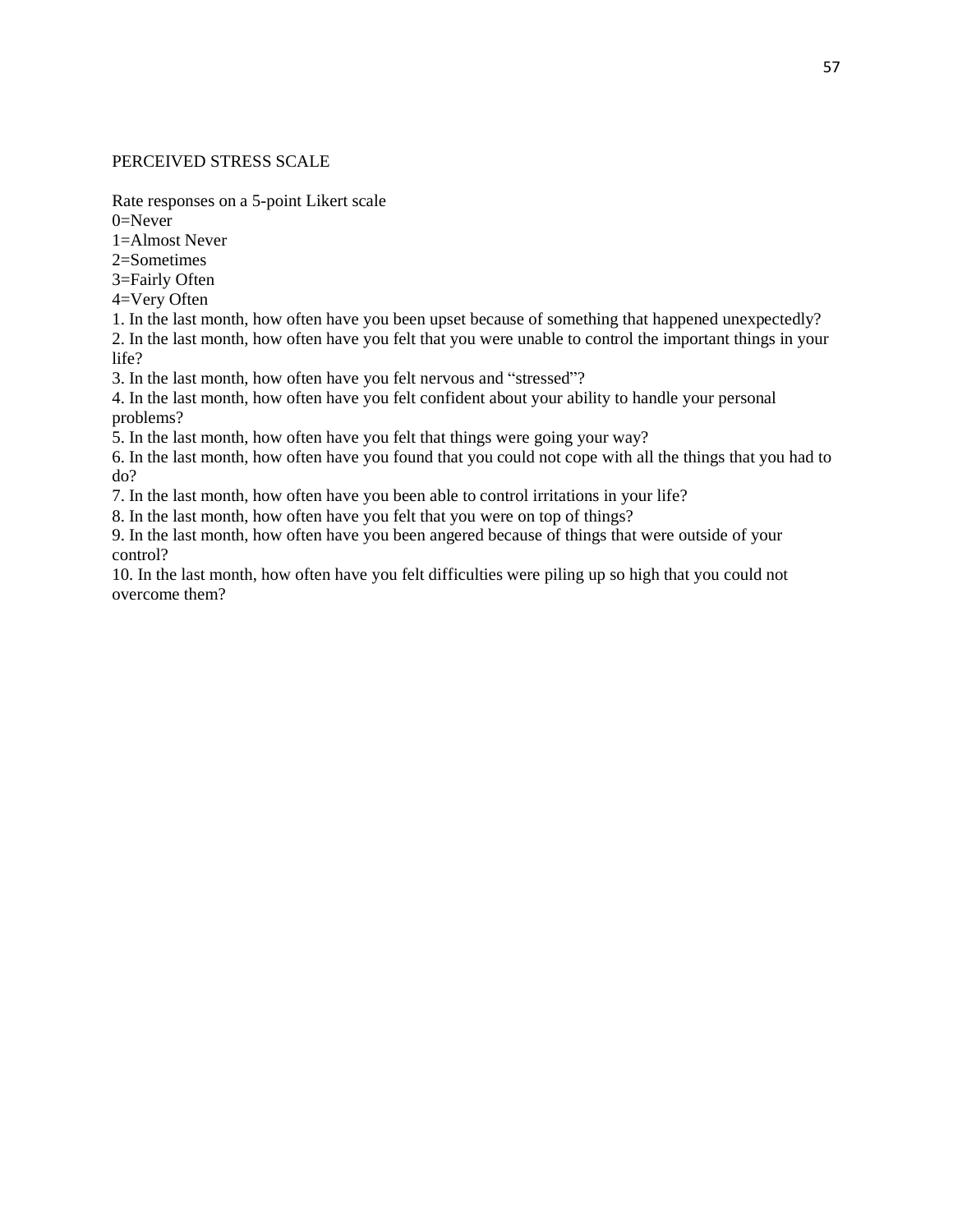PERCEIVED STRESS SCALE

Rate responses on a 5-point Likert scale
0=Never
1=Almost Never
2=Sometimes
3=Fairly Often
4=Very Often

1. In the last month, how often have you been upset because of something that happened unexpectedly?
2. In the last month, how often have you felt that you were unable to control the important things in your life?
3. In the last month, how often have you felt nervous and “stressed”?
4. In the last month, how often have you felt confident about your ability to handle your personal problems?
5. In the last month, how often have you felt that things were going your way?
6. In the last month, how often have you found that you could not cope with all the things that you had to do?
7. In the last month, how often have you been able to control irritations in your life?
8. In the last month, how often have you felt that you were on top of things?
9. In the last month, how often have you been angered because of things that were outside of your control?
10. In the last month, how often have you felt difficulties were piling up so high that you could not overcome them?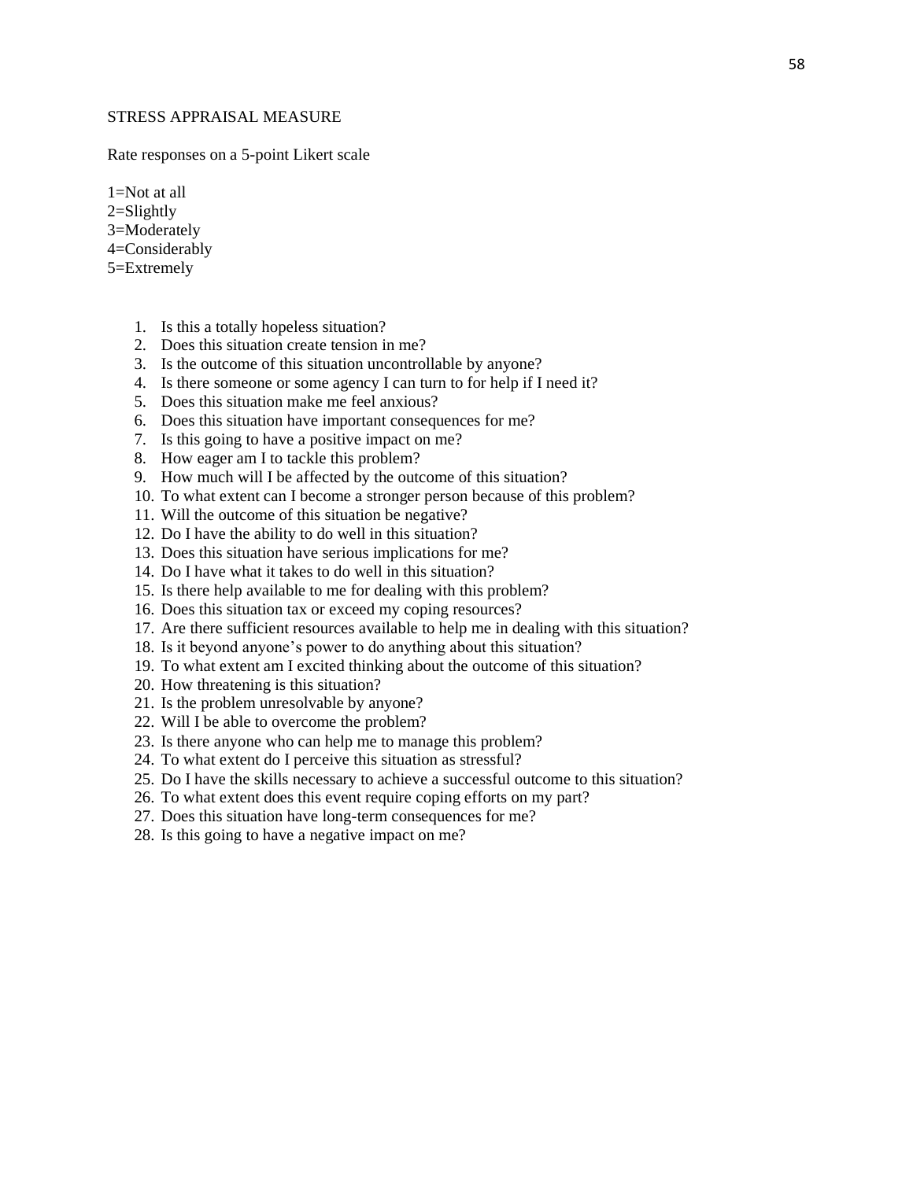STRESS APPRAISAL MEASURE

Rate responses on a 5-point Likert scale

1=Not at all
2=Slightly
3=Moderately
4=Considerably
5=Extremely

1. Is this a totally hopeless situation?
2. Does this situation create tension in me?
3. Is the outcome of this situation uncontrollable by anyone?
4. Is there someone or some agency I can turn to for help if I need it?
5. Does this situation make me feel anxious?
6. Does this situation have important consequences for me?
7. Is this going to have a positive impact on me?
8. How eager am I to tackle this problem?
9. How much will I be affected by the outcome of this situation?
10. To what extent can I become a stronger person because of this problem?
11. Will the outcome of this situation be negative?
12. Do I have the ability to do well in this situation?
13. Does this situation have serious implications for me?
14. Do I have what it takes to do well in this situation?
15. Is there help available to me for dealing with this problem?
16. Does this situation tax or exceed my coping resources?
17. Are there sufficient resources available to help me in dealing with this situation?
18. Is it beyond anyone's power to do anything about this situation?
19. To what extent am I excited thinking about the outcome of this situation?
20. How threatening is this situation?
21. Is the problem unresolvable by anyone?
22. Will I be able to overcome the problem?
23. Is there anyone who can help me to manage this problem?
24. To what extent do I perceive this situation as stressful?
25. Do I have the skills necessary to achieve a successful outcome to this situation?
26. To what extent does this event require coping efforts on my part?
27. Does this situation have long-term consequences for me?
28. Is this going to have a negative impact on me?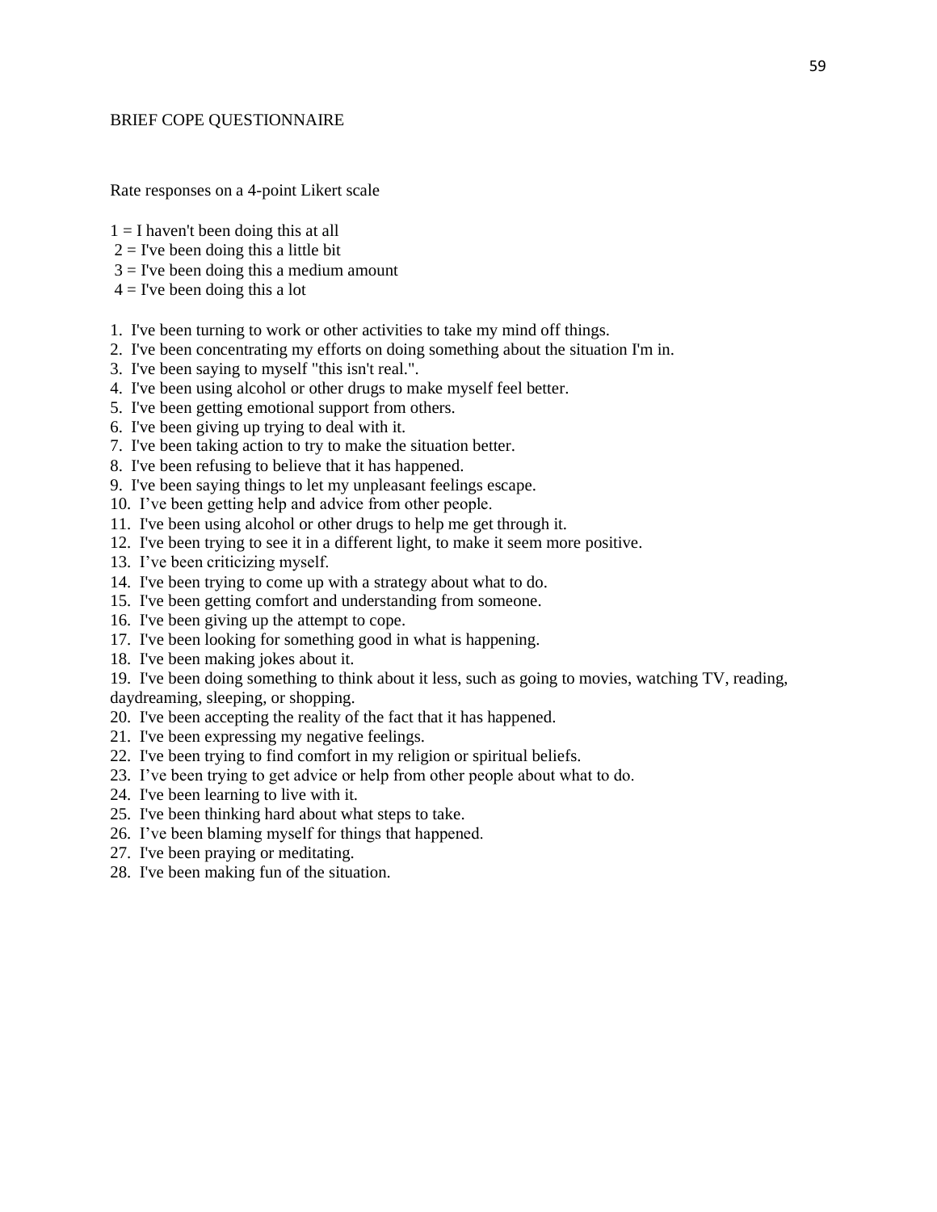BRIEF COPE QUESTIONNAIRE

Rate responses on a 4-point Likert scale

1 = I haven't been doing this at all
2 = I've been doing this a little bit
3 = I've been doing this a medium amount
4 = I've been doing this a lot

1. I've been turning to work or other activities to take my mind off things.
2. I've been concentrating my efforts on doing something about the situation I'm in.
3. I've been saying to myself "this isn't real.".
4. I've been using alcohol or other drugs to make myself feel better.
5. I've been getting emotional support from others.
6. I've been giving up trying to deal with it.
7. I've been taking action to try to make the situation better.
8. I've been refusing to believe that it has happened.
9. I've been saying things to let my unpleasant feelings escape.
10. I've been getting help and advice from other people.
11. I've been using alcohol or other drugs to help me get through it.
12. I've been trying to see it in a different light, to make it seem more positive.
13. I've been criticizing myself.
14. I've been trying to come up with a strategy about what to do.
15. I've been getting comfort and understanding from someone.
16. I've been giving up the attempt to cope.
17. I've been looking for something good in what is happening.
18. I've been making jokes about it.
19. I've been doing something to think about it less, such as going to movies, watching TV, reading, daydreaming, sleeping, or shopping.
20. I've been accepting the reality of the fact that it has happened.
21. I've been expressing my negative feelings.
22. I've been trying to find comfort in my religion or spiritual beliefs.
23. I've been trying to get advice or help from other people about what to do.
24. I've been learning to live with it.
25. I've been thinking hard about what steps to take.
26. I've been blaming myself for things that happened.
27. I've been praying or meditating.
28. I've been making fun of the situation.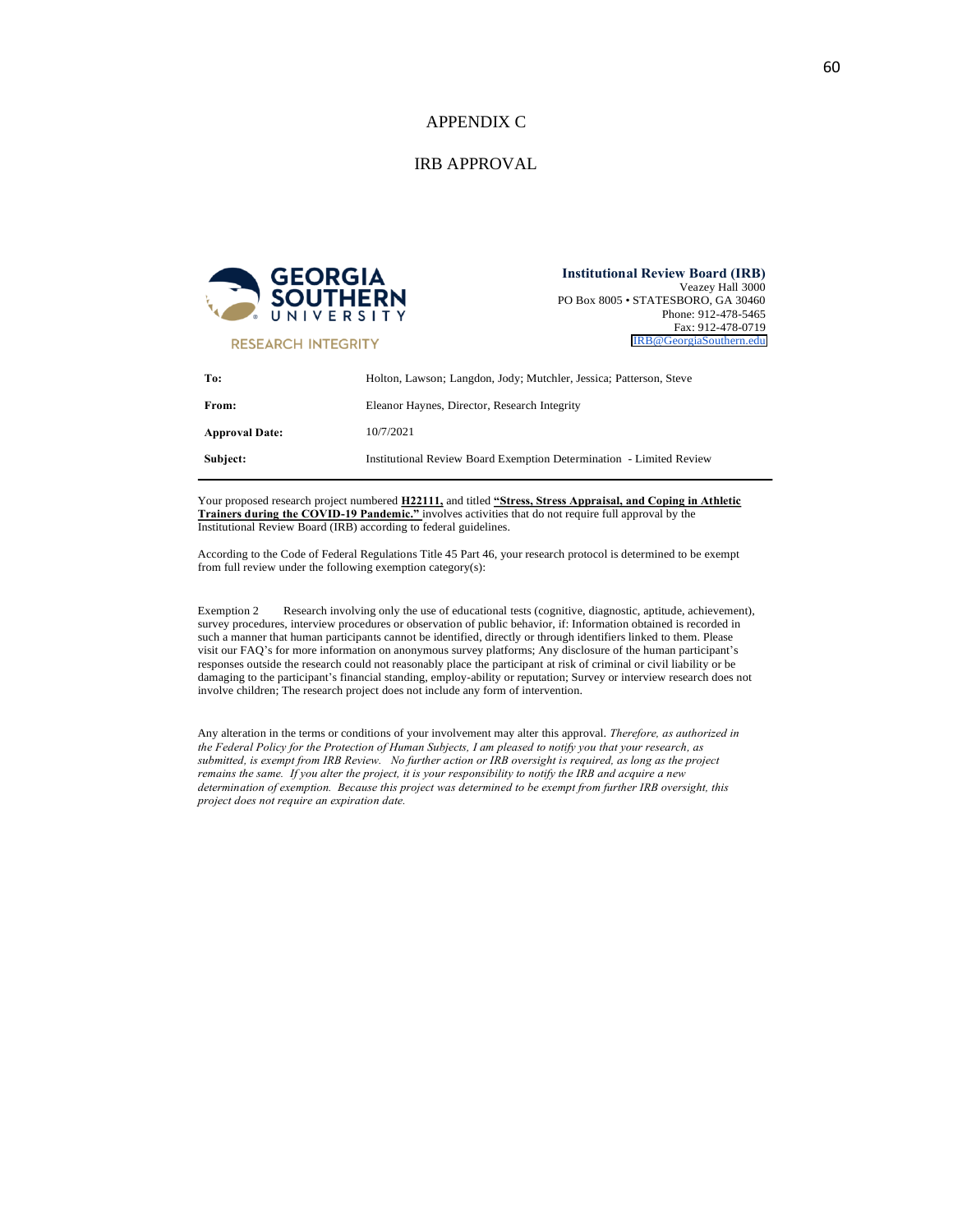# APPENDIX C

## IRB APPROVAL

GEORGIA SOUTHERN UNIVERSITY

RESEARCH INTEGRITY

**Institutional Review Board (IRB)**
Veazey Hall 3000
PO Box 8005 • STATESBORO, GA 30460
Phone: 912-478-5465
Fax: 912-478-0719
IRB@GeorgiaSouthern.edu

| | |
|---|---|
| **To:** | Holton, Lawson; Langdon, Jody; Mutchler, Jessica; Patterson, Steve |
| **From:** | Eleanor Haynes, Director, Research Integrity |
| **Approval Date:** | 10/7/2021 |
| **Subject:** | Institutional Review Board Exemption Determination - Limited Review |

Your proposed research project numbered **H22111,** and titled **"Stress, Stress Appraisal, and Coping in Athletic Trainers during the COVID-19 Pandemic."** involves activities that do not require full approval by the Institutional Review Board (IRB) according to federal guidelines.

According to the Code of Federal Regulations Title 45 Part 46, your research protocol is determined to be exempt from full review under the following exemption category(s):

Exemption 2 Research involving only the use of educational tests (cognitive, diagnostic, aptitude, achievement), survey procedures, interview procedures or observation of public behavior, if: Information obtained is recorded in such a manner that human participants cannot be identified, directly or through identifiers linked to them. Please visit our FAQ's for more information on anonymous survey platforms; Any disclosure of the human participant's responses outside the research could not reasonably place the participant at risk of criminal or civil liability or be damaging to the participant's financial standing, employ-ability or reputation; Survey or interview research does not involve children; The research project does not include any form of intervention.

Any alteration in the terms or conditions of your involvement may alter this approval. *Therefore, as authorized in the Federal Policy for the Protection of Human Subjects, I am pleased to notify you that your research, as submitted, is exempt from IRB Review. No further action or IRB oversight is required, as long as the project remains the same. If you alter the project, it is your responsibility to notify the IRB and acquire a new determination of exemption. Because this project was determined to be exempt from further IRB oversight, this project does not require an expiration date.*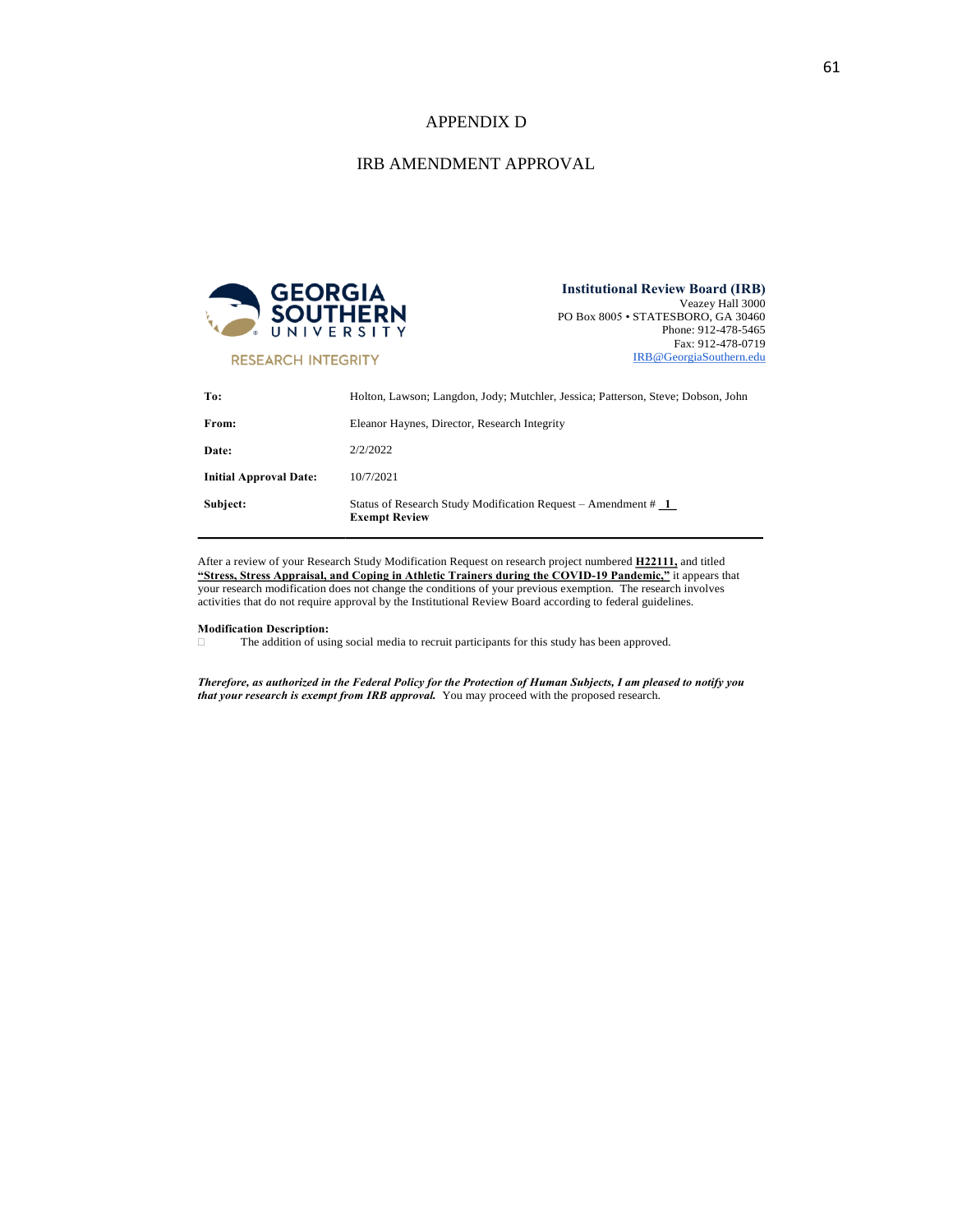# APPENDIX D

## IRB AMENDMENT APPROVAL

GEORGIA SOUTHERN UNIVERSITY

RESEARCH INTEGRITY

**Institutional Review Board (IRB)**
Veazey Hall 3000
PO Box 8005 • STATESBORO, GA 30460
Phone: 912-478-5465
Fax: 912-478-0719
IRB@GeorgiaSouthern.edu

| | |
|---|---|
| **To:** | Holton, Lawson; Langdon, Jody; Mutchler, Jessica; Patterson, Steve; Dobson, John |
| **From:** | Eleanor Haynes, Director, Research Integrity |
| **Date:** | 2/2/2022 |
| **Initial Approval Date:** | 10/7/2021 |
| **Subject:** | Status of Research Study Modification Request – Amendment # 1 **Exempt Review** |

After a review of your Research Study Modification Request on research project numbered **H22111,** and titled **"Stress, Stress Appraisal, and Coping in Athletic Trainers during the COVID-19 Pandemic,"** it appears that your research modification does not change the conditions of your previous exemption. The research involves activities that do not require approval by the Institutional Review Board according to federal guidelines.

**Modification Description:**

- The addition of using social media to recruit participants for this study has been approved.

***Therefore, as authorized in the Federal Policy for the Protection of Human Subjects, I am pleased to notify you that your research is exempt from IRB approval.*** You may proceed with the proposed research.